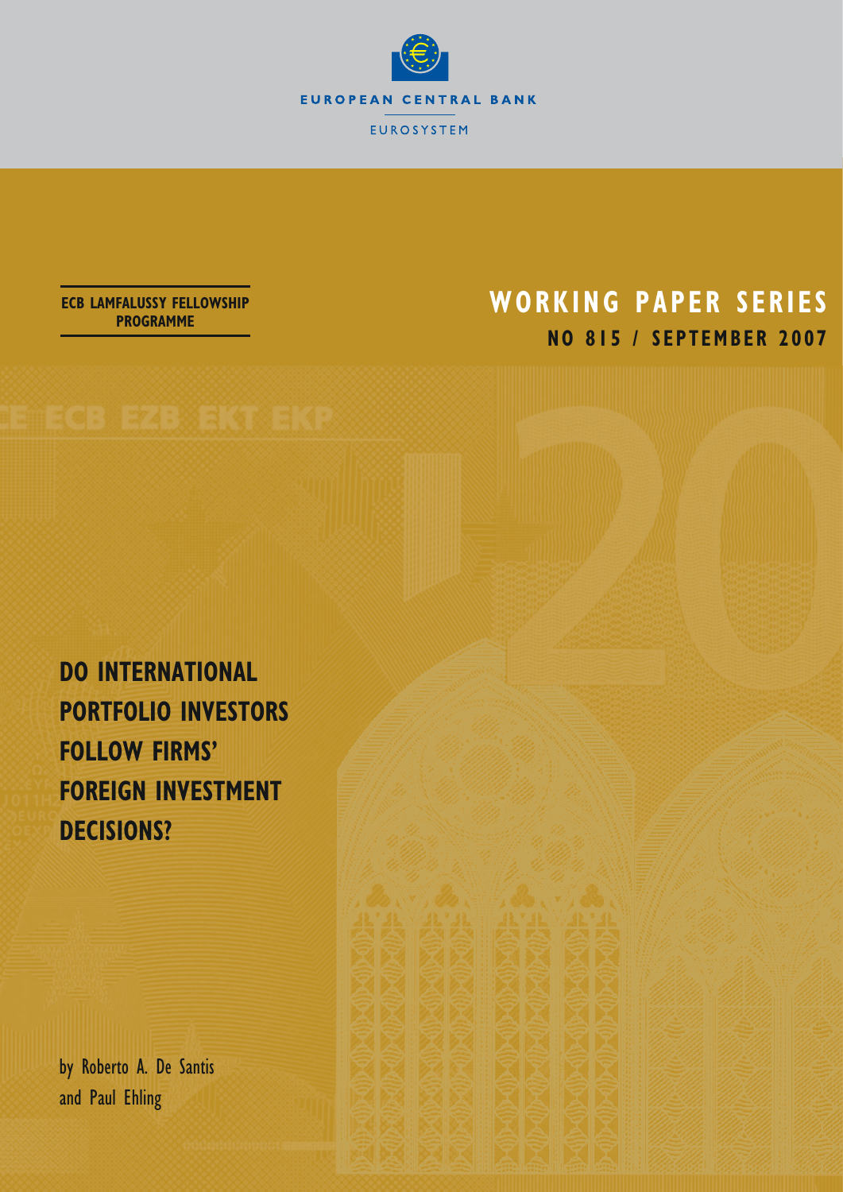EUROPEAN CENTRAL BANK

EUROSYSTEM

ECB LAMFALUSSY FELLOWSHIP PROGRAMME

# WORKING PAPER SERIES

## NO 815 / SEPTEMBER 2007

# DO INTERNATIONAL PORTFOLIO INVESTORS FOLLOW FIRMS' FOREIGN INVESTMENT DECISIONS?

by Roberto A. De Santis and Paul Ehling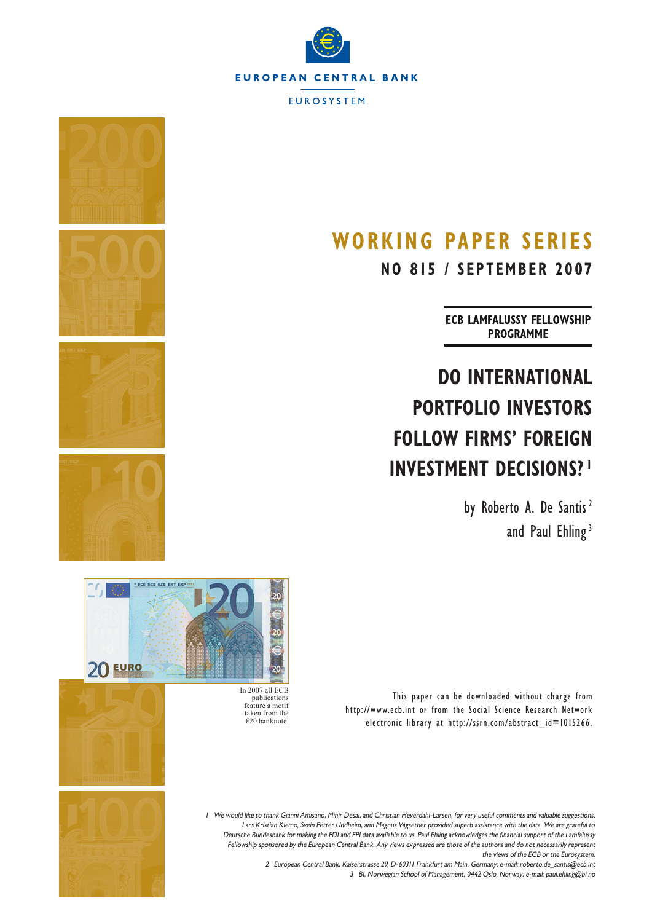EUROPEAN CENTRAL BANK

EUROSYSTEM

# WORKING PAPER SERIES

## NO 815 / SEPTEMBER 2007

**ECB LAMFALUSSY FELLOWSHIP PROGRAMME**

# DO INTERNATIONAL PORTFOLIO INVESTORS FOLLOW FIRMS' FOREIGN INVESTMENT DECISIONS? [1]

by Roberto A. De Santis [2] and Paul Ehling [3]

In 2007 all ECB publications feature a motif taken from the €20 banknote.

This paper can be downloaded without charge from http://www.ecb.int or from the Social Science Research Network electronic library at http://ssrn.com/abstract_id=1015266.

*1 We would like to thank Gianni Amisano, Mihir Desai, and Christian Heyerdahl-Larsen, for very useful comments and valuable suggestions. Lars Kristian Klemo, Svein Petter Undheim, and Magnus Vågsether provided superb assistance with the data. We are grateful to Deutsche Bundesbank for making the FDI and FPI data available to us. Paul Ehling acknowledges the financial support of the Lamfalussy Fellowship sponsored by the European Central Bank. Any views expressed are those of the authors and do not necessarily represent the views of the ECB or the Eurosystem.*

*2 European Central Bank, Kaiserstrasse 29, D-60311 Frankfurt am Main, Germany; e-mail: roberto.de_santis@ecb.int*

*3 BI, Norwegian School of Management, 0442 Oslo, Norway; e-mail: paul.ehling@bi.no*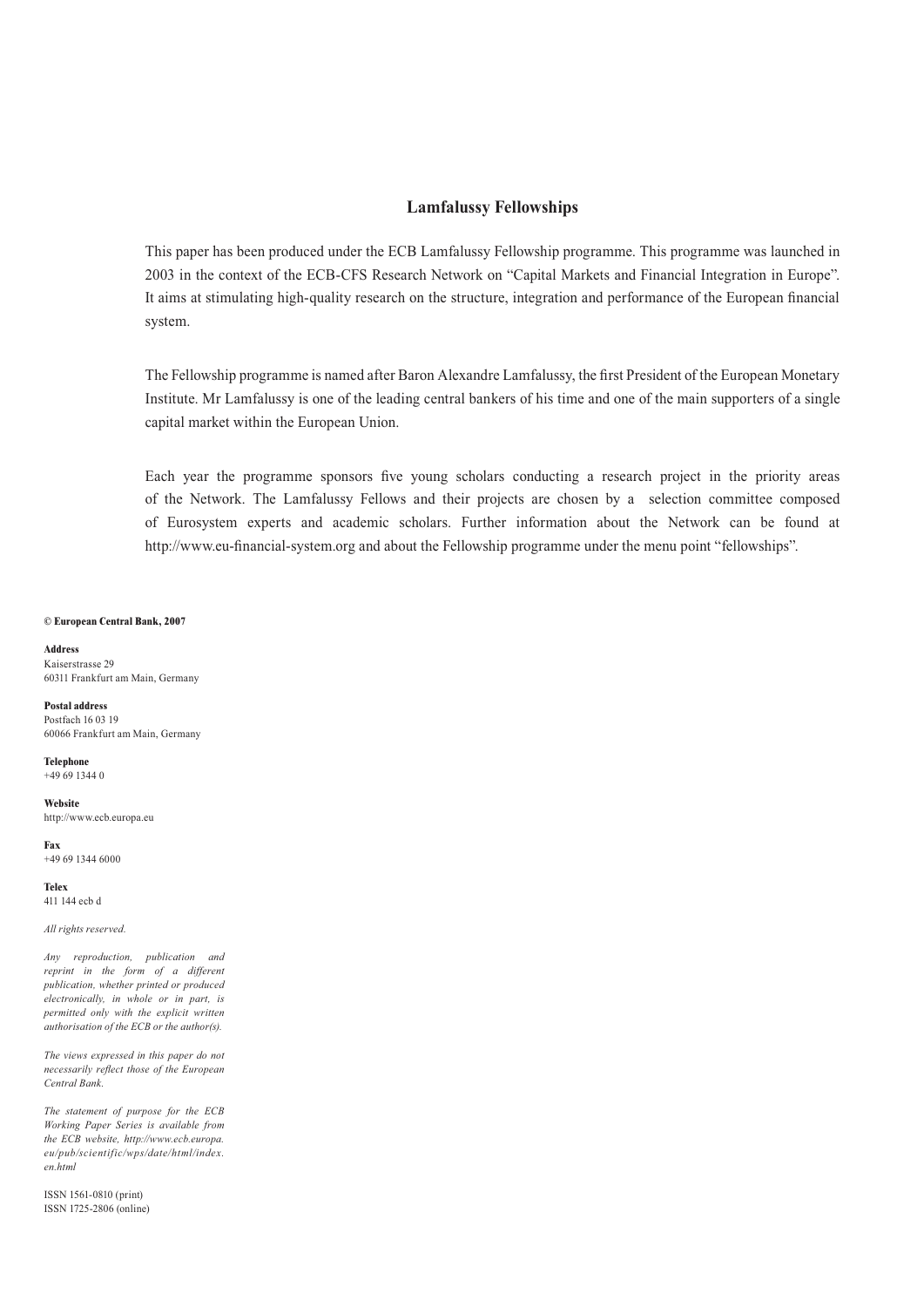## Lamfalussy Fellowships

This paper has been produced under the ECB Lamfalussy Fellowship programme. This programme was launched in 2003 in the context of the ECB-CFS Research Network on "Capital Markets and Financial Integration in Europe". It aims at stimulating high-quality research on the structure, integration and performance of the European financial system.

The Fellowship programme is named after Baron Alexandre Lamfalussy, the first President of the European Monetary Institute. Mr Lamfalussy is one of the leading central bankers of his time and one of the main supporters of a single capital market within the European Union.

Each year the programme sponsors five young scholars conducting a research project in the priority areas of the Network. The Lamfalussy Fellows and their projects are chosen by a selection committee composed of Eurosystem experts and academic scholars. Further information about the Network can be found at http://www.eu-financial-system.org and about the Fellowship programme under the menu point "fellowships".

**© European Central Bank, 2007**

**Address**
Kaiserstrasse 29
60311 Frankfurt am Main, Germany

**Postal address**
Postfach 16 03 19
60066 Frankfurt am Main, Germany

**Telephone**
+49 69 1344 0

**Website**
http://www.ecb.europa.eu

**Fax**
+49 69 1344 6000

**Telex**
411 144 ecb d

*All rights reserved.*

*Any reproduction, publication and reprint in the form of a different publication, whether printed or produced electronically, in whole or in part, is permitted only with the explicit written authorisation of the ECB or the author(s).*

*The views expressed in this paper do not necessarily reflect those of the European Central Bank.*

*The statement of purpose for the ECB Working Paper Series is available from the ECB website, http://www.ecb.europa.eu/pub/scientific/wps/date/html/index.en.html*

ISSN 1561-0810 (print)
ISSN 1725-2806 (online)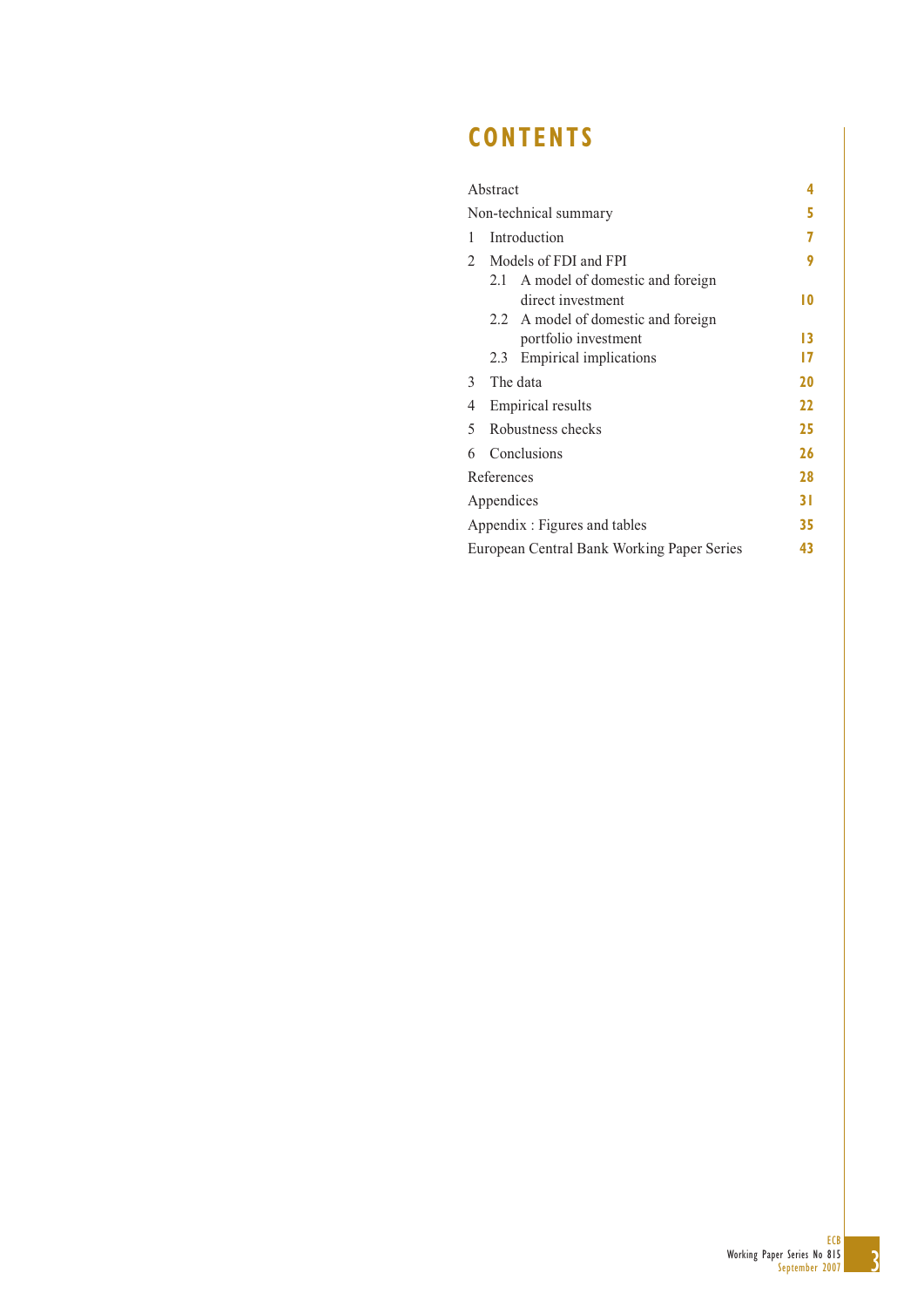# CONTENTS

| | |
|---|---|
| Abstract | 4 |
| Non-technical summary | 5 |
| 1 Introduction | 7 |
| 2 Models of FDI and FPI | 9 |
| 2.1 A model of domestic and foreign direct investment | 10 |
| 2.2 A model of domestic and foreign portfolio investment | 13 |
| 2.3 Empirical implications | 17 |
| 3 The data | 20 |
| 4 Empirical results | 22 |
| 5 Robustness checks | 25 |
| 6 Conclusions | 26 |
| References | 28 |
| Appendices | 31 |
| Appendix : Figures and tables | 35 |
| European Central Bank Working Paper Series | 43 |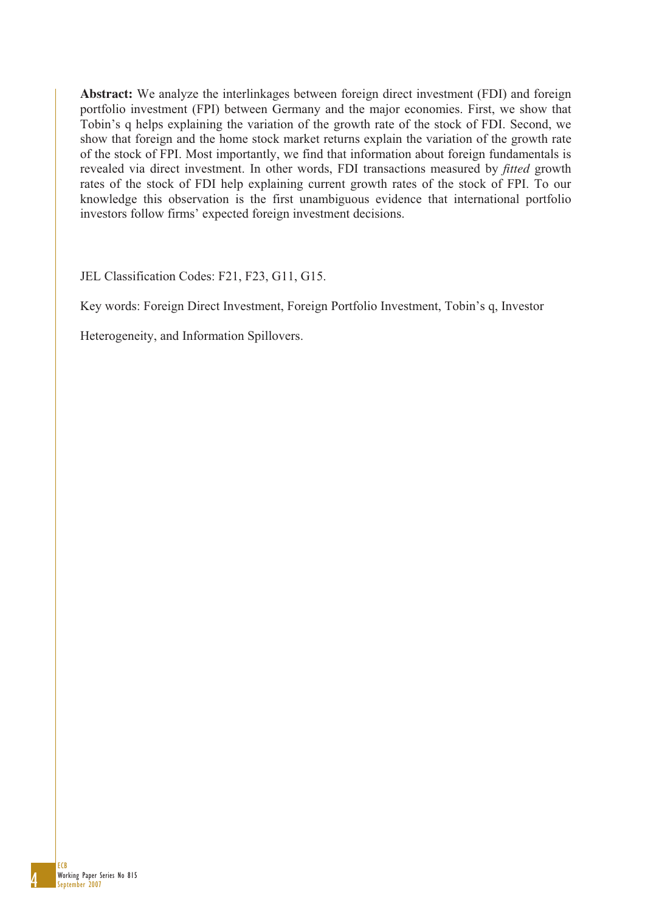**Abstract:** We analyze the interlinkages between foreign direct investment (FDI) and foreign portfolio investment (FPI) between Germany and the major economies. First, we show that Tobin's q helps explaining the variation of the growth rate of the stock of FDI. Second, we show that foreign and the home stock market returns explain the variation of the growth rate of the stock of FPI. Most importantly, we find that information about foreign fundamentals is revealed via direct investment. In other words, FDI transactions measured by *fitted* growth rates of the stock of FDI help explaining current growth rates of the stock of FPI. To our knowledge this observation is the first unambiguous evidence that international portfolio investors follow firms' expected foreign investment decisions.

JEL Classification Codes: F21, F23, G11, G15.

Key words: Foreign Direct Investment, Foreign Portfolio Investment, Tobin's q, Investor Heterogeneity, and Information Spillovers.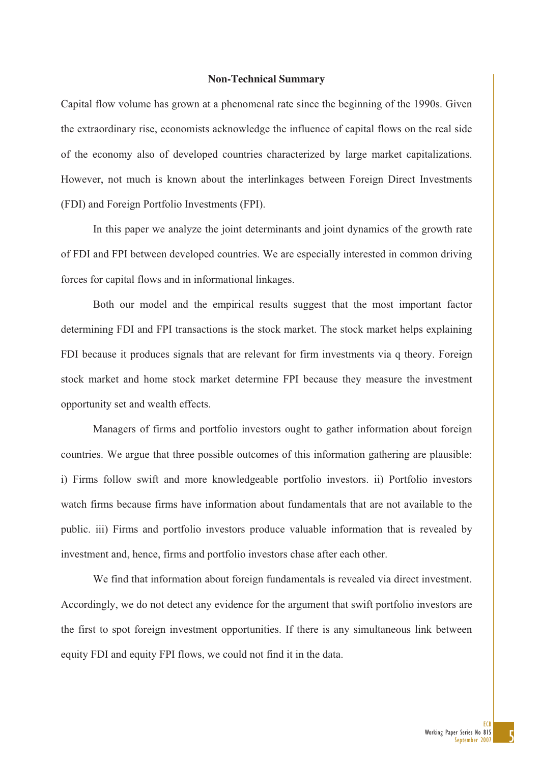## Non-Technical Summary

Capital flow volume has grown at a phenomenal rate since the beginning of the 1990s. Given the extraordinary rise, economists acknowledge the influence of capital flows on the real side of the economy also of developed countries characterized by large market capitalizations. However, not much is known about the interlinkages between Foreign Direct Investments (FDI) and Foreign Portfolio Investments (FPI).

In this paper we analyze the joint determinants and joint dynamics of the growth rate of FDI and FPI between developed countries. We are especially interested in common driving forces for capital flows and in informational linkages.

Both our model and the empirical results suggest that the most important factor determining FDI and FPI transactions is the stock market. The stock market helps explaining FDI because it produces signals that are relevant for firm investments via q theory. Foreign stock market and home stock market determine FPI because they measure the investment opportunity set and wealth effects.

Managers of firms and portfolio investors ought to gather information about foreign countries. We argue that three possible outcomes of this information gathering are plausible: i) Firms follow swift and more knowledgeable portfolio investors. ii) Portfolio investors watch firms because firms have information about fundamentals that are not available to the public. iii) Firms and portfolio investors produce valuable information that is revealed by investment and, hence, firms and portfolio investors chase after each other.

We find that information about foreign fundamentals is revealed via direct investment. Accordingly, we do not detect any evidence for the argument that swift portfolio investors are the first to spot foreign investment opportunities. If there is any simultaneous link between equity FDI and equity FPI flows, we could not find it in the data.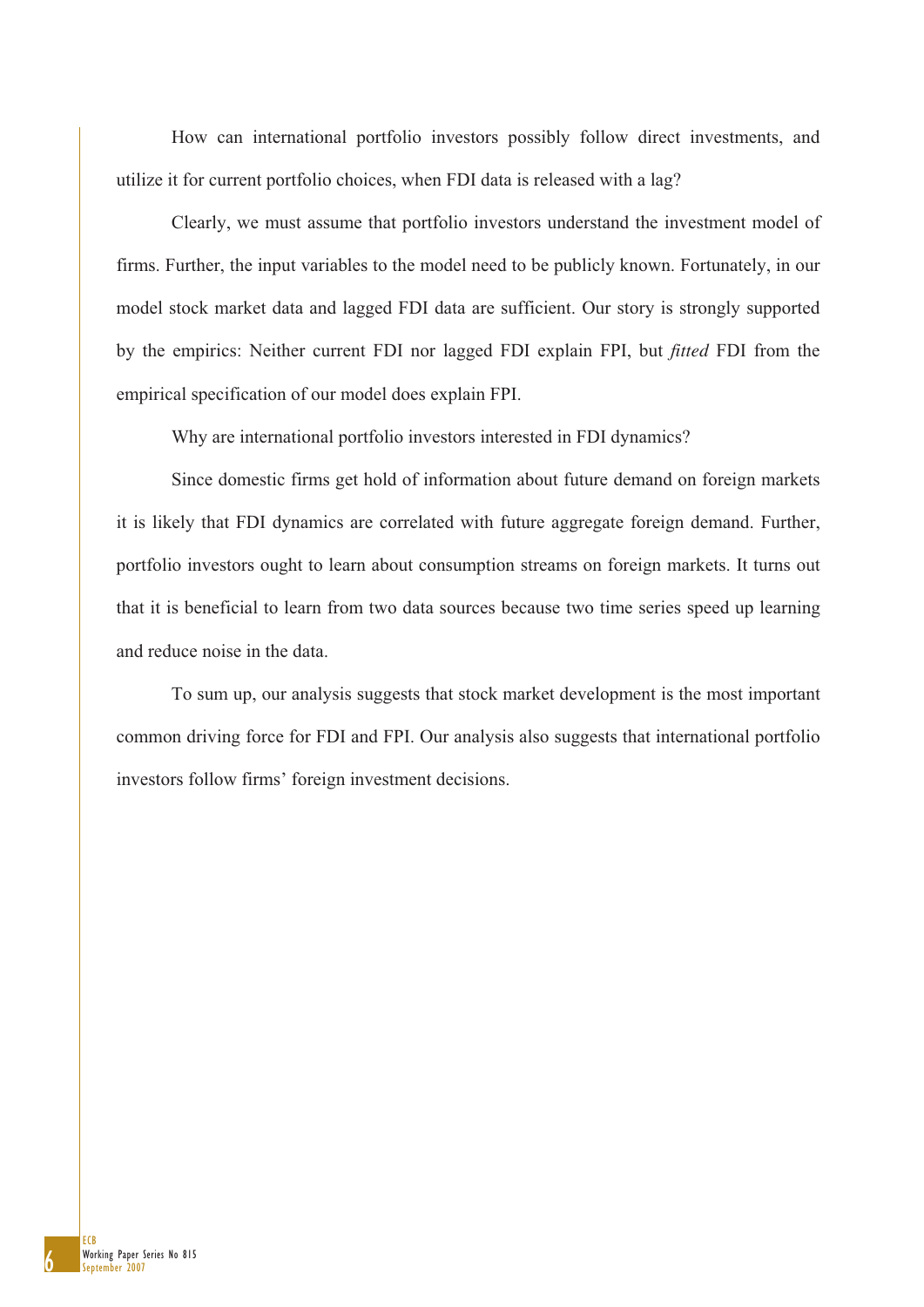How can international portfolio investors possibly follow direct investments, and utilize it for current portfolio choices, when FDI data is released with a lag?

Clearly, we must assume that portfolio investors understand the investment model of firms. Further, the input variables to the model need to be publicly known. Fortunately, in our model stock market data and lagged FDI data are sufficient. Our story is strongly supported by the empirics: Neither current FDI nor lagged FDI explain FPI, but *fitted* FDI from the empirical specification of our model does explain FPI.

Why are international portfolio investors interested in FDI dynamics?

Since domestic firms get hold of information about future demand on foreign markets it is likely that FDI dynamics are correlated with future aggregate foreign demand. Further, portfolio investors ought to learn about consumption streams on foreign markets. It turns out that it is beneficial to learn from two data sources because two time series speed up learning and reduce noise in the data.

To sum up, our analysis suggests that stock market development is the most important common driving force for FDI and FPI. Our analysis also suggests that international portfolio investors follow firms' foreign investment decisions.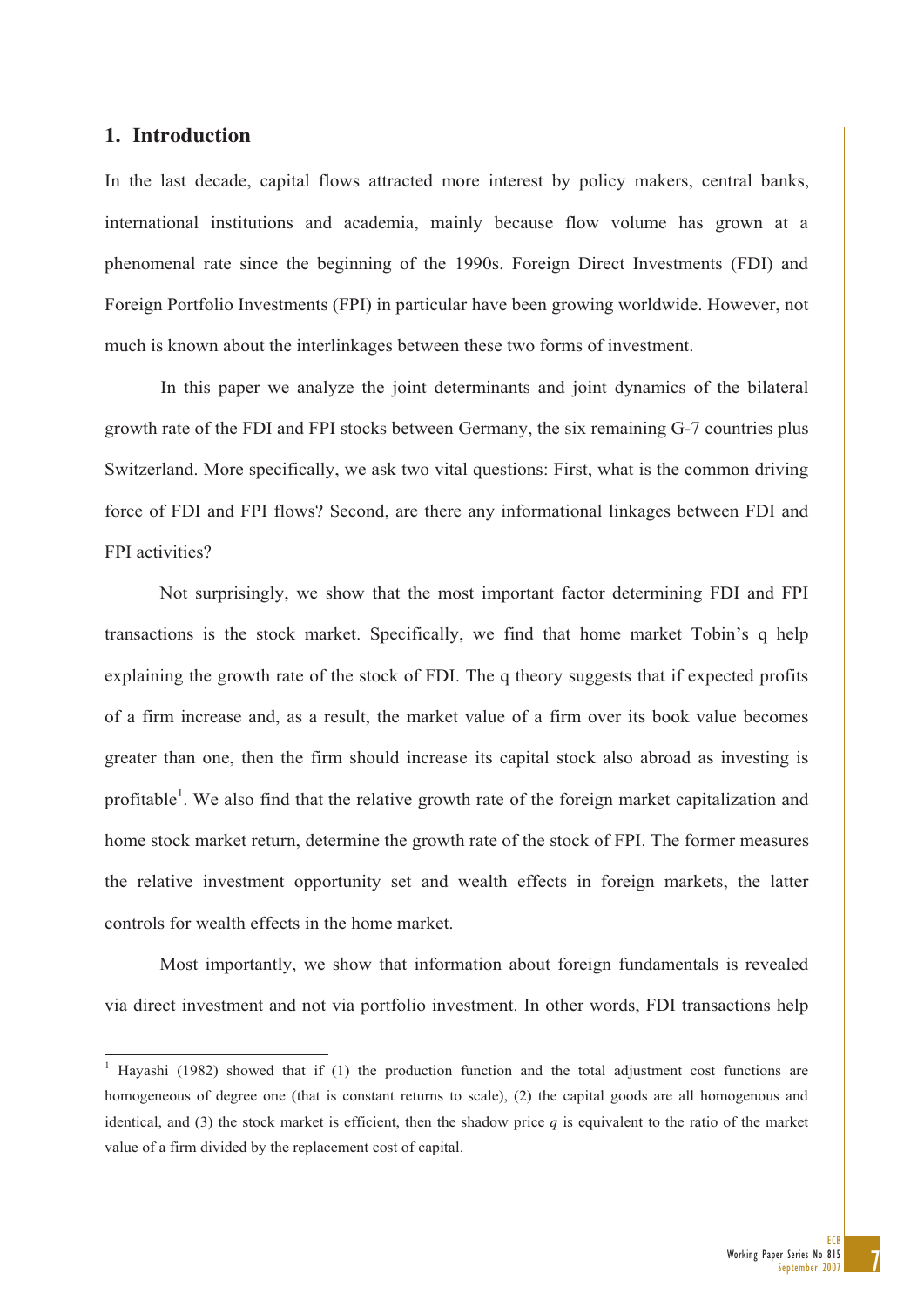## 1. Introduction

In the last decade, capital flows attracted more interest by policy makers, central banks, international institutions and academia, mainly because flow volume has grown at a phenomenal rate since the beginning of the 1990s. Foreign Direct Investments (FDI) and Foreign Portfolio Investments (FPI) in particular have been growing worldwide. However, not much is known about the interlinkages between these two forms of investment.

In this paper we analyze the joint determinants and joint dynamics of the bilateral growth rate of the FDI and FPI stocks between Germany, the six remaining G-7 countries plus Switzerland. More specifically, we ask two vital questions: First, what is the common driving force of FDI and FPI flows? Second, are there any informational linkages between FDI and FPI activities?

Not surprisingly, we show that the most important factor determining FDI and FPI transactions is the stock market. Specifically, we find that home market Tobin's q help explaining the growth rate of the stock of FDI. The q theory suggests that if expected profits of a firm increase and, as a result, the market value of a firm over its book value becomes greater than one, then the firm should increase its capital stock also abroad as investing is profitable[1]. We also find that the relative growth rate of the foreign market capitalization and home stock market return, determine the growth rate of the stock of FPI. The former measures the relative investment opportunity set and wealth effects in foreign markets, the latter controls for wealth effects in the home market.

Most importantly, we show that information about foreign fundamentals is revealed via direct investment and not via portfolio investment. In other words, FDI transactions help

[1] Hayashi (1982) showed that if (1) the production function and the total adjustment cost functions are homogeneous of degree one (that is constant returns to scale), (2) the capital goods are all homogenous and identical, and (3) the stock market is efficient, then the shadow price $q$ is equivalent to the ratio of the market value of a firm divided by the replacement cost of capital.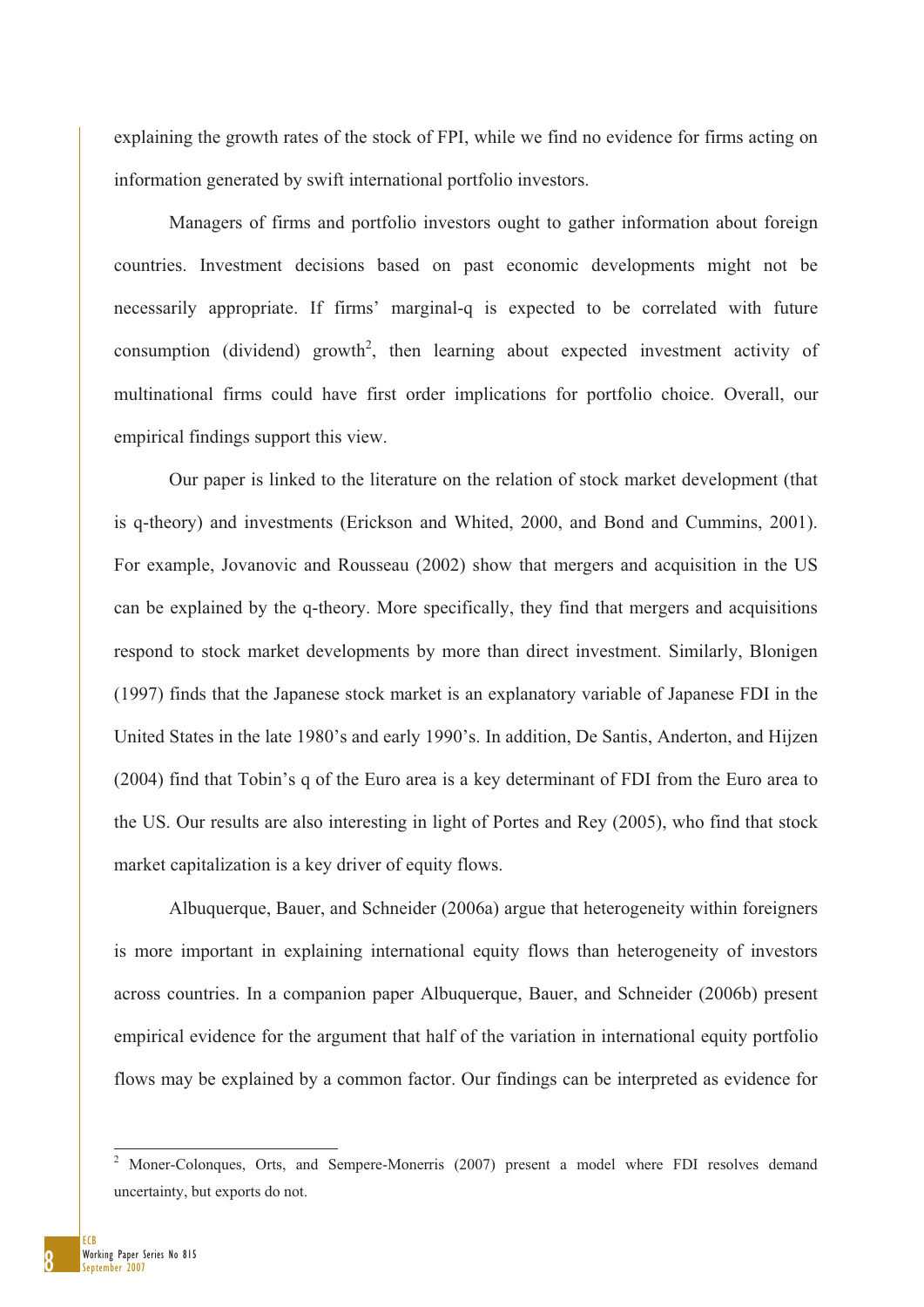explaining the growth rates of the stock of FPI, while we find no evidence for firms acting on information generated by swift international portfolio investors.

Managers of firms and portfolio investors ought to gather information about foreign countries. Investment decisions based on past economic developments might not be necessarily appropriate. If firms' marginal-q is expected to be correlated with future consumption (dividend) growth[2], then learning about expected investment activity of multinational firms could have first order implications for portfolio choice. Overall, our empirical findings support this view.

Our paper is linked to the literature on the relation of stock market development (that is q-theory) and investments (Erickson and Whited, 2000, and Bond and Cummins, 2001). For example, Jovanovic and Rousseau (2002) show that mergers and acquisition in the US can be explained by the q-theory. More specifically, they find that mergers and acquisitions respond to stock market developments by more than direct investment. Similarly, Blonigen (1997) finds that the Japanese stock market is an explanatory variable of Japanese FDI in the United States in the late 1980's and early 1990's. In addition, De Santis, Anderton, and Hijzen (2004) find that Tobin's q of the Euro area is a key determinant of FDI from the Euro area to the US. Our results are also interesting in light of Portes and Rey (2005), who find that stock market capitalization is a key driver of equity flows.

Albuquerque, Bauer, and Schneider (2006a) argue that heterogeneity within foreigners is more important in explaining international equity flows than heterogeneity of investors across countries. In a companion paper Albuquerque, Bauer, and Schneider (2006b) present empirical evidence for the argument that half of the variation in international equity portfolio flows may be explained by a common factor. Our findings can be interpreted as evidence for

[2] Moner-Colonques, Orts, and Sempere-Monerris (2007) present a model where FDI resolves demand uncertainty, but exports do not.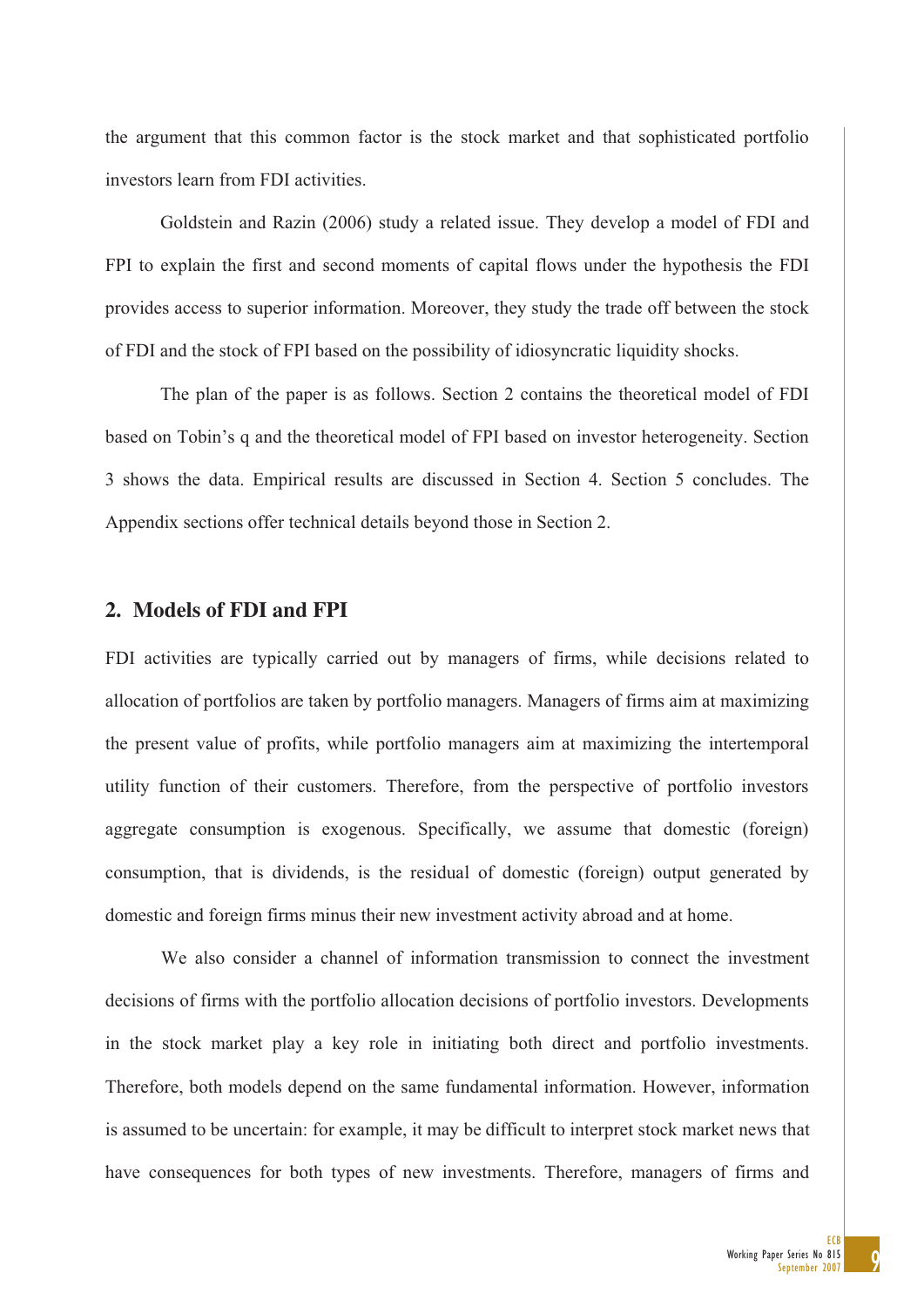the argument that this common factor is the stock market and that sophisticated portfolio investors learn from FDI activities.

Goldstein and Razin (2006) study a related issue. They develop a model of FDI and FPI to explain the first and second moments of capital flows under the hypothesis the FDI provides access to superior information. Moreover, they study the trade off between the stock of FDI and the stock of FPI based on the possibility of idiosyncratic liquidity shocks.

The plan of the paper is as follows. Section 2 contains the theoretical model of FDI based on Tobin's q and the theoretical model of FPI based on investor heterogeneity. Section 3 shows the data. Empirical results are discussed in Section 4. Section 5 concludes. The Appendix sections offer technical details beyond those in Section 2.

## 2. Models of FDI and FPI

FDI activities are typically carried out by managers of firms, while decisions related to allocation of portfolios are taken by portfolio managers. Managers of firms aim at maximizing the present value of profits, while portfolio managers aim at maximizing the intertemporal utility function of their customers. Therefore, from the perspective of portfolio investors aggregate consumption is exogenous. Specifically, we assume that domestic (foreign) consumption, that is dividends, is the residual of domestic (foreign) output generated by domestic and foreign firms minus their new investment activity abroad and at home.

We also consider a channel of information transmission to connect the investment decisions of firms with the portfolio allocation decisions of portfolio investors. Developments in the stock market play a key role in initiating both direct and portfolio investments. Therefore, both models depend on the same fundamental information. However, information is assumed to be uncertain: for example, it may be difficult to interpret stock market news that have consequences for both types of new investments. Therefore, managers of firms and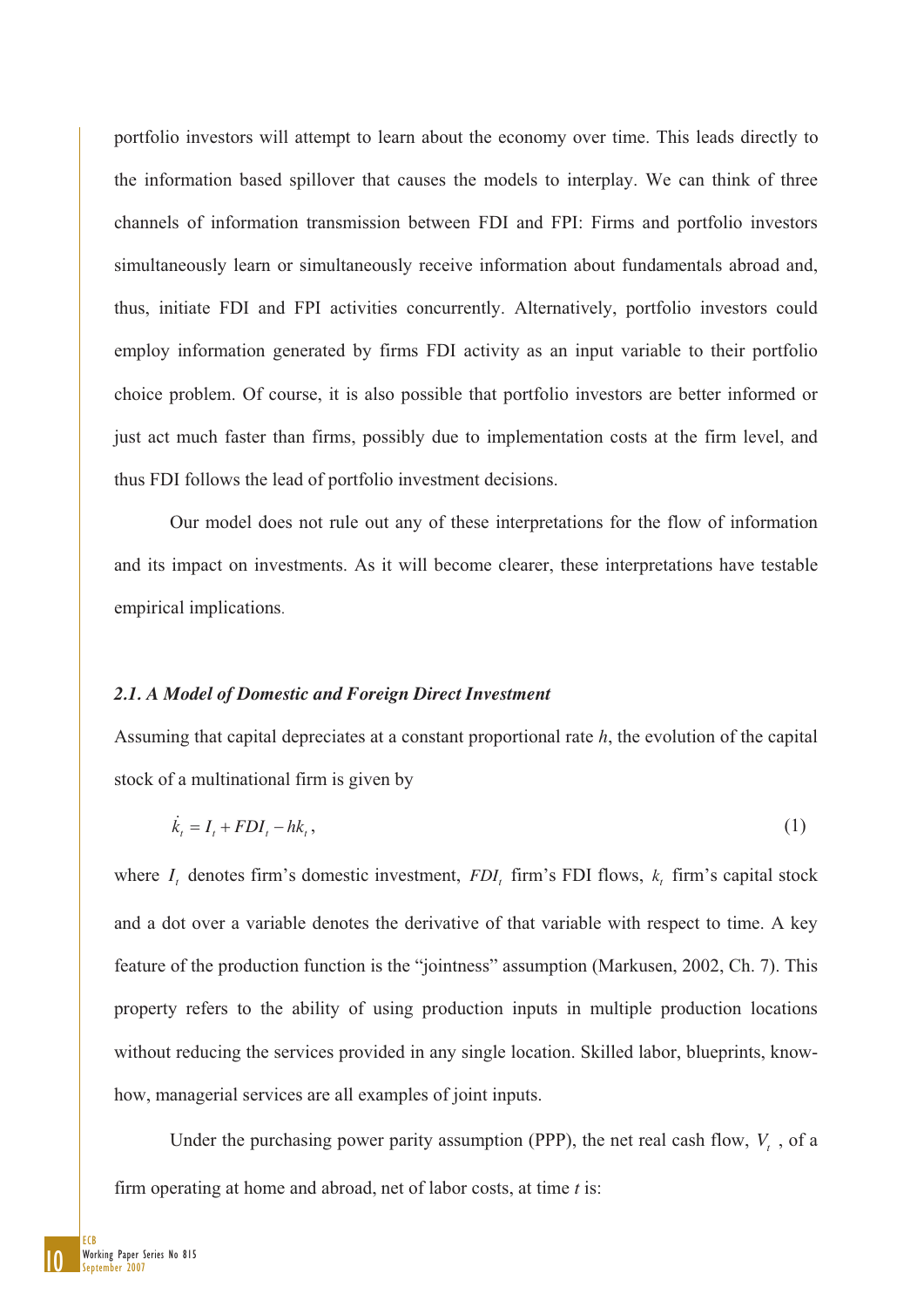portfolio investors will attempt to learn about the economy over time. This leads directly to the information based spillover that causes the models to interplay. We can think of three channels of information transmission between FDI and FPI: Firms and portfolio investors simultaneously learn or simultaneously receive information about fundamentals abroad and, thus, initiate FDI and FPI activities concurrently. Alternatively, portfolio investors could employ information generated by firms FDI activity as an input variable to their portfolio choice problem. Of course, it is also possible that portfolio investors are better informed or just act much faster than firms, possibly due to implementation costs at the firm level, and thus FDI follows the lead of portfolio investment decisions.

Our model does not rule out any of these interpretations for the flow of information and its impact on investments. As it will become clearer, these interpretations have testable empirical implications.

### *2.1. A Model of Domestic and Foreign Direct Investment*

Assuming that capital depreciates at a constant proportional rate *h*, the evolution of the capital stock of a multinational firm is given by

$$\dot{k}_t = I_t + FDI_t - hk_t, \tag{1}$$

where $I_t$ denotes firm's domestic investment, $FDI_t$ firm's FDI flows, $k_t$ firm's capital stock and a dot over a variable denotes the derivative of that variable with respect to time. A key feature of the production function is the "jointness" assumption (Markusen, 2002, Ch. 7). This property refers to the ability of using production inputs in multiple production locations without reducing the services provided in any single location. Skilled labor, blueprints, know-how, managerial services are all examples of joint inputs.

Under the purchasing power parity assumption (PPP), the net real cash flow, $V_t$ , of a firm operating at home and abroad, net of labor costs, at time *t* is: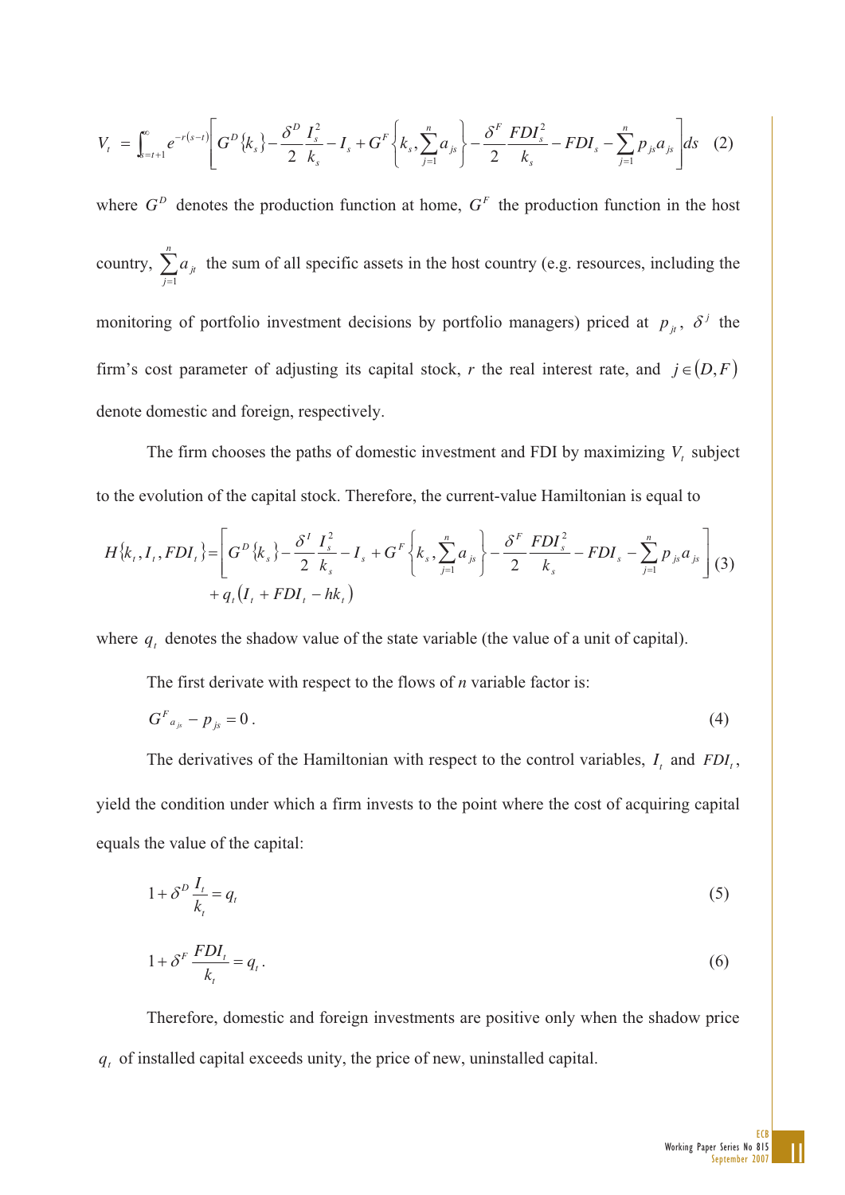$$V_t = \int_{s=t+1}^{\infty} e^{-r(s-t)} \left[ G^D\{k_s\} - \frac{\delta^D}{2}\frac{I_s^2}{k_s} - I_s + G^F\left\{k_s, \sum_{j=1}^{n} a_{js}\right\} - \frac{\delta^F}{2}\frac{FDI_s^2}{k_s} - FDI_s - \sum_{j=1}^{n} p_{js}a_{js} \right] ds \quad (2)$$

where $G^D$ denotes the production function at home, $G^F$ the production function in the host country, $\sum_{j=1}^{n} a_{jt}$ the sum of all specific assets in the host country (e.g. resources, including the monitoring of portfolio investment decisions by portfolio managers) priced at $p_{jt}$, $\delta^j$ the firm's cost parameter of adjusting its capital stock, $r$ the real interest rate, and $j \in (D, F)$ denote domestic and foreign, respectively.

The firm chooses the paths of domestic investment and FDI by maximizing $V_t$ subject to the evolution of the capital stock. Therefore, the current-value Hamiltonian is equal to

$$H\{k_t, I_t, FDI_t\} = \left[ G^D\{k_s\} - \frac{\delta^I}{2}\frac{I_s^2}{k_s} - I_s + G^F\left\{k_s, \sum_{j=1}^{n} a_{js}\right\} - \frac{\delta^F}{2}\frac{FDI_s^2}{k_s} - FDI_s - \sum_{j=1}^{n} p_{js}a_{js} \right] + q_t\left(I_t + FDI_t - hk_t\right) \quad (3)$$

where $q_t$ denotes the shadow value of the state variable (the value of a unit of capital).

The first derivate with respect to the flows of *n* variable factor is:

$$G^F{}_{a_{js}} - p_{js} = 0. \quad (4)$$

The derivatives of the Hamiltonian with respect to the control variables, $I_t$ and $FDI_t$, yield the condition under which a firm invests to the point where the cost of acquiring capital equals the value of the capital:

$$1 + \delta^D \frac{I_t}{k_t} = q_t \quad (5)$$

$$1 + \delta^F \frac{FDI_t}{k_t} = q_t. \quad (6)$$

Therefore, domestic and foreign investments are positive only when the shadow price $q_t$ of installed capital exceeds unity, the price of new, uninstalled capital.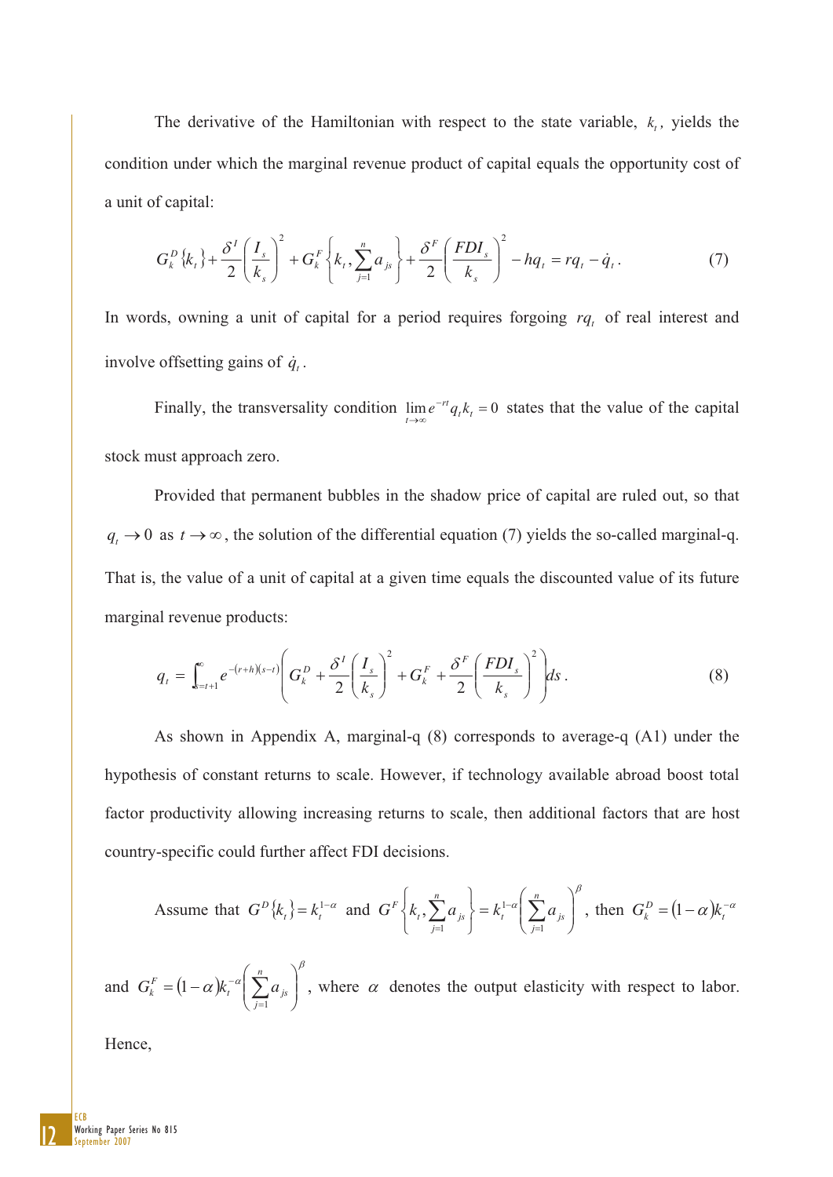The derivative of the Hamiltonian with respect to the state variable, $k_t$, yields the condition under which the marginal revenue product of capital equals the opportunity cost of a unit of capital:

$$G_k^D\{k_t\} + \frac{\delta^I}{2}\left(\frac{I_s}{k_s}\right)^2 + G_k^F\left\{k_t, \sum_{j=1}^{n} a_{js}\right\} + \frac{\delta^F}{2}\left(\frac{FDI_s}{k_s}\right)^2 - hq_t = rq_t - \dot{q}_t. \tag{7}$$

In words, owning a unit of capital for a period requires forgoing $rq_t$ of real interest and involve offsetting gains of $\dot{q}_t$.

Finally, the transversality condition $\lim_{t\to\infty} e^{-rt} q_t k_t = 0$ states that the value of the capital stock must approach zero.

Provided that permanent bubbles in the shadow price of capital are ruled out, so that $q_t \to 0$ as $t \to \infty$, the solution of the differential equation (7) yields the so-called marginal-q. That is, the value of a unit of capital at a given time equals the discounted value of its future marginal revenue products:

$$q_t = \int_{s=t+1}^{\infty} e^{-(r+h)(s-t)}\left(G_k^D + \frac{\delta^I}{2}\left(\frac{I_s}{k_s}\right)^2 + G_k^F + \frac{\delta^F}{2}\left(\frac{FDI_s}{k_s}\right)^2\right) ds. \tag{8}$$

As shown in Appendix A, marginal-q (8) corresponds to average-q (A1) under the hypothesis of constant returns to scale. However, if technology available abroad boost total factor productivity allowing returns to scale, then additional factors that are host country-specific could further affect FDI decisions.

Assume that $G^D\{k_t\} = k_t^{1-\alpha}$ and $G^F\left\{k_t, \sum_{j=1}^{n} a_{js}\right\} = k_t^{1-\alpha}\left(\sum_{j=1}^{n} a_{js}\right)^{\beta}$, then $G_k^D = (1-\alpha)k_t^{-\alpha}$ and $G_k^F = (1-\alpha)k_t^{-\alpha}\left(\sum_{j=1}^{n} a_{js}\right)^{\beta}$, where $\alpha$ denotes the output elasticity with respect to labor. Hence,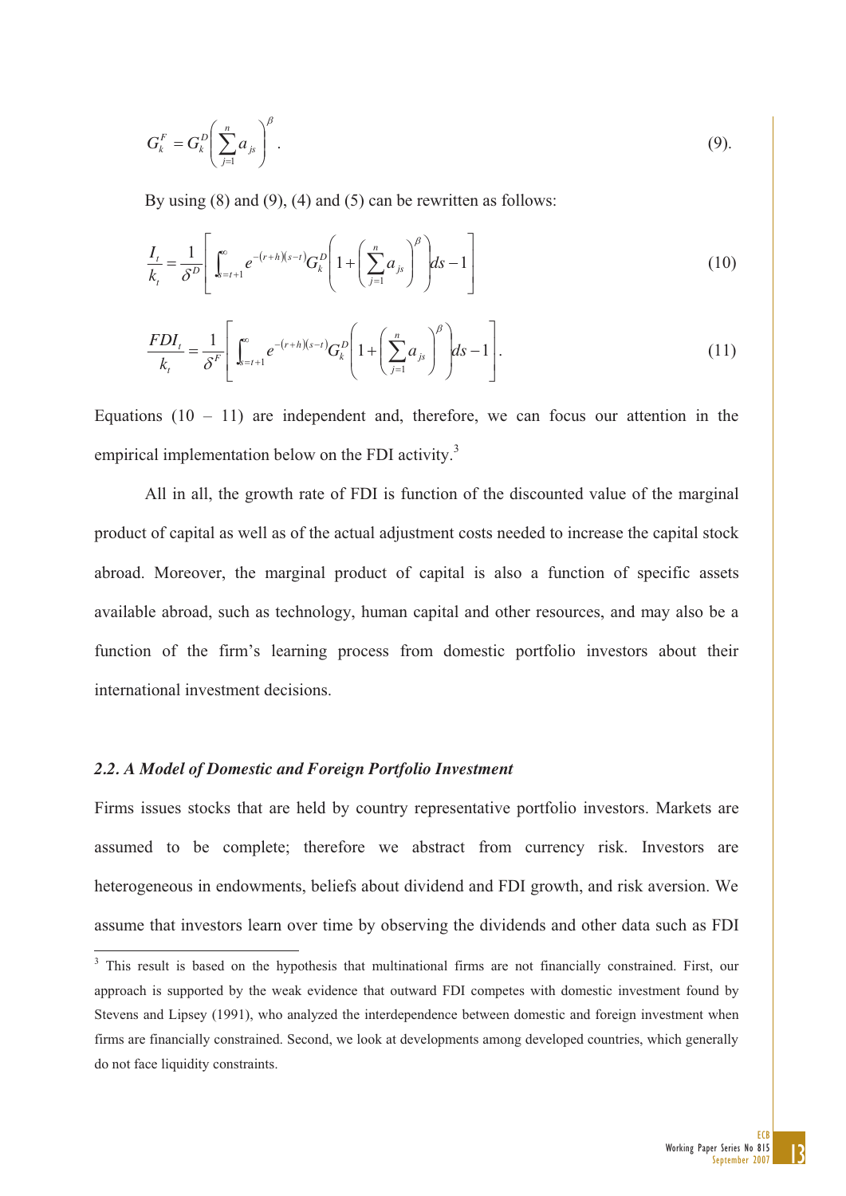$$G_k^F = G_k^D \left( \sum_{j=1}^{n} a_{js} \right)^{\beta}. \tag{9}$$

By using (8) and (9), (4) and (5) can be rewritten as follows:

$$\frac{I_t}{k_t} = \frac{1}{\delta^D} \left[ \int_{s=t+1}^{\infty} e^{-(r+h)(s-t)} G_k^D \left( 1 + \left( \sum_{j=1}^{n} a_{js} \right)^{\beta} \right) ds - 1 \right] \tag{10}$$

$$\frac{FDI_t}{k_t} = \frac{1}{\delta^F} \left[ \int_{s=t+1}^{\infty} e^{-(r+h)(s-t)} G_k^D \left( 1 + \left( \sum_{j=1}^{n} a_{js} \right)^{\beta} \right) ds - 1 \right]. \tag{11}$$

Equations (10 – 11) are independent and, therefore, we can focus our attention in the empirical implementation below on the FDI activity.[3]

All in all, the growth rate of FDI is function of the discounted value of the marginal product of capital as well as of the actual adjustment costs needed to increase the capital stock abroad. Moreover, the marginal product of capital is also a function of specific assets available abroad, such as technology, human capital and other resources, and may also be a function of the firm's learning process from domestic portfolio investors about their international investment decisions.

### *2.2. A Model of Domestic and Foreign Portfolio Investment*

Firms issues stocks that are held by country representative portfolio investors. Markets are assumed to be complete; therefore we abstract from currency risk. Investors are heterogeneous in endowments, beliefs about dividend and FDI growth, and risk aversion. We assume that investors learn over time by observing the dividends and other data such as FDI

[3] This result is based on the hypothesis that multinational firms are not financially constrained. First, our approach is supported by the weak evidence that outward FDI competes with domestic investment found by Stevens and Lipsey (1991), who analyzed the interdependence between domestic and foreign investment when firms are financially constrained. Second, we look at developments among developed countries, which generally do not face liquidity constraints.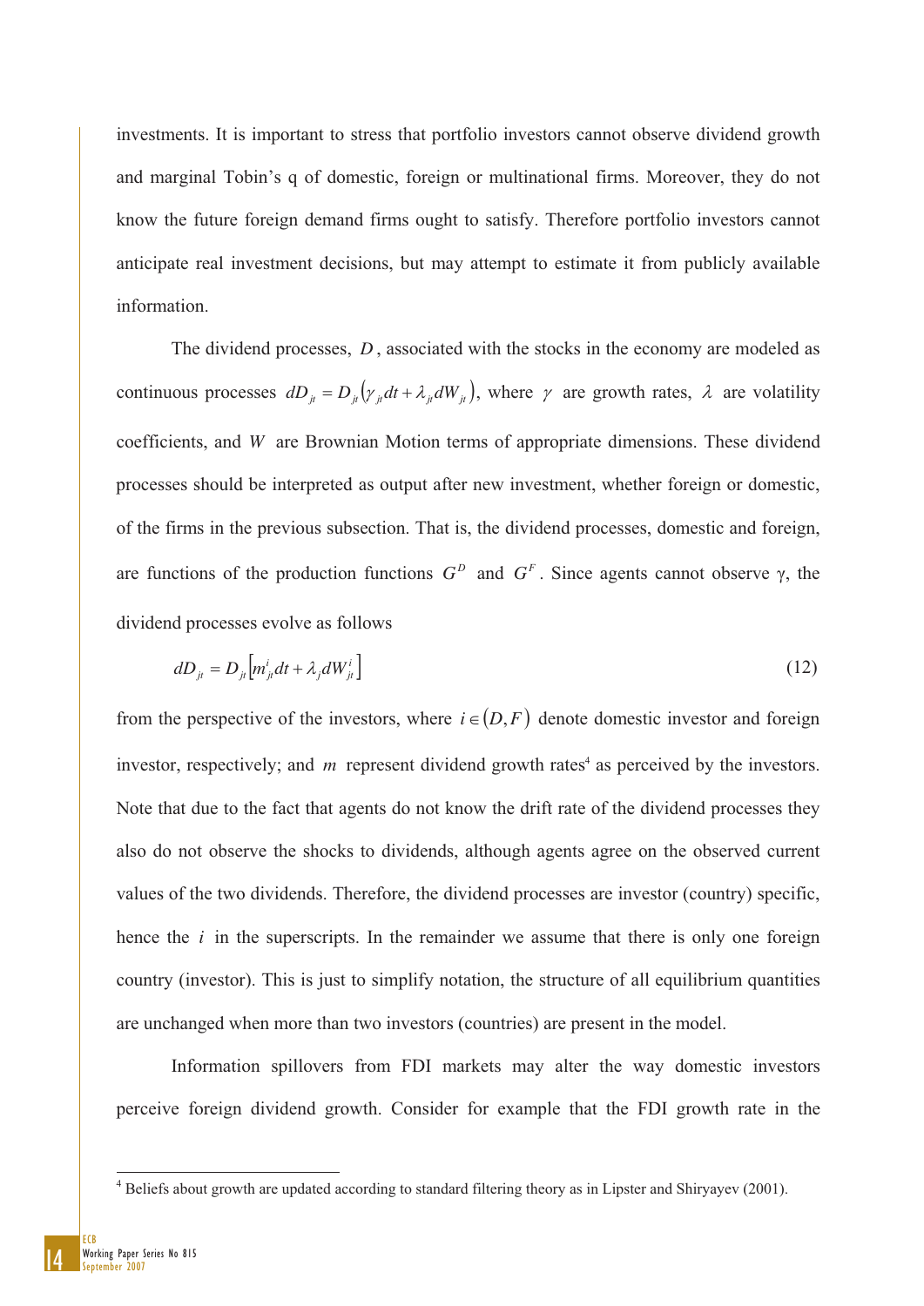investments. It is important to stress that portfolio investors cannot observe dividend growth and marginal Tobin's q of domestic, foreign or multinational firms. Moreover, they do not know the future foreign demand firms ought to satisfy. Therefore portfolio investors cannot anticipate real investment decisions, but may attempt to estimate it from publicly available information.

The dividend processes, $D$, associated with the stocks in the economy are modeled as continuous processes $dD_{jt} = D_{jt}\left(\gamma_{jt}dt + \lambda_{jt}dW_{jt}\right)$, where $\gamma$ are growth rates, $\lambda$ are volatility coefficients, and $W$ are Brownian Motion terms of appropriate dimensions. These dividend processes should be interpreted as output after new investment, whether foreign or domestic, of the firms in the previous subsection. That is, the dividend processes, domestic and foreign, are functions of the production functions $G^{D}$ and $G^{F}$. Since agents cannot observe γ, the dividend processes evolve as follows

$$dD_{jt} = D_{jt}\left[m^{i}_{jt}dt + \lambda_{j}dW^{i}_{jt}\right] \tag{12}$$

from the perspective of the investors, where $i \in (D,F)$ denote domestic investor and foreign investor, respectively; and $m$ represent dividend growth rates[4] as perceived by the investors. Note that due to the fact that agents do not know the drift rate of the dividend processes they also do not observe the shocks to dividends, although agents agree on the observed current values of the two dividends. Therefore, the dividend processes are investor (country) specific, hence the $i$ in the superscripts. In the remainder we assume that there is only one foreign country (investor). This is just to simplify notation, the structure of all equilibrium quantities are unchanged when more than two investors (countries) are present in the model.

Information spillovers from FDI markets may alter the way domestic investors perceive foreign dividend growth. Consider for example that the FDI growth rate in the

[4] Beliefs about growth are updated according to standard filtering theory as in Lipster and Shiryayev (2001).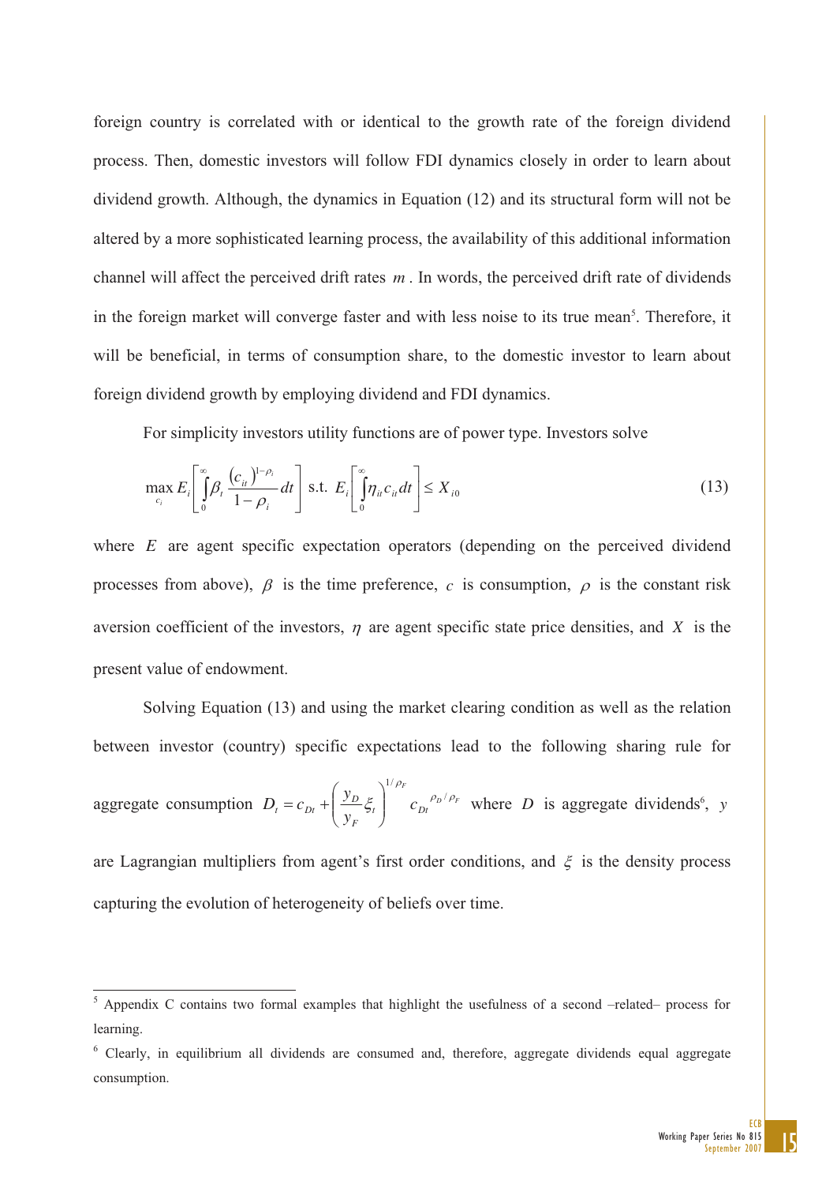foreign country is correlated with or identical to the growth rate of the foreign dividend process. Then, domestic investors will follow FDI dynamics closely in order to learn about dividend growth. Although, the dynamics in Equation (12) and its structural form will not be altered by a more sophisticated learning process, the availability of this additional information channel will affect the perceived drift rates $m$. In words, the perceived drift rate of dividends in the foreign market will converge faster and with less noise to its true mean[5]. Therefore, it will be beneficial, in terms of consumption share, to the domestic investor to learn about foreign dividend growth by employing dividend and FDI dynamics.

For simplicity investors utility functions are of power type. Investors solve

$$\max_{c_i} E_i\left[\int_0^\infty \beta_t \frac{(c_{it})^{1-\rho_i}}{1-\rho_i}dt\right] \text{ s.t. } E_i\left[\int_0^\infty \eta_{it} c_{it} dt\right] \leq X_{i0} \tag{13}$$

where $E$ are agent specific expectation operators (depending on the perceived dividend processes from above), $\beta$ is the time preference, $c$ is consumption, $\rho$ is the constant risk aversion coefficient of the investors, $\eta$ are agent specific state price densities, and $X$ is the present value of endowment.

Solving Equation (13) and using the market clearing condition as well as the relation between investor (country) specific expectations lead to the following sharing rule for aggregate consumption $D_t = c_{Dt} + \left(\frac{y_D}{y_F}\xi_t\right)^{1/\rho_F} c_{Dt}^{\;\rho_D/\rho_F}$ where $D$ is aggregate dividends[6], $y$ are Lagrangian multipliers from agent's first order conditions, and $\xi$ is the density process capturing the evolution of heterogeneity of beliefs over time.

---

[5] Appendix C contains two formal examples that highlight the usefulness of a second –related– process for learning.

[6] Clearly, in equilibrium all dividends are consumed and, therefore, aggregate dividends equal aggregate consumption.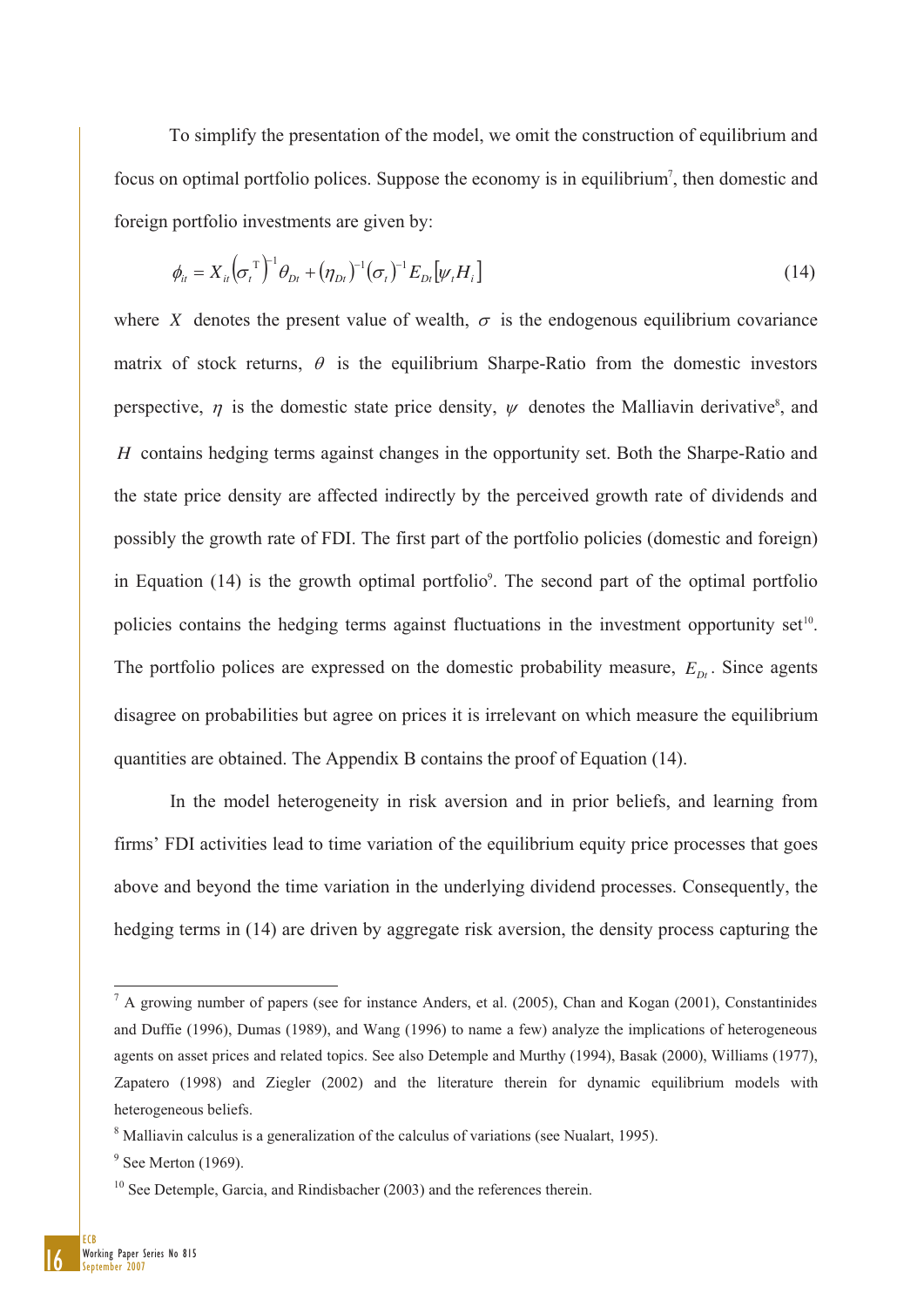To simplify the presentation of the model, we omit the construction of equilibrium and focus on optimal portfolio polices. Suppose the economy is in equilibrium[7], then domestic and foreign portfolio investments are given by:

$$\phi_{it} = X_{it}\left(\sigma_t^{\mathrm{T}}\right)^{-1}\theta_{Dt} + \left(\eta_{Dt}\right)^{-1}\left(\sigma_t\right)^{-1}E_{Dt}\left[\psi_t H_i\right] \tag{14}$$

where $X$ denotes the present value of wealth, $\sigma$ is the endogenous equilibrium covariance matrix of stock returns, $\theta$ is the equilibrium Sharpe-Ratio from the domestic investors perspective, $\eta$ is the domestic state price density, $\psi$ denotes the Malliavin derivative[8], and $H$ contains hedging terms against changes in the opportunity set. Both the Sharpe-Ratio and the state price density are affected indirectly by the perceived growth rate of dividends and possibly the growth rate of FDI. The first part of the portfolio policies (domestic and foreign) in Equation (14) is the growth optimal portfolio[9]. The second part of the optimal portfolio policies contains the hedging terms against fluctuations in the investment opportunity set[10]. The portfolio polices are expressed on the domestic probability measure, $E_{Dt}$. Since agents disagree on probabilities but agree on prices it is irrelevant on which measure the equilibrium quantities are obtained. The Appendix B contains the proof of Equation (14).

In the model heterogeneity in risk aversion and in prior beliefs, and learning from firms' FDI activities lead to time variation of the equilibrium equity price processes that goes above and beyond the time variation in the underlying dividend processes. Consequently, the hedging terms in (14) are driven by aggregate risk aversion, the density process capturing the

---

[7] A growing number of papers (see for instance Anders, et al. (2005), Chan and Kogan (2001), Constantinides and Duffie (1996), Dumas (1989), and Wang (1996) to name a few) analyze the implications of heterogeneous agents on asset prices and related topics. See also Detemple and Murthy (1994), Basak (2000), Williams (1977), Zapatero (1998) and Ziegler (2002) and the literature therein for dynamic equilibrium models with heterogeneous beliefs.

[8] Malliavin calculus is a generalization of the calculus of variations (see Nualart, 1995).

[9] See Merton (1969).

[10] See Detemple, Garcia, and Rindisbacher (2003) and the references therein.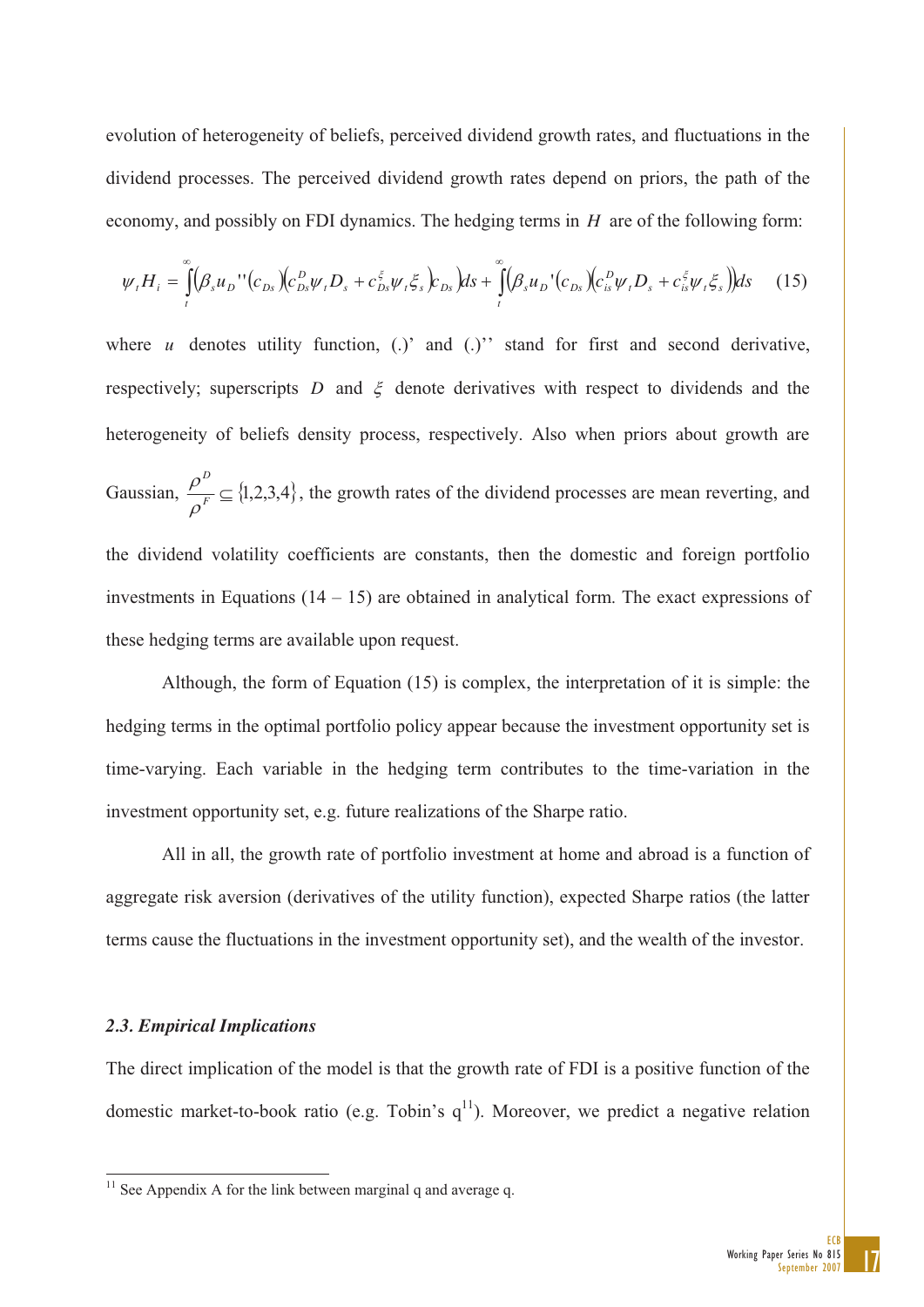evolution of heterogeneity of beliefs, perceived dividend growth rates, and fluctuations in the dividend processes. The perceived dividend growth rates depend on priors, the path of the economy, and possibly on FDI dynamics. The hedging terms in $H$ are of the following form:

$$\psi_t H_i = \int_t^{\infty} \left(\beta_s u_D''(c_{Ds})\left(c_{Ds}^D \psi_t D_s + c_{Ds}^{\xi} \psi_t \xi_s\right) c_{Ds}\right) ds + \int_t^{\infty} \left(\beta_s u_D'(c_{Ds})\left(c_{is}^D \psi_t D_s + c_{is}^{\xi} \psi_t \xi_s\right)\right) ds \quad (15)$$

where $u$ denotes utility function, (.)' and (.)'' stand for first and second derivative, respectively; superscripts $D$ and $\xi$ denote derivatives with respect to dividends and the heterogeneity of beliefs density process, respectively. Also when priors about growth are Gaussian, $\frac{\rho^D}{\rho^F} \subseteq \{1,2,3,4\}$, the growth rates of the dividend processes are mean reverting, and the dividend volatility coefficients are constants, then the domestic and foreign portfolio investments in Equations (14 – 15) are obtained in analytical form. The exact expressions of these hedging terms are available upon request.

Although, the form of Equation (15) is complex, the interpretation of it is simple: the hedging terms in the optimal portfolio policy appear because the investment opportunity set is time-varying. Each variable in the hedging term contributes to the time-variation in the investment opportunity set, e.g. future realizations of the Sharpe ratio.

All in all, the growth rate of portfolio investment at home and abroad is a function of aggregate risk aversion (derivatives of the utility function), expected Sharpe ratios (the latter terms cause the fluctuations in the investment opportunity set), and the wealth of the investor.

### *2.3. Empirical Implications*

The direct implication of the model is that the growth rate of FDI is a positive function of the domestic market-to-book ratio (e.g. Tobin's q[11]). Moreover, we predict a negative relation

[11] See Appendix A for the link between marginal q and average q.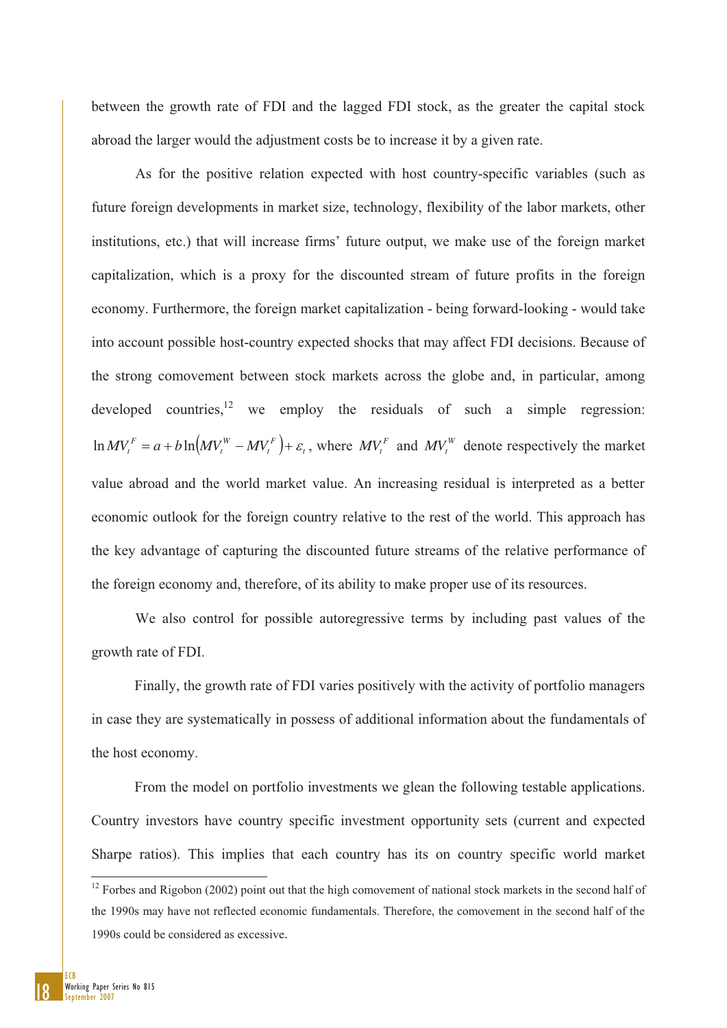between the growth rate of FDI and the lagged FDI stock, as the greater the capital stock abroad the larger would the adjustment costs be to increase it by a given rate.

As for the positive relation expected with host country-specific variables (such as future foreign developments in market size, technology, flexibility of the labor markets, other institutions, etc.) that will increase firms' future output, we make use of the foreign market capitalization, which is a proxy for the discounted stream of future profits in the foreign economy. Furthermore, the foreign market capitalization - being forward-looking - would take into account possible host-country expected shocks that may affect FDI decisions. Because of the strong comovement between stock markets across the globe and, in particular, among developed countries,[12] we employ the residuals of such a simple regression: $\ln MV_t^F = a + b\ln\left(MV_t^W - MV_t^F\right) + \varepsilon_t$, where $MV_t^F$ and $MV_t^W$ denote respectively the market value abroad and the world market value. An increasing residual is interpreted as a better economic outlook for the foreign country relative to the rest of the world. This approach has the key advantage of capturing the discounted future streams of the relative performance of the foreign economy and, therefore, of its ability to make proper use of its resources.

We also control for possible autoregressive terms by including past values of the growth rate of FDI.

Finally, the growth rate of FDI varies positively with the activity of portfolio managers in case they are systematically in possess of additional information about the fundamentals of the host economy.

From the model on portfolio investments we glean the following testable applications. Country investors have country specific investment opportunity sets (current and expected Sharpe ratios). This implies that each country has its on country specific world market

[12] Forbes and Rigobon (2002) point out that the high comovement of national stock markets in the second half of the 1990s may have not reflected economic fundamentals. Therefore, the comovement in the second half of the 1990s could be considered as excessive.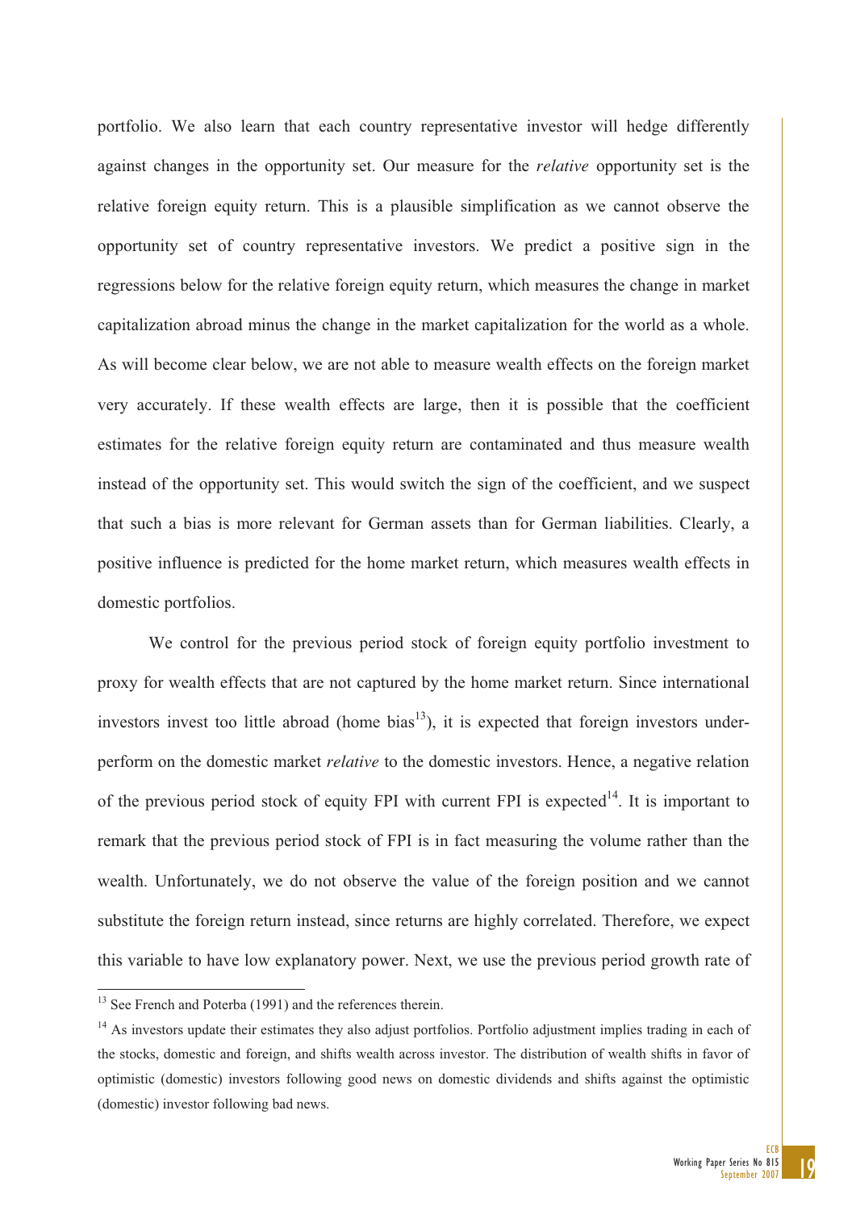portfolio. We also learn that each country representative investor will hedge differently against changes in the opportunity set. Our measure for the *relative* opportunity set is the relative foreign equity return. This is a plausible simplification as we cannot observe the opportunity set of country representative investors. We predict a positive sign in the regressions below for the relative foreign equity return, which measures the change in market capitalization abroad minus the change in the market capitalization for the world as a whole. As will become clear below, we are not able to measure wealth effects on the foreign market very accurately. If these wealth effects are large, then it is possible that the coefficient estimates for the relative foreign equity return are contaminated and thus measure wealth instead of the opportunity set. This would switch the sign of the coefficient, and we suspect that such a bias is more relevant for German assets than for German liabilities. Clearly, a positive influence is predicted for the home market return, which measures wealth effects in domestic portfolios.

We control for the previous period stock of foreign equity portfolio investment to proxy for wealth effects that are not captured by the home market return. Since international investors invest too little abroad (home bias[13]), it is expected that foreign investors under-perform on the domestic market *relative* to the domestic investors. Hence, a negative relation of the previous period stock of equity FPI with current FPI is expected[14]. It is important to remark that the previous period stock of FPI is in fact measuring the volume rather than the wealth. Unfortunately, we do not observe the value of the foreign position and we cannot substitute the foreign return instead, since returns are highly correlated. Therefore, we expect this variable to have low explanatory power. Next, we use the previous period growth rate of

[13] See French and Poterba (1991) and the references therein.

[14] As investors update their estimates they also adjust portfolios. Portfolio adjustment implies trading in each of the stocks, domestic and foreign, and shifts wealth across investor. The distribution of wealth shifts in favor of optimistic (domestic) investors following good news on domestic dividends and shifts against the optimistic (domestic) investor following bad news.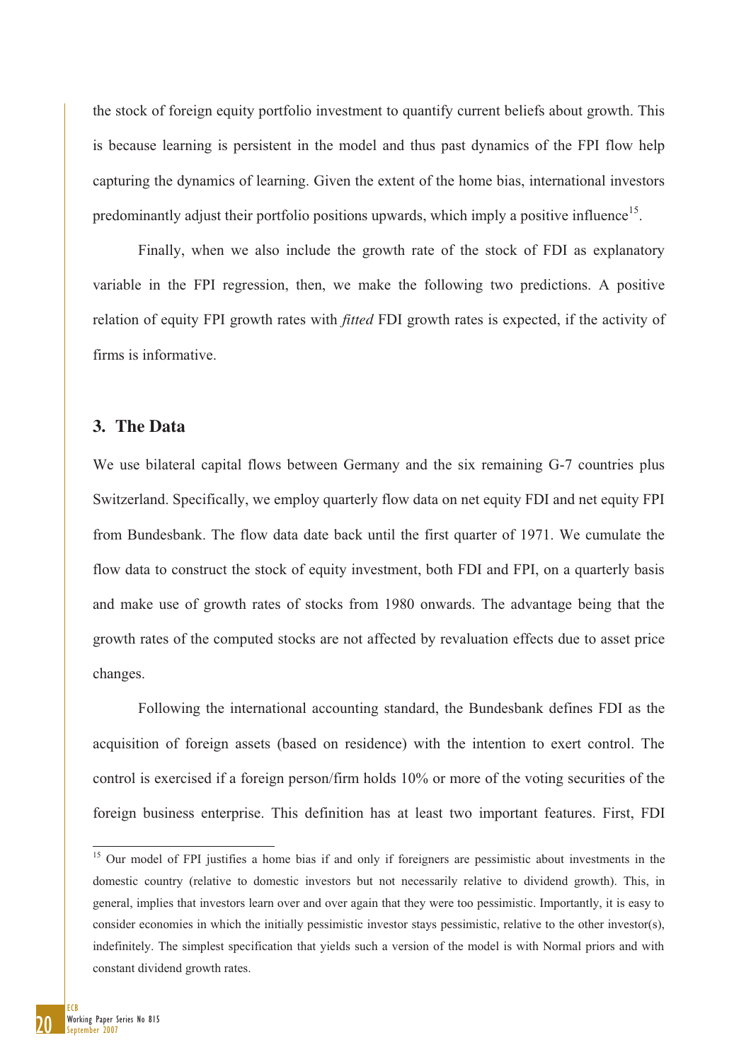the stock of foreign equity portfolio investment to quantify current beliefs about growth. This is because learning is persistent in the model and thus past dynamics of the FPI flow help capturing the dynamics of learning. Given the extent of the home bias, international investors predominantly adjust their portfolio positions upwards, which imply a positive influence[15].

Finally, when we also include the growth rate of the stock of FDI as explanatory variable in the FPI regression, then, we make the following two predictions. A positive relation of equity FPI growth rates with *fitted* FDI growth rates is expected, if the activity of firms is informative.

## 3. The Data

We use bilateral capital flows between Germany and the six remaining G-7 countries plus Switzerland. Specifically, we employ quarterly flow data on net equity FDI and net equity FPI from Bundesbank. The flow data date back until the first quarter of 1971. We cumulate the flow data to construct the stock of equity investment, both FDI and FPI, on a quarterly basis and make use of growth rates of stocks from 1980 onwards. The advantage being that the growth rates of the computed stocks are not affected by revaluation effects due to asset price changes.

Following the international accounting standard, the Bundesbank defines FDI as the acquisition of foreign assets (based on residence) with the intention to exert control. The control is exercised if a foreign person/firm holds 10% or more of the voting securities of the foreign business enterprise. This definition has at least two important features. First, FDI

[15] Our model of FPI justifies a home bias if and only if foreigners are pessimistic about investments in the domestic country (relative to domestic investors but not necessarily relative to dividend growth). This, in general, implies that investors learn over and over again that they were too pessimistic. Importantly, it is easy to consider economies in which the initially pessimistic investor stays pessimistic, relative to the other investor(s), indefinitely. The simplest specification that yields such a version of the model is with Normal priors and with constant dividend growth rates.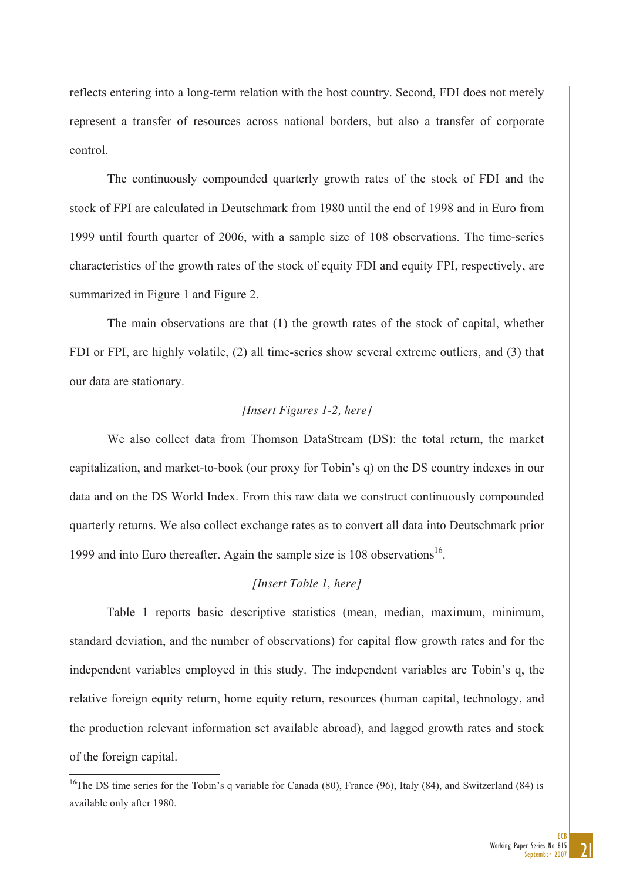reflects entering into a long-term relation with the host country. Second, FDI does not merely represent a transfer of resources across national borders, but also a transfer of corporate control.

The continuously compounded quarterly growth rates of the stock of FDI and the stock of FPI are calculated in Deutschmark from 1980 until the end of 1998 and in Euro from 1999 until fourth quarter of 2006, with a sample size of 108 observations. The time-series characteristics of the growth rates of the stock of equity FDI and equity FPI, respectively, are summarized in Figure 1 and Figure 2.

The main observations are that (1) the growth rates of the stock of capital, whether FDI or FPI, are highly volatile, (2) all time-series show several extreme outliers, and (3) that our data are stationary.

*[Insert Figures 1-2, here]*

We also collect data from Thomson DataStream (DS): the total return, the market capitalization, and market-to-book (our proxy for Tobin's q) on the DS country indexes in our data and on the DS World Index. From this raw data we construct continuously compounded quarterly returns. We also collect exchange rates as to convert all data into Deutschmark prior 1999 and into Euro thereafter. Again the sample size is 108 observations[16].

*[Insert Table 1, here]*

Table 1 reports basic descriptive statistics (mean, median, maximum, minimum, standard deviation, and the number of observations) for capital flow growth rates and for the independent variables employed in this study. The independent variables are Tobin's q, the relative foreign equity return, home equity return, resources (human capital, technology, and the production relevant information set available abroad), and lagged growth rates and stock of the foreign capital.

[16]The DS time series for the Tobin's q variable for Canada (80), France (96), Italy (84), and Switzerland (84) is available only after 1980.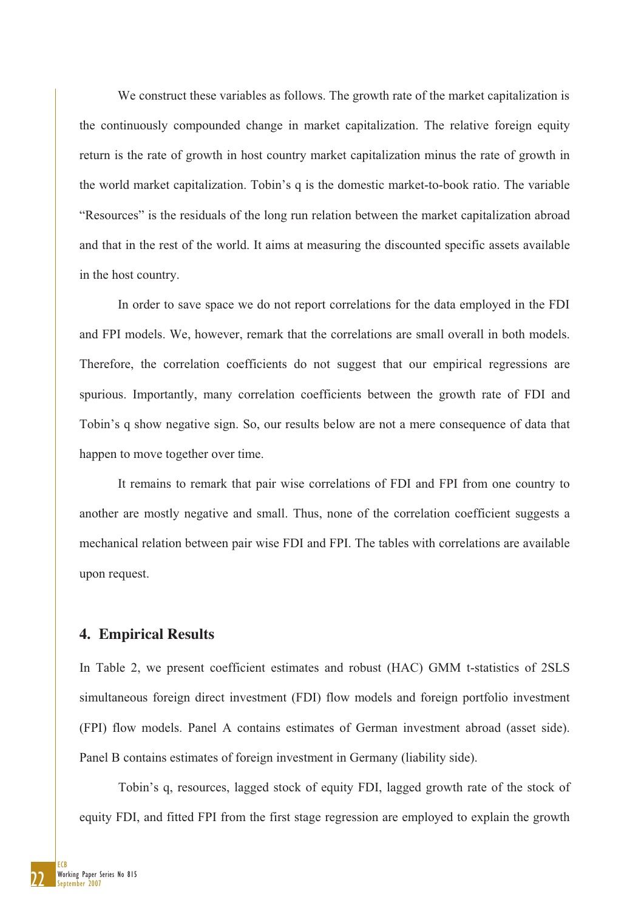We construct these variables as follows. The growth rate of the market capitalization is the continuously compounded change in market capitalization. The relative foreign equity return is the rate of growth in host country market capitalization minus the rate of growth in the world market capitalization. Tobin's q is the domestic market-to-book ratio. The variable "Resources" is the residuals of the long run relation between the market capitalization abroad and that in the rest of the world. It aims at measuring the discounted specific assets available in the host country.

In order to save space we do not report correlations for the data employed in the FDI and FPI models. We, however, remark that the correlations are small overall in both models. Therefore, the correlation coefficients do not suggest that our empirical regressions are spurious. Importantly, many correlation coefficients between the growth rate of FDI and Tobin's q show negative sign. So, our results below are not a mere consequence of data that happen to move together over time.

It remains to remark that pair wise correlations of FDI and FPI from one country to another are mostly negative and small. Thus, none of the correlation coefficient suggests a mechanical relation between pair wise FDI and FPI. The tables with correlations are available upon request.

## 4. Empirical Results

In Table 2, we present coefficient estimates and robust (HAC) GMM t-statistics of 2SLS simultaneous foreign direct investment (FDI) flow models and foreign portfolio investment (FPI) flow models. Panel A contains estimates of German investment abroad (asset side). Panel B contains estimates of foreign investment in Germany (liability side).

Tobin's q, resources, lagged stock of equity FDI, lagged growth rate of the stock of equity FDI, and fitted FPI from the first stage regression are employed to explain the growth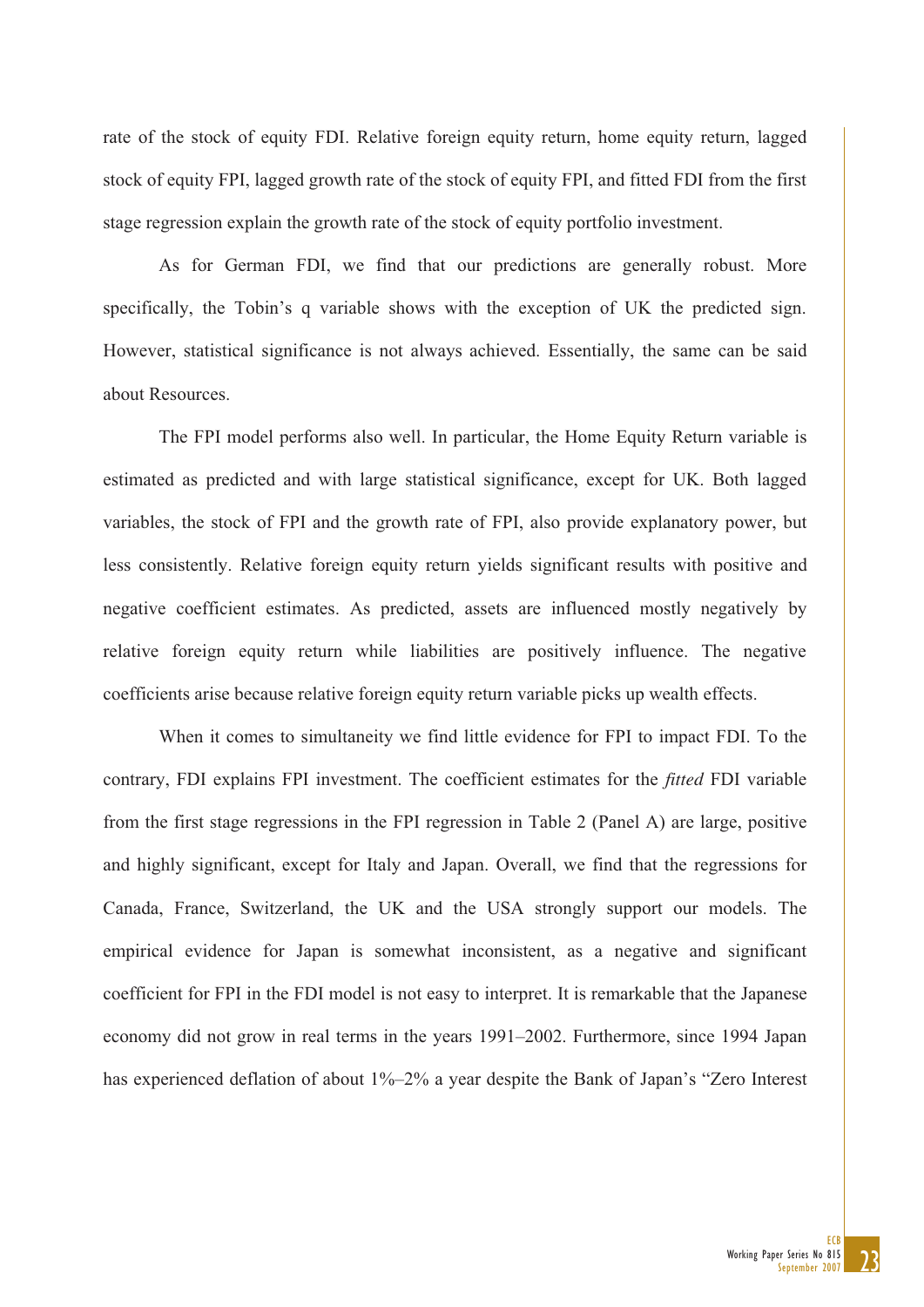rate of the stock of equity FDI. Relative foreign equity return, home equity return, lagged stock of equity FPI, lagged growth rate of the stock of equity FPI, and fitted FDI from the first stage regression explain the growth rate of the stock of equity portfolio investment.

As for German FDI, we find that our predictions are generally robust. More specifically, the Tobin's q variable shows with the exception of UK the predicted sign. However, statistical significance is not always achieved. Essentially, the same can be said about Resources.

The FPI model performs also well. In particular, the Home Equity Return variable is estimated as predicted and with large statistical significance, except for UK. Both lagged variables, the stock of FPI and the growth rate of FPI, also provide explanatory power, but less consistently. Relative foreign equity return yields significant results with positive and negative coefficient estimates. As predicted, assets are influenced mostly negatively by relative foreign equity return while liabilities are positively influence. The negative coefficients arise because relative foreign equity return variable picks up wealth effects.

When it comes to simultaneity we find little evidence for FPI to impact FDI. To the contrary, FDI explains FPI investment. The coefficient estimates for the *fitted* FDI variable from the first stage regressions in the FPI regression in Table 2 (Panel A) are large, positive and highly significant, except for Italy and Japan. Overall, we find that the regressions for Canada, France, Switzerland, the UK and the USA strongly support our models. The empirical evidence for Japan is somewhat inconsistent, as a negative and significant coefficient for FPI in the FDI model is not easy to interpret. It is remarkable that the Japanese economy did not grow in real terms in the years 1991–2002. Furthermore, since 1994 Japan has experienced deflation of about 1%–2% a year despite the Bank of Japan's "Zero Interest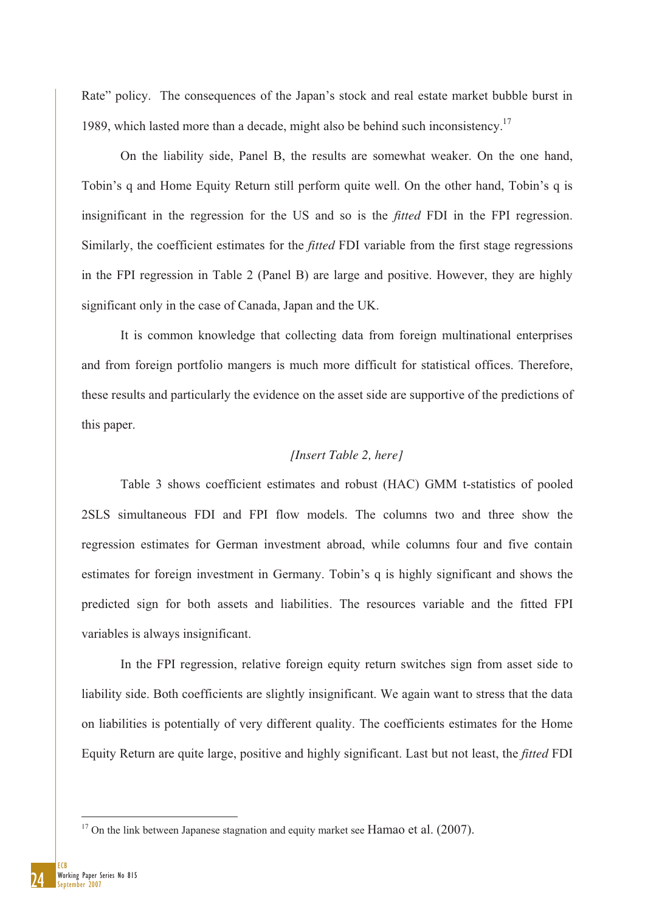Rate" policy. The consequences of the Japan's stock and real estate market bubble burst in 1989, which lasted more than a decade, might also be behind such inconsistency.[17]

On the liability side, Panel B, the results are somewhat weaker. On the one hand, Tobin's q and Home Equity Return still perform quite well. On the other hand, Tobin's q is insignificant in the regression for the US and so is the *fitted* FDI in the FPI regression. Similarly, the coefficient estimates for the *fitted* FDI variable from the first stage regressions in the FPI regression in Table 2 (Panel B) are large and positive. However, they are highly significant only in the case of Canada, Japan and the UK.

It is common knowledge that collecting data from foreign multinational enterprises and from foreign portfolio mangers is much more difficult for statistical offices. Therefore, these results and particularly the evidence on the asset side are supportive of the predictions of this paper.

*[Insert Table 2, here]*

Table 3 shows coefficient estimates and robust (HAC) GMM t-statistics of pooled 2SLS simultaneous FDI and FPI flow models. The columns two and three show the regression estimates for German investment abroad, while columns four and five contain estimates for foreign investment in Germany. Tobin's q is highly significant and shows the predicted sign for both assets and liabilities. The resources variable and the fitted FPI variables is always insignificant.

In the FPI regression, relative foreign equity return switches sign from asset side to liability side. Both coefficients are slightly insignificant. We again want to stress that the data on liabilities is potentially of very different quality. The coefficients estimates for the Home Equity Return are quite large, positive and highly significant. Last but not least, the *fitted* FDI

[17] On the link between Japanese stagnation and equity market see Hamao et al. (2007).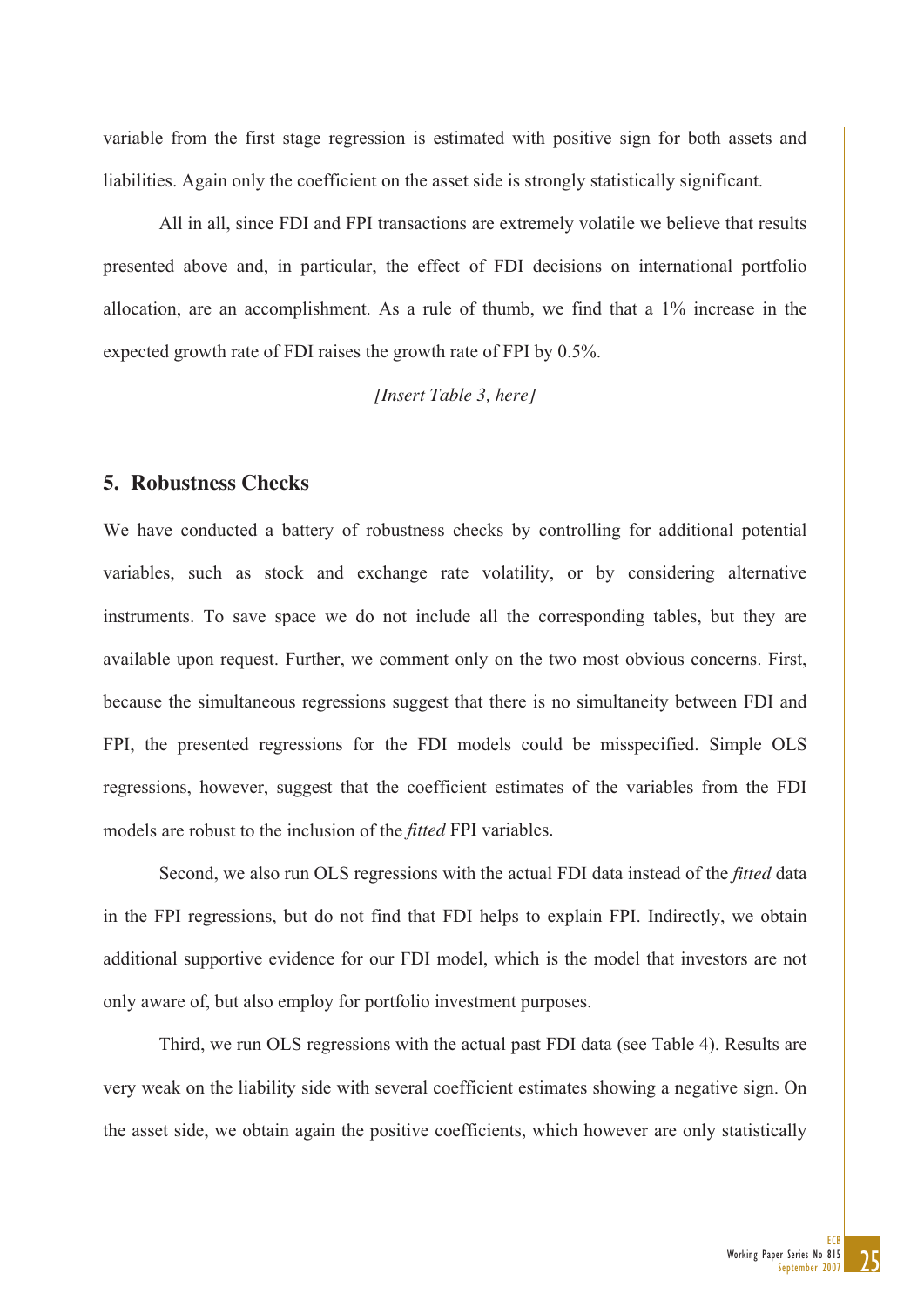variable from the first stage regression is estimated with positive sign for both assets and liabilities. Again only the coefficient on the asset side is strongly statistically significant.

All in all, since FDI and FPI transactions are extremely volatile we believe that results presented above and, in particular, the effect of FDI decisions on international portfolio allocation, are an accomplishment. As a rule of thumb, we find that a 1% increase in the expected growth rate of FDI raises the growth rate of FPI by 0.5%.

*[Insert Table 3, here]*

## 5. Robustness Checks

We have conducted a battery of robustness checks by controlling for additional potential variables, such as stock and exchange rate volatility, or by considering alternative instruments. To save space we do not include all the corresponding tables, but they are available upon request. Further, we comment only on the two most obvious concerns. First, because the simultaneous regressions suggest that there is no simultaneity between FDI and FPI, the presented regressions for the FDI models could be misspecified. Simple OLS regressions, however, suggest that the coefficient estimates of the variables from the FDI models are robust to the inclusion of the *fitted* FPI variables.

Second, we also run OLS regressions with the actual FDI data instead of the *fitted* data in the FPI regressions, but do not find that FDI helps to explain FPI. Indirectly, we obtain additional supportive evidence for our FDI model, which is the model that investors are not only aware of, but also employ for portfolio investment purposes.

Third, we run OLS regressions with the actual past FDI data (see Table 4). Results are very weak on the liability side with several coefficient estimates showing a negative sign. On the asset side, we obtain again the positive coefficients, which however are only statistically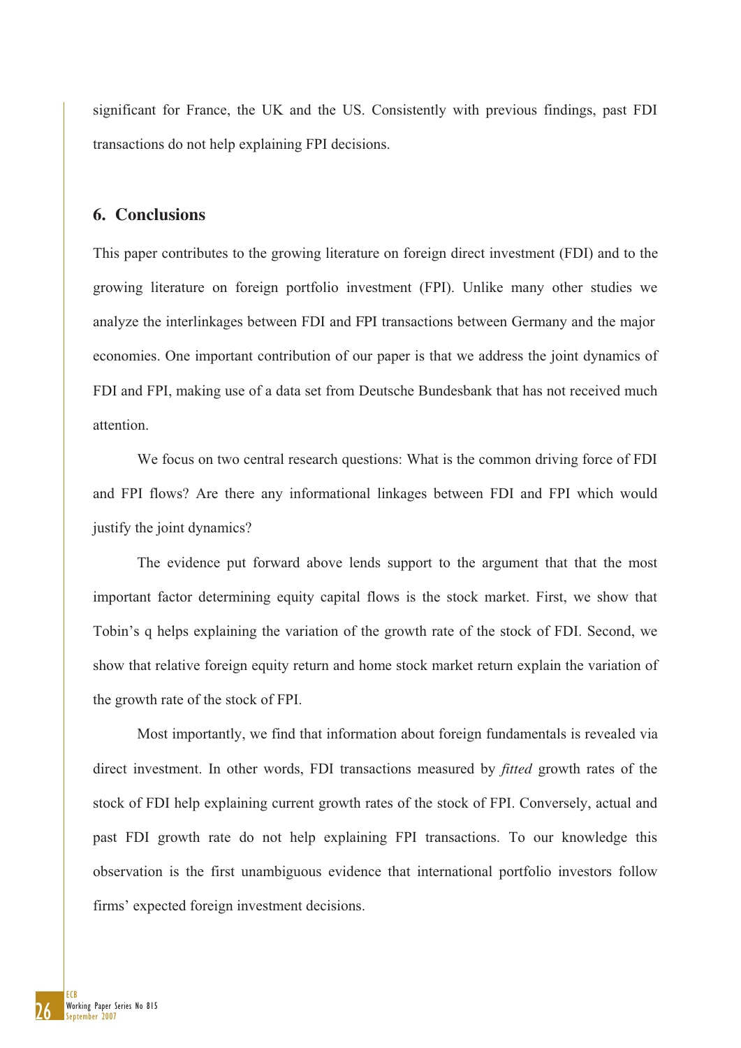significant for France, the UK and the US. Consistently with previous findings, past FDI transactions do not help explaining FPI decisions.

## 6. Conclusions

This paper contributes to the growing literature on foreign direct investment (FDI) and to the growing literature on foreign portfolio investment (FPI). Unlike many other studies we analyze the interlinkages between FDI and FPI transactions between Germany and the major economies. One important contribution of our paper is that we address the joint dynamics of FDI and FPI, making use of a data set from Deutsche Bundesbank that has not received much attention.

We focus on two central research questions: What is the common driving force of FDI and FPI flows? Are there any informational linkages between FDI and FPI which would justify the joint dynamics?

The evidence put forward above lends support to the argument that that the most important factor determining equity capital flows is the stock market. First, we show that Tobin's q helps explaining the variation of the growth rate of the stock of FDI. Second, we show that relative foreign equity return and home stock market return explain the variation of the growth rate of the stock of FPI.

Most importantly, we find that information about foreign fundamentals is revealed via direct investment. In other words, FDI transactions measured by *fitted* growth rates of the stock of FDI help explaining current growth rates of the stock of FPI. Conversely, actual and past FDI growth rate do not help explaining FPI transactions. To our knowledge this observation is the first unambiguous evidence that international portfolio investors follow firms' expected foreign investment decisions.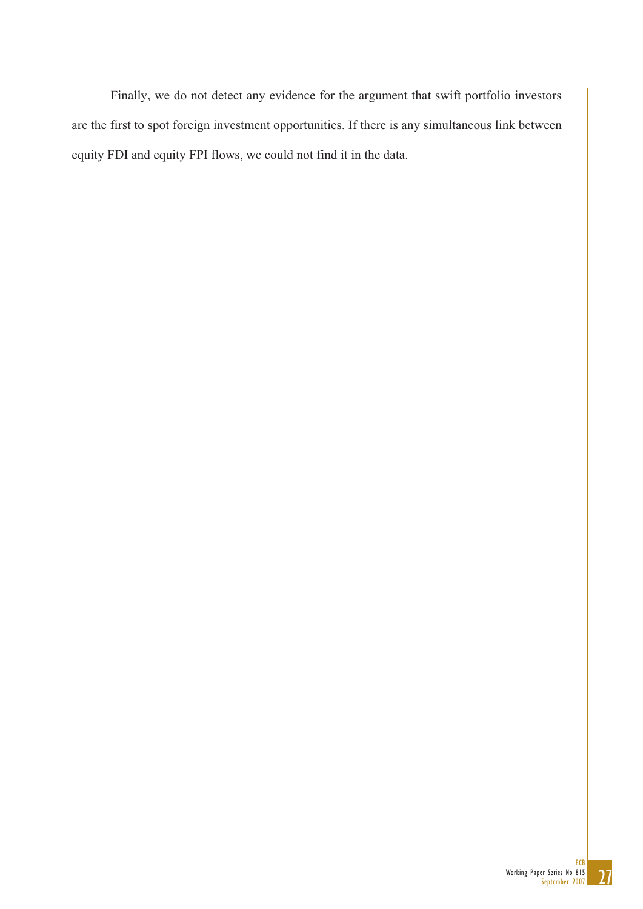Finally, we do not detect any evidence for the argument that swift portfolio investors are the first to spot foreign investment opportunities. If there is any simultaneous link between equity FDI and equity FPI flows, we could not find it in the data.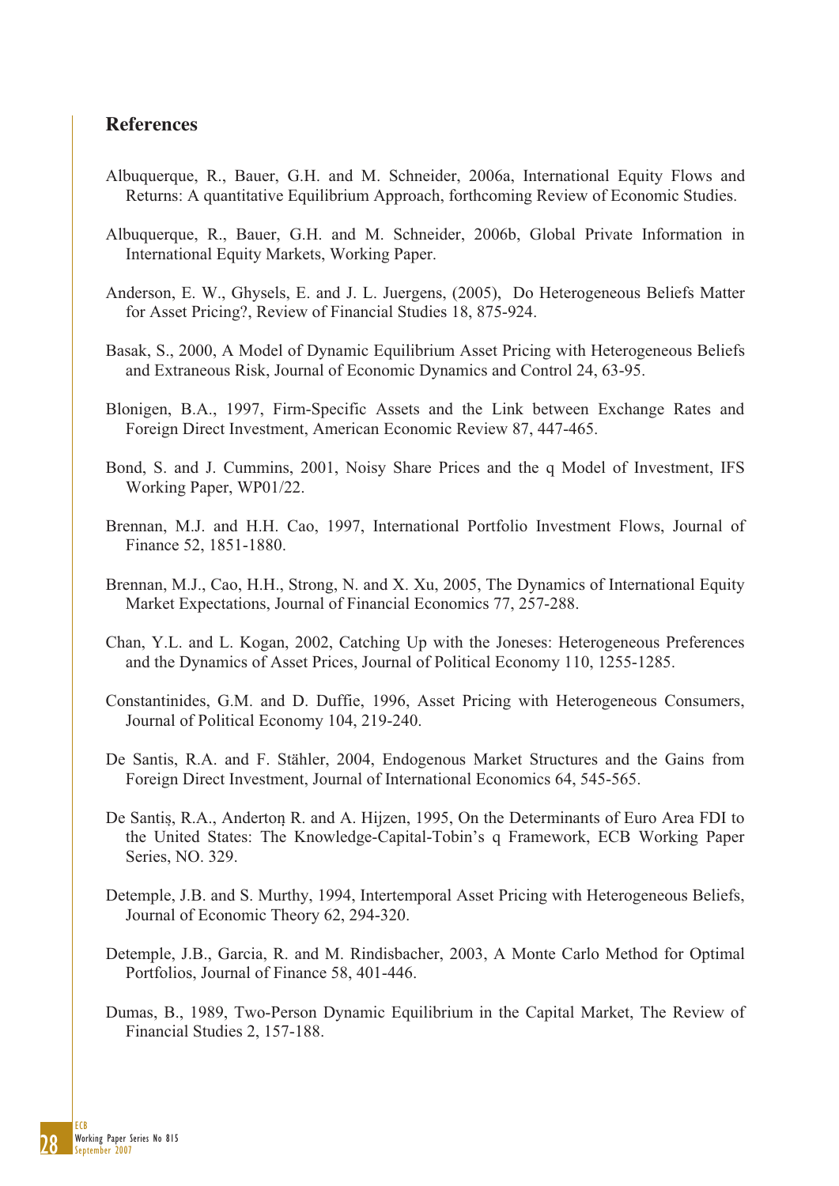## References

Albuquerque, R., Bauer, G.H. and M. Schneider, 2006a, International Equity Flows and Returns: A quantitative Equilibrium Approach, forthcoming Review of Economic Studies.

Albuquerque, R., Bauer, G.H. and M. Schneider, 2006b, Global Private Information in International Equity Markets, Working Paper.

Anderson, E. W., Ghysels, E. and J. L. Juergens, (2005), Do Heterogeneous Beliefs Matter for Asset Pricing?, Review of Financial Studies 18, 875-924.

Basak, S., 2000, A Model of Dynamic Equilibrium Asset Pricing with Heterogeneous Beliefs and Extraneous Risk, Journal of Economic Dynamics and Control 24, 63-95.

Blonigen, B.A., 1997, Firm-Specific Assets and the Link between Exchange Rates and Foreign Direct Investment, American Economic Review 87, 447-465.

Bond, S. and J. Cummins, 2001, Noisy Share Prices and the q Model of Investment, IFS Working Paper, WP01/22.

Brennan, M.J. and H.H. Cao, 1997, International Portfolio Investment Flows, Journal of Finance 52, 1851-1880.

Brennan, M.J., Cao, H.H., Strong, N. and X. Xu, 2005, The Dynamics of International Equity Market Expectations, Journal of Financial Economics 77, 257-288.

Chan, Y.L. and L. Kogan, 2002, Catching Up with the Joneses: Heterogeneous Preferences and the Dynamics of Asset Prices, Journal of Political Economy 110, 1255-1285.

Constantinides, G.M. and D. Duffie, 1996, Asset Pricing with Heterogeneous Consumers, Journal of Political Economy 104, 219-240.

De Santis, R.A. and F. Stähler, 2004, Endogenous Market Structures and the Gains from Foreign Direct Investment, Journal of International Economics 64, 545-565.

De Santiș, R.A., Andertoņ R. and A. Hijzen, 1995, On the Determinants of Euro Area FDI to the United States: The Knowledge-Capital-Tobin's q Framework, ECB Working Paper Series, NO. 329.

Detemple, J.B. and S. Murthy, 1994, Intertemporal Asset Pricing with Heterogeneous Beliefs, Journal of Economic Theory 62, 294-320.

Detemple, J.B., Garcia, R. and M. Rindisbacher, 2003, A Monte Carlo Method for Optimal Portfolios, Journal of Finance 58, 401-446.

Dumas, B., 1989, Two-Person Dynamic Equilibrium in the Capital Market, The Review of Financial Studies 2, 157-188.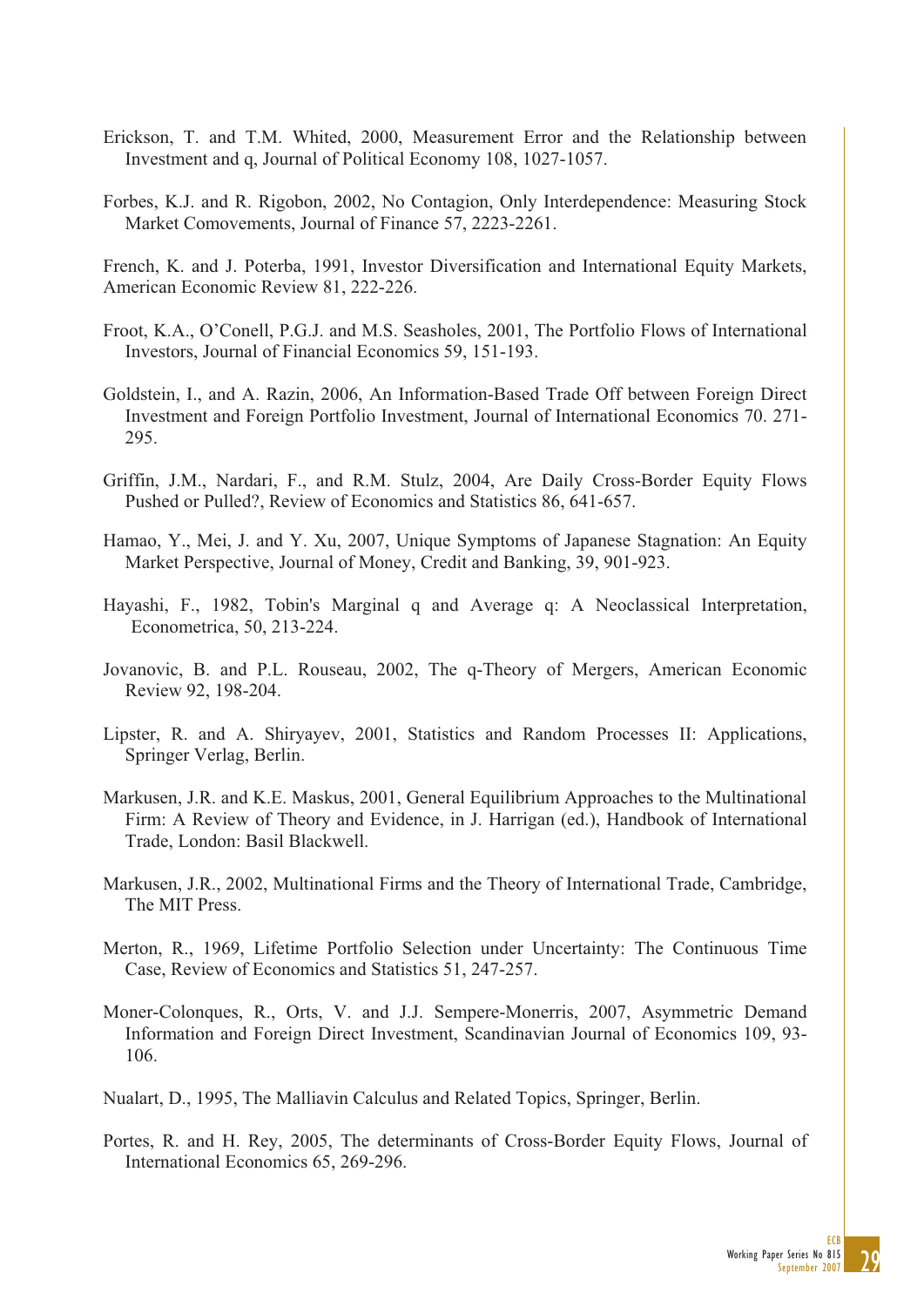Erickson, T. and T.M. Whited, 2000, Measurement Error and the Relationship between Investment and q, Journal of Political Economy 108, 1027-1057.

Forbes, K.J. and R. Rigobon, 2002, No Contagion, Only Interdependence: Measuring Stock Market Comovements, Journal of Finance 57, 2223-2261.

French, K. and J. Poterba, 1991, Investor Diversification and International Equity Markets, American Economic Review 81, 222-226.

Froot, K.A., O'Conell, P.G.J. and M.S. Seasholes, 2001, The Portfolio Flows of International Investors, Journal of Financial Economics 59, 151-193.

Goldstein, I., and A. Razin, 2006, An Information-Based Trade Off between Foreign Direct Investment and Foreign Portfolio Investment, Journal of International Economics 70. 271-295.

Griffin, J.M., Nardari, F., and R.M. Stulz, 2004, Are Daily Cross-Border Equity Flows Pushed or Pulled?, Review of Economics and Statistics 86, 641-657.

Hamao, Y., Mei, J. and Y. Xu, 2007, Unique Symptoms of Japanese Stagnation: An Equity Market Perspective, Journal of Money, Credit and Banking, 39, 901-923.

Hayashi, F., 1982, Tobin's Marginal q and Average q: A Neoclassical Interpretation, Econometrica, 50, 213-224.

Jovanovic, B. and P.L. Rouseau, 2002, The q-Theory of Mergers, American Economic Review 92, 198-204.

Lipster, R. and A. Shiryayev, 2001, Statistics and Random Processes II: Applications, Springer Verlag, Berlin.

Markusen, J.R. and K.E. Maskus, 2001, General Equilibrium Approaches to the Multinational Firm: A Review of Theory and Evidence, in J. Harrigan (ed.), Handbook of International Trade, London: Basil Blackwell.

Markusen, J.R., 2002, Multinational Firms and the Theory of International Trade, Cambridge, The MIT Press.

Merton, R., 1969, Lifetime Portfolio Selection under Uncertainty: The Continuous Time Case, Review of Economics and Statistics 51, 247-257.

Moner-Colonques, R., Orts, V. and J.J. Sempere-Monerris, 2007, Asymmetric Demand Information and Foreign Direct Investment, Scandinavian Journal of Economics 109, 93-106.

Nualart, D., 1995, The Malliavin Calculus and Related Topics, Springer, Berlin.

Portes, R. and H. Rey, 2005, The determinants of Cross-Border Equity Flows, Journal of International Economics 65, 269-296.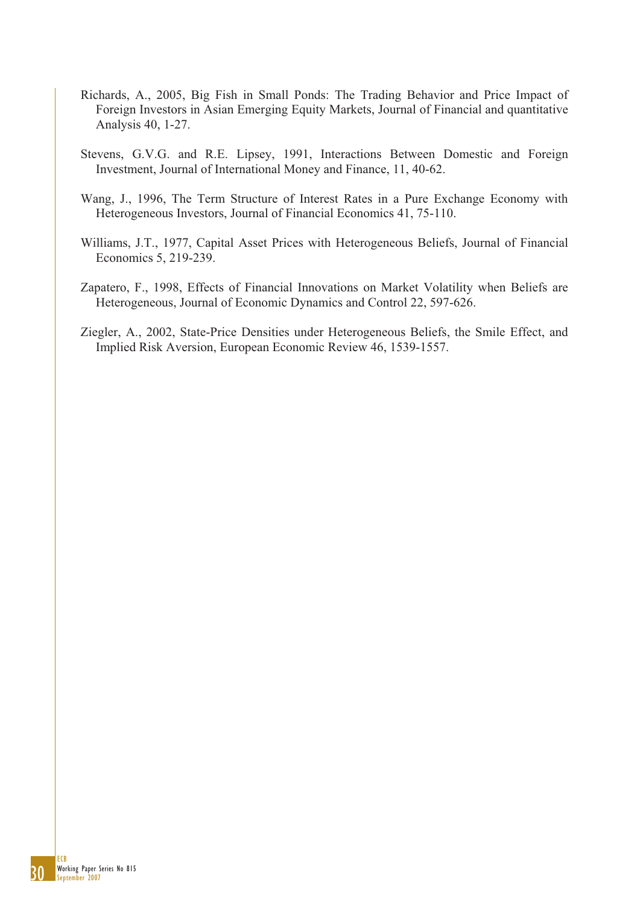Richards, A., 2005, Big Fish in Small Ponds: The Trading Behavior and Price Impact of Foreign Investors in Asian Emerging Equity Markets, Journal of Financial and quantitative Analysis 40, 1-27.

Stevens, G.V.G. and R.E. Lipsey, 1991, Interactions Between Domestic and Foreign Investment, Journal of International Money and Finance, 11, 40-62.

Wang, J., 1996, The Term Structure of Interest Rates in a Pure Exchange Economy with Heterogeneous Investors, Journal of Financial Economics 41, 75-110.

Williams, J.T., 1977, Capital Asset Prices with Heterogeneous Beliefs, Journal of Financial Economics 5, 219-239.

Zapatero, F., 1998, Effects of Financial Innovations on Market Volatility when Beliefs are Heterogeneous, Journal of Economic Dynamics and Control 22, 597-626.

Ziegler, A., 2002, State-Price Densities under Heterogeneous Beliefs, the Smile Effect, and Implied Risk Aversion, European Economic Review 46, 1539-1557.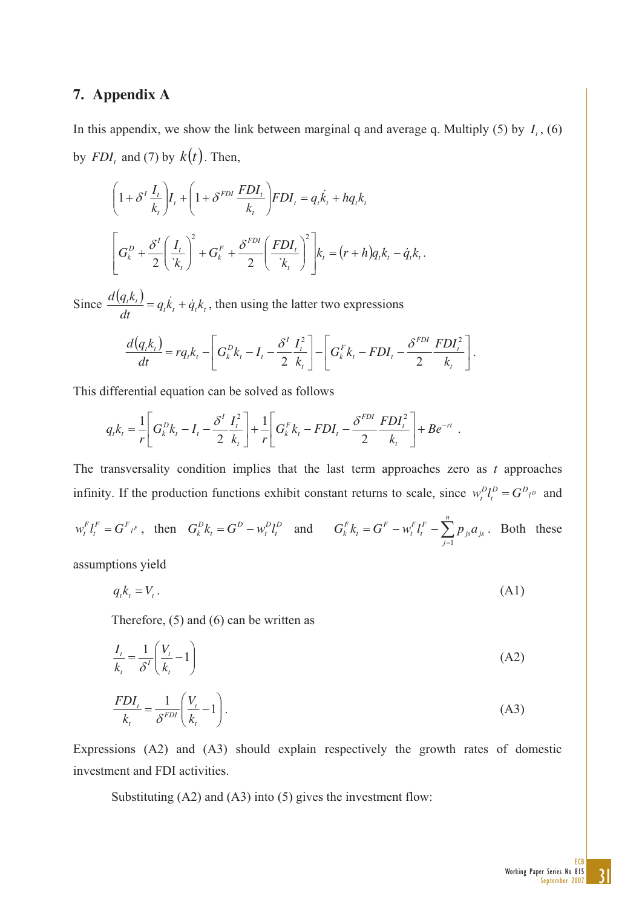## 7. Appendix A

In this appendix, we show the link between marginal q and average q. Multiply (5) by $I_t$, (6) by $FDI_t$ and (7) by $k(t)$. Then,

$$\left(1+\delta^I \frac{I_t}{k_t}\right)I_t + \left(1+\delta^{FDI}\frac{FDI_t}{k_t}\right)FDI_t = q_t\dot{k}_t + hq_tk_t$$

$$\left[G_k^D + \frac{\delta^I}{2}\left(\frac{I_t}{`k_t}\right)^2 + G_k^F + \frac{\delta^{FDI}}{2}\left(\frac{FDI_t}{`k_t}\right)^2\right]k_t = (r+h)q_tk_t - \dot{q}_tk_t.$$

Since $\frac{d(q_tk_t)}{dt} = q_t\dot{k}_t + \dot{q}_tk_t$, then using the latter two expressions

$$\frac{d(q_tk_t)}{dt} = rq_tk_t - \left[G_k^Dk_t - I_t - \frac{\delta^I}{2}\frac{I_t^2}{k_t}\right] - \left[G_k^Fk_t - FDI_t - \frac{\delta^{FDI}}{2}\frac{FDI_t^2}{k_t}\right].$$

This differential equation can be solved as follows

$$q_tk_t = \frac{1}{r}\left[G_k^Dk_t - I_t - \frac{\delta^I}{2}\frac{I_t^2}{k_t}\right] + \frac{1}{r}\left[G_k^Fk_t - FDI_t - \frac{\delta^{FDI}}{2}\frac{FDI_t^2}{k_t}\right] + Be^{-rt}\ .$$

The transversality condition implies that the last term approaches zero as $t$ approaches infinity. If the production functions exhibit constant returns to scale, since $w_t^Dl_t^D = G^D{}_{l^D}$ and $w_t^Fl_t^F = G^F{}_{l^F}$, then $G_k^Dk_t = G^D - w_t^Dl_t^D$ and $G_k^Fk_t = G^F - w_t^Fl_t^F - \sum_{j=1}^{n} p_{js}a_{js}$. Both these assumptions yield

$$q_tk_t = V_t. \tag{A1}$$

Therefore, (5) and (6) can be written as

$$\frac{I_t}{k_t} = \frac{1}{\delta^I}\left(\frac{V_t}{k_t} - 1\right) \tag{A2}$$

$$\frac{FDI_t}{k_t} = \frac{1}{\delta^{FDI}}\left(\frac{V_t}{k_t} - 1\right). \tag{A3}$$

Expressions (A2) and (A3) should explain respectively the growth rates of domestic investment and FDI activities.

Substituting (A2) and (A3) into (5) gives the investment flow: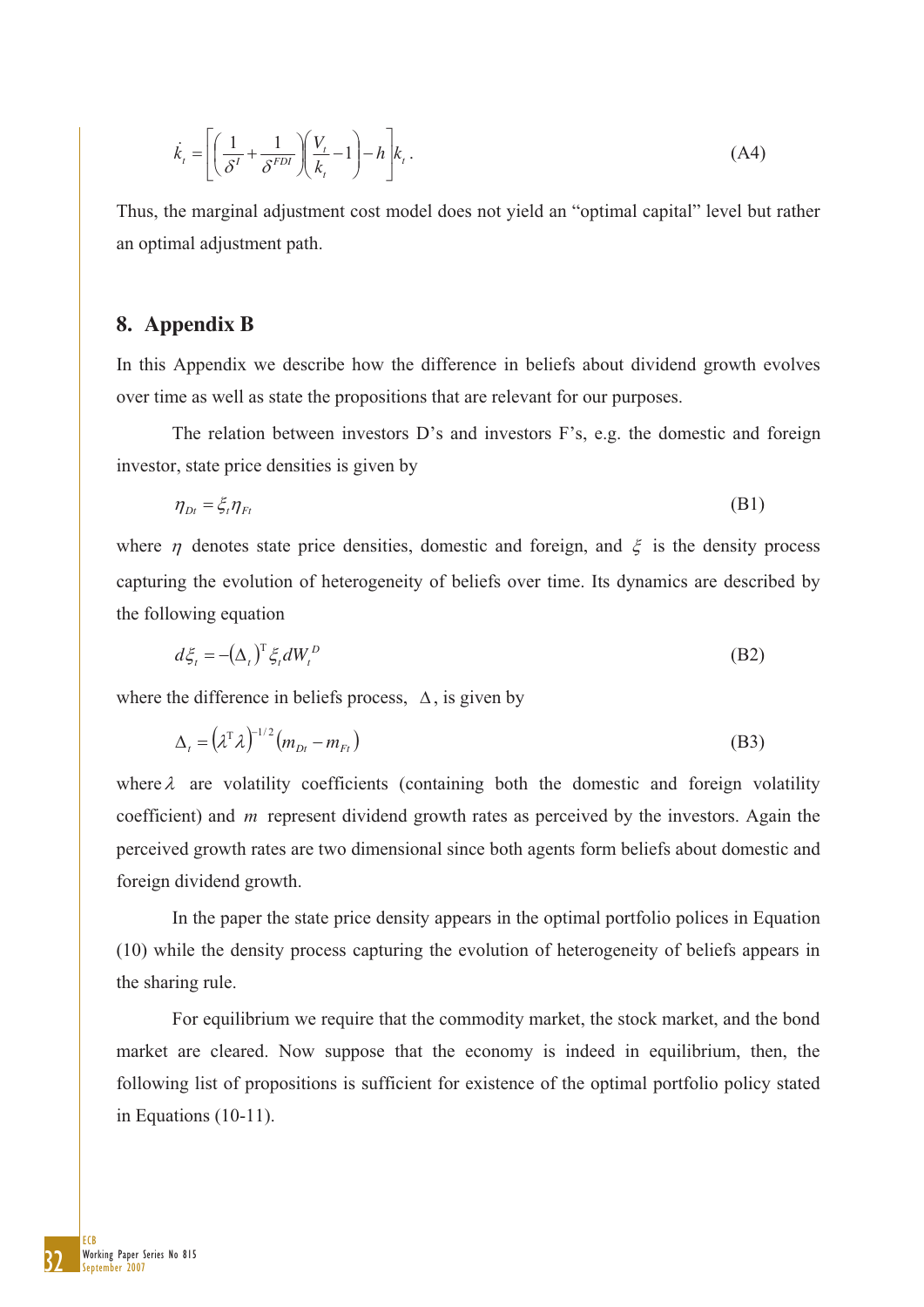$$\dot{k}_t = \left[\left(\frac{1}{\delta^I} + \frac{1}{\delta^{FDI}}\right)\left(\frac{V_t}{k_t} - 1\right) - h\right]k_t. \tag{A4}$$

Thus, the marginal adjustment cost model does not yield an "optimal capital" level but rather an optimal adjustment path.

## 8. Appendix B

In this Appendix we describe how the difference in beliefs about dividend growth evolves over time as well as state the propositions that are relevant for our purposes.

The relation between investors D's and investors F's, e.g. the domestic and foreign investor, state price densities is given by

$$\eta_{Dt} = \xi_t \eta_{Ft} \tag{B1}$$

where $\eta$ denotes state price densities, domestic and foreign, and $\xi$ is the density process capturing the evolution of heterogeneity of beliefs over time. Its dynamics are described by the following equation

$$d\xi_t = -(\Delta_t)^{\mathrm{T}} \xi_t dW_t^D \tag{B2}$$

where the difference in beliefs process, $\Delta$, is given by

$$\Delta_t = \left(\lambda^{\mathrm{T}}\lambda\right)^{-1/2}\left(m_{Dt} - m_{Ft}\right) \tag{B3}$$

where $\lambda$ are volatility coefficients (containing both the domestic and foreign volatility coefficient) and $m$ represent dividend growth rates as perceived by the investors. Again the perceived growth rates are two dimensional since both agents form beliefs about domestic and foreign dividend growth.

In the paper the state price density appears in the optimal portfolio polices in Equation (10) while the density process capturing the evolution of heterogeneity of beliefs appears in the sharing rule.

For equilibrium we require that the commodity market, the stock market, and the bond market are cleared. Now suppose that the economy is indeed in equilibrium, then, the following list of propositions is sufficient for existence of the optimal portfolio policy stated in Equations (10-11).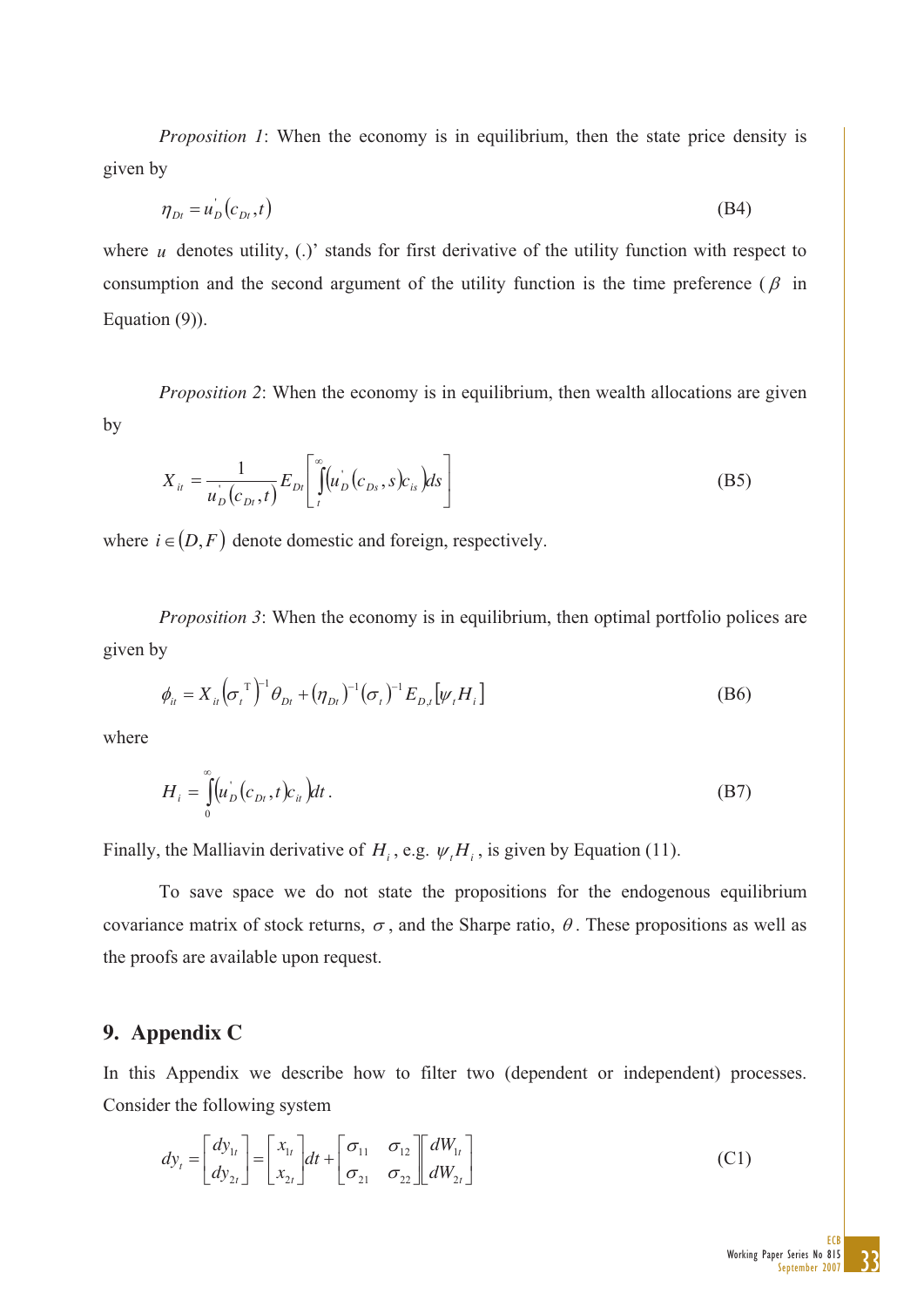*Proposition 1*: When the economy is in equilibrium, then the state price density is given by

$$\eta_{Dt} = u_D^{'}\left(c_{Dt}, t\right) \tag{B4}$$

where $u$ denotes utility, (.)' stands for first derivative of the utility function with respect to consumption and the second argument of the utility function is the time preference ($\beta$ in Equation (9)).

*Proposition 2*: When the economy is in equilibrium, then wealth allocations are given by

$$X_{it} = \frac{1}{u_D^{'}\left(c_{Dt}, t\right)} E_{Dt}\left[\int_t^{\infty}\left(u_D^{'}\left(c_{Ds}, s\right)c_{is}\right)ds\right] \tag{B5}$$

where $i \in (D, F)$ denote domestic and foreign, respectively.

*Proposition 3*: When the economy is in equilibrium, then optimal portfolio polices are given by

$$\phi_{it} = X_{it}\left(\sigma_t^{\mathrm{T}}\right)^{-1}\theta_{Dt} + \left(\eta_{Dt}\right)^{-1}\left(\sigma_t\right)^{-1}E_{D,t}\left[\psi_t H_i\right] \tag{B6}$$

where

$$H_i = \int_0^{\infty}\left(u_D^{'}\left(c_{Dt}, t\right)c_{it}\right)dt. \tag{B7}$$

Finally, the Malliavin derivative of $H_i$, e.g. $\psi_t H_i$, is given by Equation (11).

To save space we do not state the propositions for the endogenous equilibrium covariance matrix of stock returns, $\sigma$, and the Sharpe ratio, $\theta$. These propositions as well as the proofs are available upon request.

## 9. Appendix C

In this Appendix we describe how to filter two (dependent or independent) processes. Consider the following system

$$dy_t = \begin{bmatrix} dy_{1t} \\ dy_{2t} \end{bmatrix} = \begin{bmatrix} x_{1t} \\ x_{2t} \end{bmatrix}dt + \begin{bmatrix} \sigma_{11} & \sigma_{12} \\ \sigma_{21} & \sigma_{22} \end{bmatrix}\begin{bmatrix} dW_{1t} \\ dW_{2t} \end{bmatrix} \tag{C1}$$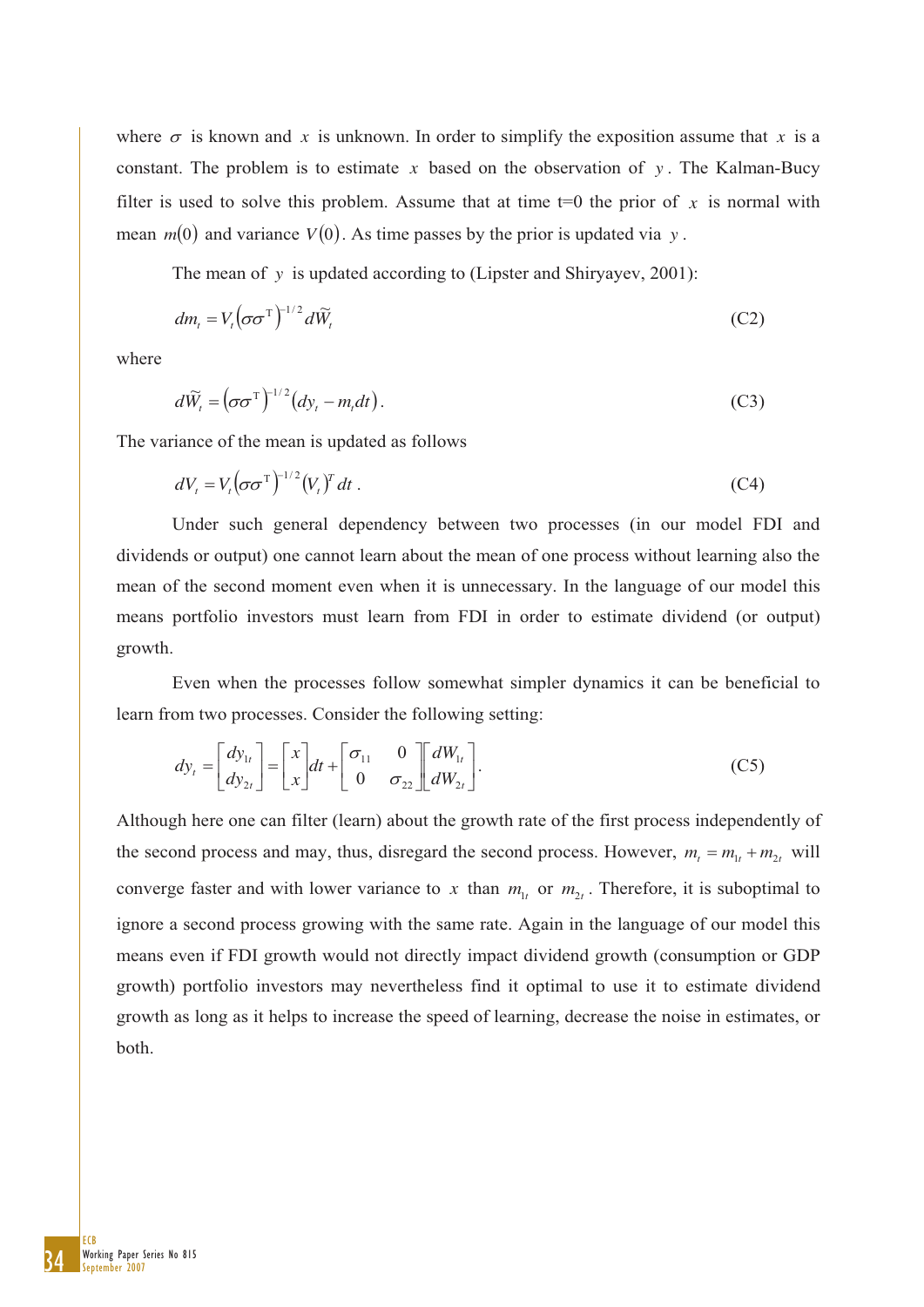where $\sigma$ is known and $x$ is unknown. In order to simplify the exposition assume that $x$ is a constant. The problem is to estimate $x$ based on the observation of $y$. The Kalman-Bucy filter is used to solve this problem. Assume that at time t=0 the prior of $x$ is normal with mean $m(0)$ and variance $V(0)$. As time passes by the prior is updated via $y$.

The mean of $y$ is updated according to (Lipster and Shiryayev, 2001):

$$dm_t = V_t\left(\sigma\sigma^{\mathrm{T}}\right)^{-1/2} d\widetilde{W}_t \tag{C2}$$

where

$$d\widetilde{W}_t = \left(\sigma\sigma^{\mathrm{T}}\right)^{-1/2}\left(dy_t - m_t dt\right). \tag{C3}$$

The variance of the mean is updated as follows

$$dV_t = V_t\left(\sigma\sigma^{\mathrm{T}}\right)^{-1/2}\left(V_t\right)^T dt\,. \tag{C4}$$

Under such general dependency between two processes (in our model FDI and dividends or output) one cannot learn about the mean of one process without learning also the mean of the second moment even when it is unnecessary. In the language of our model this means portfolio investors must learn from FDI in order to estimate dividend (or output) growth.

Even when the processes follow somewhat simpler dynamics it can be beneficial to learn from two processes. Consider the following setting:

$$dy_t = \begin{bmatrix} dy_{1t} \\ dy_{2t} \end{bmatrix} = \begin{bmatrix} x \\ x \end{bmatrix} dt + \begin{bmatrix} \sigma_{11} & 0 \\ 0 & \sigma_{22} \end{bmatrix} \begin{bmatrix} dW_{1t} \\ dW_{2t} \end{bmatrix}. \tag{C5}$$

Although here one can filter (learn) about the growth rate of the first process independently of the second process and may, thus, disregard the second process. However, $m_t = m_{1t} + m_{2t}$ will converge faster and with lower variance to $x$ than $m_{1t}$ or $m_{2t}$. Therefore, it is suboptimal to ignore a second process growing with the same rate. Again in the language of our model this means even if FDI growth would not directly impact dividend growth (consumption or GDP growth) portfolio investors may nevertheless find it optimal to use it to estimate dividend growth as long as it helps to increase the speed of learning, decrease the noise in estimates, or both.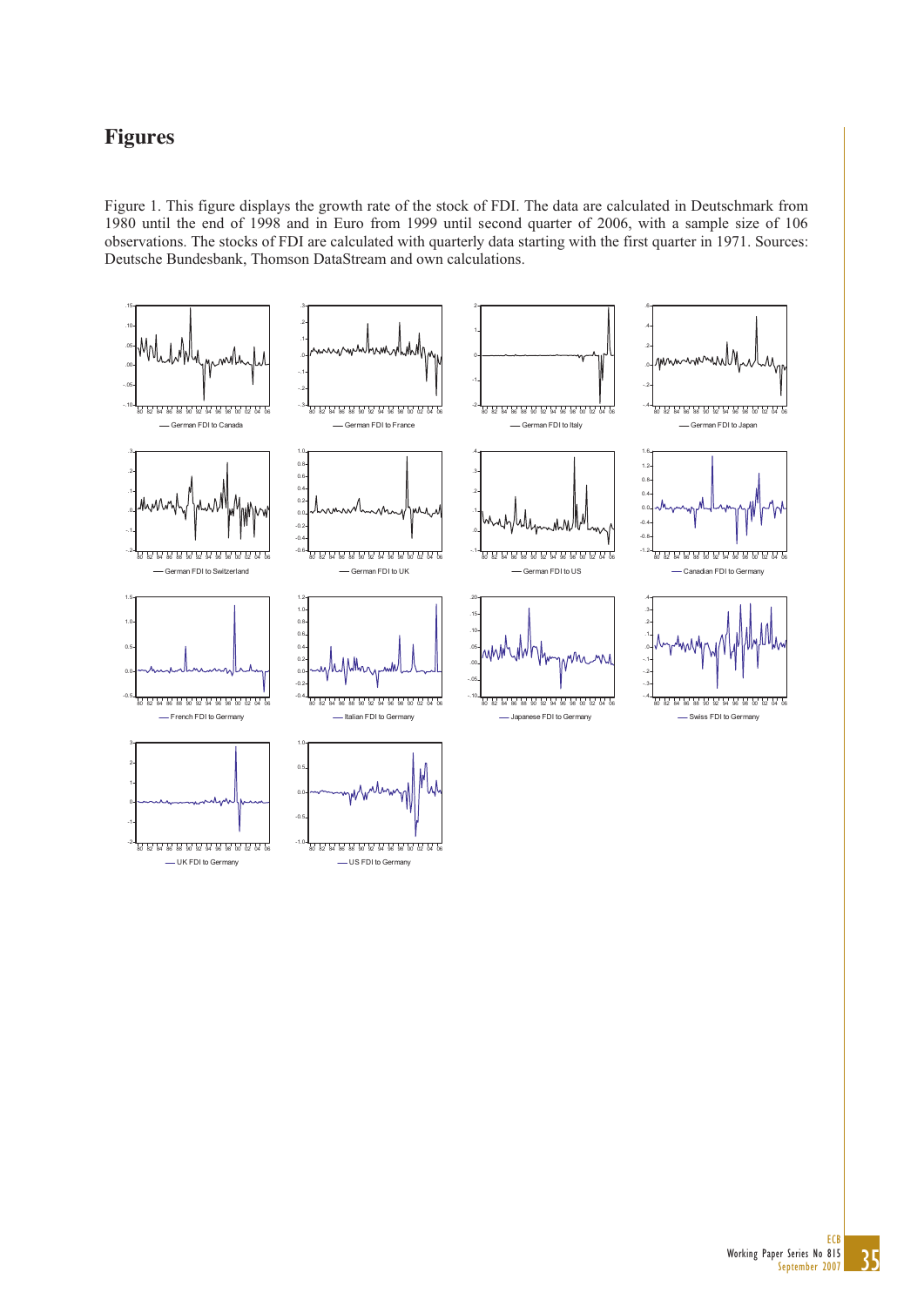# Figures

Figure 1. This figure displays the growth rate of the stock of FDI. The data are calculated in Deutschmark from 1980 until the end of 1998 and in Euro from 1999 until second quarter of 2006, with a sample size of 106 observations. The stocks of FDI are calculated with quarterly data starting with the first quarter in 1971. Sources: Deutsche Bundesbank, Thomson DataStream and own calculations.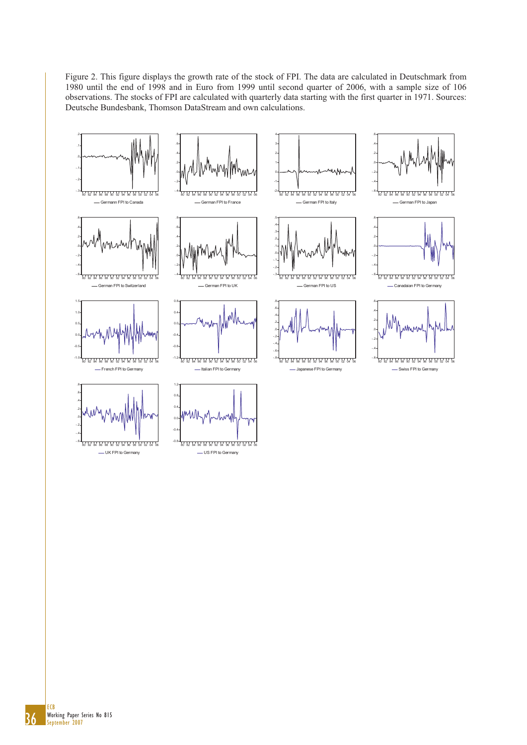Figure 2. This figure displays the growth rate of the stock of FPI. The data are calculated in Deutschmark from 1980 until the end of 1998 and in Euro from 1999 until second quarter of 2006, with a sample size of 106 observations. The stocks of FPI are calculated with quarterly data starting with the first quarter in 1971. Sources: Deutsche Bundesbank, Thomson DataStream and own calculations.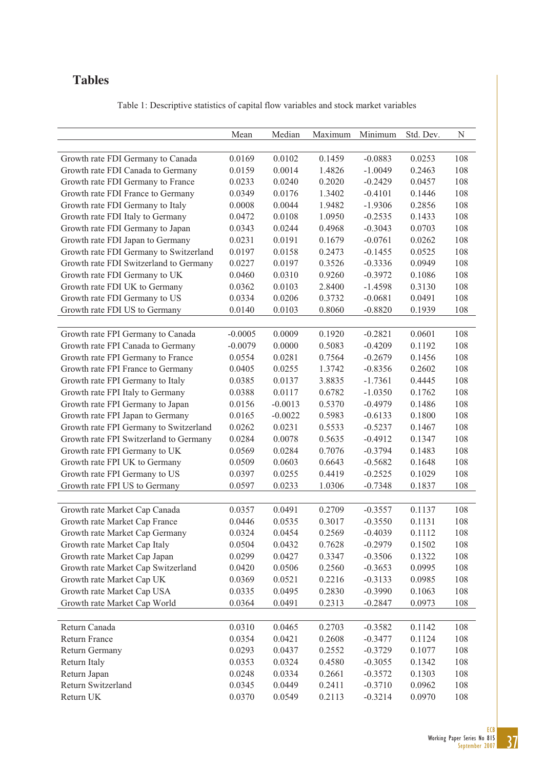# Tables

Table 1: Descriptive statistics of capital flow variables and stock market variables

| | Mean | Median | Maximum | Minimum | Std. Dev. | N |
|---|---|---|---|---|---|---|
| Growth rate FDI Germany to Canada | 0.0169 | 0.0102 | 0.1459 | -0.0883 | 0.0253 | 108 |
| Growth rate FDI Canada to Germany | 0.0159 | 0.0014 | 1.4826 | -1.0049 | 0.2463 | 108 |
| Growth rate FDI Germany to France | 0.0233 | 0.0240 | 0.2020 | -0.2429 | 0.0457 | 108 |
| Growth rate FDI France to Germany | 0.0349 | 0.0176 | 1.3402 | -0.4101 | 0.1446 | 108 |
| Growth rate FDI Germany to Italy | 0.0008 | 0.0044 | 1.9482 | -1.9306 | 0.2856 | 108 |
| Growth rate FDI Italy to Germany | 0.0472 | 0.0108 | 1.0950 | -0.2535 | 0.1433 | 108 |
| Growth rate FDI Germany to Japan | 0.0343 | 0.0244 | 0.4968 | -0.3043 | 0.0703 | 108 |
| Growth rate FDI Japan to Germany | 0.0231 | 0.0191 | 0.1679 | -0.0761 | 0.0262 | 108 |
| Growth rate FDI Germany to Switzerland | 0.0197 | 0.0158 | 0.2473 | -0.1455 | 0.0525 | 108 |
| Growth rate FDI Switzerland to Germany | 0.0227 | 0.0197 | 0.3526 | -0.3336 | 0.0949 | 108 |
| Growth rate FDI Germany to UK | 0.0460 | 0.0310 | 0.9260 | -0.3972 | 0.1086 | 108 |
| Growth rate FDI UK to Germany | 0.0362 | 0.0103 | 2.8400 | -1.4598 | 0.3130 | 108 |
| Growth rate FDI Germany to US | 0.0334 | 0.0206 | 0.3732 | -0.0681 | 0.0491 | 108 |
| Growth rate FDI US to Germany | 0.0140 | 0.0103 | 0.8060 | -0.8820 | 0.1939 | 108 |
| Growth rate FPI Germany to Canada | -0.0005 | 0.0009 | 0.1920 | -0.2821 | 0.0601 | 108 |
| Growth rate FPI Canada to Germany | -0.0079 | 0.0000 | 0.5083 | -0.4209 | 0.1192 | 108 |
| Growth rate FPI Germany to France | 0.0554 | 0.0281 | 0.7564 | -0.2679 | 0.1456 | 108 |
| Growth rate FPI France to Germany | 0.0405 | 0.0255 | 1.3742 | -0.8356 | 0.2602 | 108 |
| Growth rate FPI Germany to Italy | 0.0385 | 0.0137 | 3.8835 | -1.7361 | 0.4445 | 108 |
| Growth rate FPI Italy to Germany | 0.0388 | 0.0117 | 0.6782 | -1.0350 | 0.1762 | 108 |
| Growth rate FPI Germany to Japan | 0.0156 | -0.0013 | 0.5370 | -0.4979 | 0.1486 | 108 |
| Growth rate FPI Japan to Germany | 0.0165 | -0.0022 | 0.5983 | -0.6133 | 0.1800 | 108 |
| Growth rate FPI Germany to Switzerland | 0.0262 | 0.0231 | 0.5533 | -0.5237 | 0.1467 | 108 |
| Growth rate FPI Switzerland to Germany | 0.0284 | 0.0078 | 0.5635 | -0.4912 | 0.1347 | 108 |
| Growth rate FPI Germany to UK | 0.0569 | 0.0284 | 0.7076 | -0.3794 | 0.1483 | 108 |
| Growth rate FPI UK to Germany | 0.0509 | 0.0603 | 0.6643 | -0.5682 | 0.1648 | 108 |
| Growth rate FPI Germany to US | 0.0397 | 0.0255 | 0.4419 | -0.2525 | 0.1029 | 108 |
| Growth rate FPI US to Germany | 0.0597 | 0.0233 | 1.0306 | -0.7348 | 0.1837 | 108 |
| Growth rate Market Cap Canada | 0.0357 | 0.0491 | 0.2709 | -0.3557 | 0.1137 | 108 |
| Growth rate Market Cap France | 0.0446 | 0.0535 | 0.3017 | -0.3550 | 0.1131 | 108 |
| Growth rate Market Cap Germany | 0.0324 | 0.0454 | 0.2569 | -0.4039 | 0.1112 | 108 |
| Growth rate Market Cap Italy | 0.0504 | 0.0432 | 0.7628 | -0.2979 | 0.1502 | 108 |
| Growth rate Market Cap Japan | 0.0299 | 0.0427 | 0.3347 | -0.3506 | 0.1322 | 108 |
| Growth rate Market Cap Switzerland | 0.0420 | 0.0506 | 0.2560 | -0.3653 | 0.0995 | 108 |
| Growth rate Market Cap UK | 0.0369 | 0.0521 | 0.2216 | -0.3133 | 0.0985 | 108 |
| Growth rate Market Cap USA | 0.0335 | 0.0495 | 0.2830 | -0.3990 | 0.1063 | 108 |
| Growth rate Market Cap World | 0.0364 | 0.0491 | 0.2313 | -0.2847 | 0.0973 | 108 |
| Return Canada | 0.0310 | 0.0465 | 0.2703 | -0.3582 | 0.1142 | 108 |
| Return France | 0.0354 | 0.0421 | 0.2608 | -0.3477 | 0.1124 | 108 |
| Return Germany | 0.0293 | 0.0437 | 0.2552 | -0.3729 | 0.1077 | 108 |
| Return Italy | 0.0353 | 0.0324 | 0.4580 | -0.3055 | 0.1342 | 108 |
| Return Japan | 0.0248 | 0.0334 | 0.2661 | -0.3572 | 0.1303 | 108 |
| Return Switzerland | 0.0345 | 0.0449 | 0.2411 | -0.3710 | 0.0962 | 108 |
| Return UK | 0.0370 | 0.0549 | 0.2113 | -0.3214 | 0.0970 | 108 |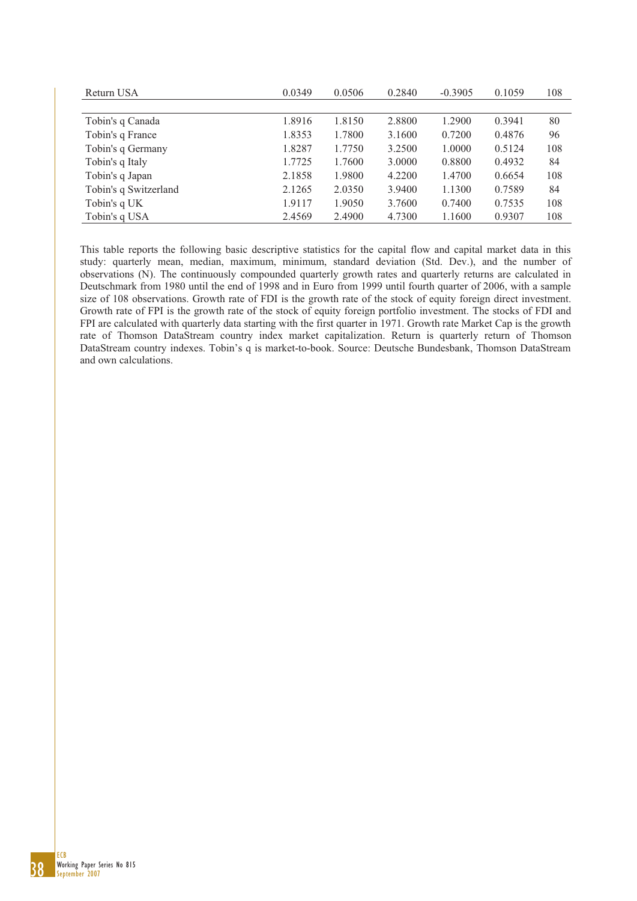| | | | | | | |
|---|---|---|---|---|---|---|
| Return USA | 0.0349 | 0.0506 | 0.2840 | -0.3905 | 0.1059 | 108 |
| | | | | | | |
| Tobin's q Canada | 1.8916 | 1.8150 | 2.8800 | 1.2900 | 0.3941 | 80 |
| Tobin's q France | 1.8353 | 1.7800 | 3.1600 | 0.7200 | 0.4876 | 96 |
| Tobin's q Germany | 1.8287 | 1.7750 | 3.2500 | 1.0000 | 0.5124 | 108 |
| Tobin's q Italy | 1.7725 | 1.7600 | 3.0000 | 0.8800 | 0.4932 | 84 |
| Tobin's q Japan | 2.1858 | 1.9800 | 4.2200 | 1.4700 | 0.6654 | 108 |
| Tobin's q Switzerland | 2.1265 | 2.0350 | 3.9400 | 1.1300 | 0.7589 | 84 |
| Tobin's q UK | 1.9117 | 1.9050 | 3.7600 | 0.7400 | 0.7535 | 108 |
| Tobin's q USA | 2.4569 | 2.4900 | 4.7300 | 1.1600 | 0.9307 | 108 |

This table reports the following basic descriptive statistics for the capital flow and capital market data in this study: quarterly mean, median, maximum, minimum, standard deviation (Std. Dev.), and the number of observations (N). The continuously compounded quarterly growth rates and quarterly returns are calculated in Deutschmark from 1980 until the end of 1998 and in Euro from 1999 until fourth quarter of 2006, with a sample size of 108 observations. Growth rate of FDI is the growth rate of the stock of equity foreign direct investment. Growth rate of FPI is the growth rate of the stock of equity foreign portfolio investment. The stocks of FDI and FPI are calculated with quarterly data starting with the first quarter in 1971. Growth rate Market Cap is the growth rate of Thomson DataStream country index market capitalization. Return is quarterly return of Thomson DataStream country indexes. Tobin's q is market-to-book. Source: Deutsche Bundesbank, Thomson DataStream and own calculations.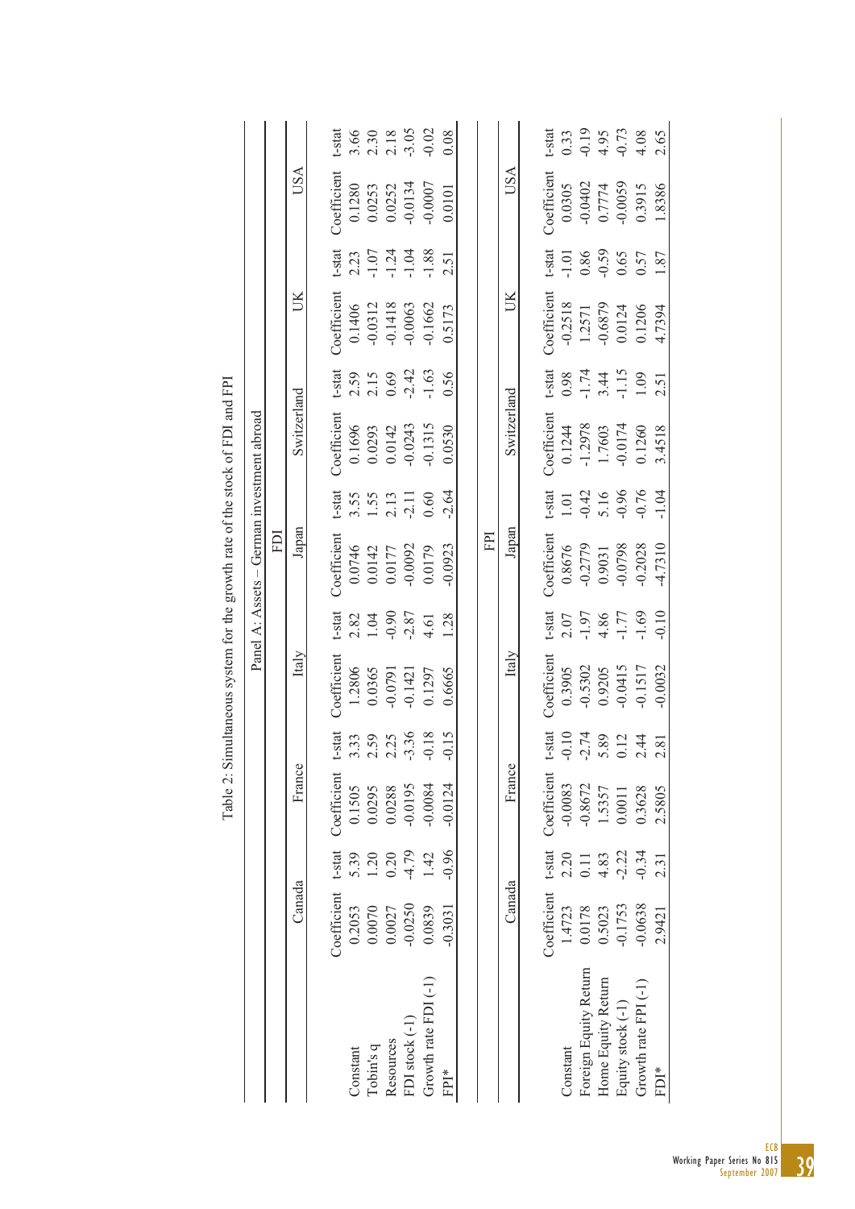Table 2: Simultaneous system for the growth rate of the stock of FDI and FPI

Panel A: Assets – German investment abroad

| FDI | Canada | | France | | Italy | | Japan | | Switzerland | | UK | | USA | |
|---|---|---|---|---|---|---|---|---|---|---|---|---|---|---|
| | Coefficient | t-stat | Coefficient | t-stat | Coefficient | t-stat | Coefficient | t-stat | Coefficient | t-stat | Coefficient | t-stat | Coefficient | t-stat |
| Constant | 0.2053 | 5.39 | 0.1505 | 3.33 | 1.2806 | 2.82 | 0.0746 | 3.55 | 0.1696 | 2.59 | 0.1406 | 2.23 | 0.1280 | 3.66 |
| Tobin's q | 0.0070 | 1.20 | 0.0295 | 2.59 | 0.0365 | 1.04 | 0.0142 | 1.55 | 0.0293 | 2.15 | -0.0312 | -1.07 | 0.0253 | 2.30 |
| Resources | 0.0027 | 0.20 | 0.0288 | 2.25 | -0.0791 | -0.90 | 0.0177 | 2.13 | 0.0142 | 0.69 | -0.1418 | -1.24 | 0.0252 | 2.18 |
| FDI stock (-1) | -0.0250 | -4.79 | -0.0195 | -3.36 | -0.1421 | -2.87 | -0.0092 | -2.11 | -0.0243 | -2.42 | -0.0063 | -1.04 | -0.0134 | -3.05 |
| Growth rate FDI (-1) | 0.0839 | 1.42 | -0.0084 | -0.18 | 0.1297 | 4.61 | 0.0179 | 0.60 | -0.1315 | -1.63 | -0.1662 | -1.88 | -0.0007 | -0.02 |
| FPI* | -0.3031 | -0.96 | -0.0124 | -0.15 | 0.6665 | 1.28 | -0.0923 | -2.64 | 0.0530 | 0.56 | 0.5173 | 2.51 | 0.0101 | 0.08 |

| FPI | Canada | | France | | Italy | | Japan | | Switzerland | | UK | | USA | |
|---|---|---|---|---|---|---|---|---|---|---|---|---|---|---|
| | Coefficient | t-stat | Coefficient | t-stat | Coefficient | t-stat | Coefficient | t-stat | Coefficient | t-stat | Coefficient | t-stat | Coefficient | t-stat |
| Constant | 1.4723 | 2.20 | -0.0083 | -0.10 | 0.3905 | 2.07 | 0.8676 | 1.01 | 0.1244 | 0.98 | -0.2518 | -1.01 | 0.0305 | 0.33 |
| Foreign Equity Return | 0.0178 | 0.11 | -0.8672 | -2.74 | -0.5302 | -1.97 | -0.2779 | -0.42 | -1.2978 | -1.74 | 1.2571 | 0.86 | -0.0402 | -0.19 |
| Home Equity Return | 0.5023 | 4.83 | 1.5357 | 5.89 | 0.9205 | 4.86 | 0.9031 | 5.16 | 1.7603 | 3.44 | -0.6879 | -0.59 | 0.7774 | 4.95 |
| Equity stock (-1) | -0.1753 | -2.22 | 0.0011 | 0.12 | -0.0415 | -1.77 | -0.0798 | -0.96 | -0.0174 | -1.15 | 0.0124 | 0.65 | -0.0059 | -0.73 |
| Growth rate FPI (-1) | -0.0638 | -0.34 | 0.3628 | 2.44 | -0.1517 | -1.69 | -0.2028 | -0.76 | 0.1260 | 1.09 | 0.1206 | 0.57 | 0.3915 | 4.08 |
| FDI* | 2.9421 | 2.31 | 2.5805 | 2.81 | -0.0032 | -0.10 | -4.7310 | -1.04 | 3.4518 | 2.51 | 4.7394 | 1.87 | 1.8386 | 2.65 |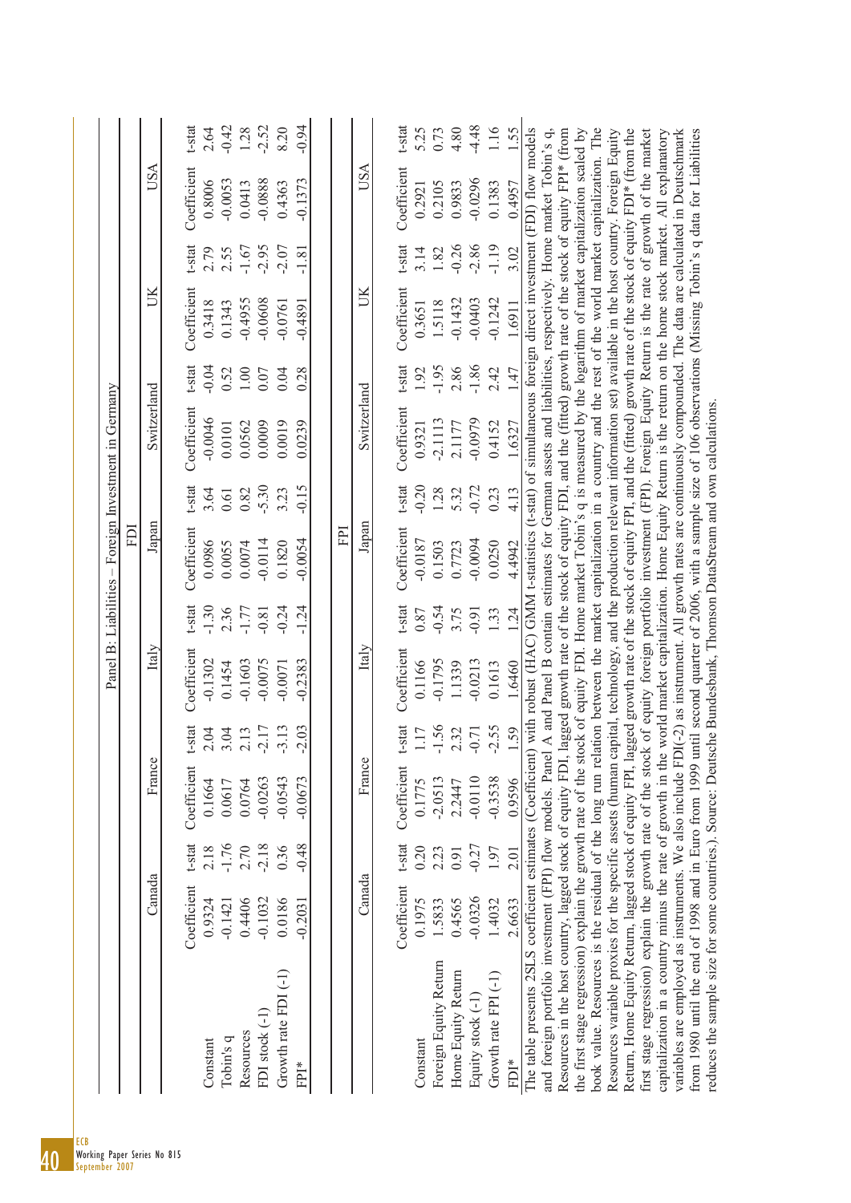Panel B: Liabilities – Foreign Investment in Germany

| FDI | Canada | | France | | Italy | | Japan | | Switzerland | | UK | | USA | |
|---|---|---|---|---|---|---|---|---|---|---|---|---|---|---|
| | Coefficient | t-stat | Coefficient | t-stat | Coefficient | t-stat | Coefficient | t-stat | Coefficient | t-stat | Coefficient | t-stat | Coefficient | t-stat |
| Constant | 0.9324 | 2.18 | 0.1664 | 2.04 | -0.1302 | -1.30 | 0.0986 | 3.64 | -0.0046 | -0.04 | 0.3418 | 2.79 | 0.8006 | 2.64 |
| Tobin's q | -0.1421 | -1.76 | 0.0617 | 3.04 | 0.1454 | 2.36 | 0.0055 | 0.61 | 0.0101 | 0.52 | 0.1343 | 2.55 | -0.0053 | -0.42 |
| Resources | 0.4406 | 2.70 | 0.0764 | 2.13 | -0.1603 | -1.77 | 0.0074 | 0.82 | 0.0562 | 1.00 | -0.4955 | -1.67 | 0.0413 | 1.28 |
| FDI stock (-1) | -0.1032 | -2.18 | -0.0263 | -2.17 | -0.0075 | -0.81 | -0.0114 | -5.30 | 0.0009 | 0.07 | -0.0608 | -2.95 | -0.0888 | -2.52 |
| Growth rate FDI (-1) | 0.0186 | 0.36 | -0.0543 | -3.13 | -0.0071 | -0.24 | 0.1820 | 3.23 | 0.0019 | 0.04 | -0.0761 | -2.07 | 0.4363 | 8.20 |
| FPI* | -0.2031 | -0.48 | -0.0673 | -2.03 | -0.2383 | -1.24 | -0.0054 | -0.15 | 0.0239 | 0.28 | -0.4891 | -1.81 | -0.1373 | -0.94 |

| FPI | Canada | | France | | Italy | | Japan | | Switzerland | | UK | | USA | |
|---|---|---|---|---|---|---|---|---|---|---|---|---|---|---|
| | Coefficient | t-stat | Coefficient | t-stat | Coefficient | t-stat | Coefficient | t-stat | Coefficient | t-stat | Coefficient | t-stat | Coefficient | t-stat |
| Constant | 0.1975 | 0.20 | 0.1775 | 1.17 | 0.1166 | 0.87 | -0.0187 | -0.20 | 0.9321 | 1.92 | 0.3651 | 3.14 | 0.2921 | 5.25 |
| Foreign Equity Return | 1.5833 | 2.23 | -2.0513 | -1.56 | -0.1795 | -0.54 | 0.1503 | 1.28 | -2.1113 | -1.95 | 1.5118 | 1.82 | 0.2105 | 0.73 |
| Home Equity Return | 0.4565 | 0.91 | 2.2447 | 2.32 | 1.1339 | 3.75 | 0.7723 | 5.32 | 2.1177 | 2.86 | -0.1432 | -0.26 | 0.9833 | 4.80 |
| Equity stock (-1) | -0.0326 | -0.27 | -0.0110 | -0.71 | -0.0213 | -0.91 | -0.0094 | -0.72 | -0.0979 | -1.86 | -0.0403 | -2.86 | -0.0296 | -4.48 |
| Growth rate FPI (-1) | 1.4032 | 1.97 | -0.3538 | -2.55 | 0.1613 | 1.33 | 0.0250 | 0.23 | 0.4152 | 2.42 | -0.1242 | -1.19 | 0.1383 | 1.16 |
| FDI* | 2.6633 | 2.01 | 0.9596 | 1.59 | 1.6460 | 1.24 | 4.4942 | 4.13 | 1.6327 | 1.47 | 1.6911 | 3.02 | 0.4957 | 1.55 |

The table presents 2SLS coefficient estimates (Coefficient) with robust (HAC) GMM t-statistics (t-stat) of simultaneous foreign direct investment (FDI) flow models and foreign portfolio investment (FPI) flow models. Panel A and Panel B contain estimates for German assets and liabilities, respectively. Home market Tobin's q, Resources in the host country, lagged stock of equity FDI, lagged growth rate of the stock of equity FDI, and the (fitted) growth rate of the stock of equity FPI* (from the first stage regression) explain the growth rate of the stock of equity FDI. Home market Tobin's q is measured by the logarithm of market capitalization scaled by book value. Resources is the residual of the long run relation between the market capitalization in a country and the rest of the world market capitalization. The Resources variable proxies for the specific assets (human capital, technology, and the production relevant information set) available in the host country. Foreign Equity Return, Home Equity Return, lagged stock of equity FPI, lagged growth rate of the stock of equity FPI, and the (fitted) growth rate of the stock of equity FDI* (from the first stage regression) explain the growth rate of the stock of equity foreign portfolio investment (FPI). Foreign Equity Return is the rate of growth of the market capitalization in a country minus the rate of growth in the world market capitalization. Home Equity Return is the return on the home stock market. All explanatory variables are employed as instruments. We also include FDI(-2) as instrument. All growth rates are continuously compounded. The data are calculated in Deutschmark from 1980 until the end of 1998 and in Euro from 1999 until second quarter of 2006, with a sample size of 106 observations (Missing Tobin's q data for Liabilities reduces the sample size for some countries.). Source: Deutsche Bundesbank, Thomson DataStream and own calculations.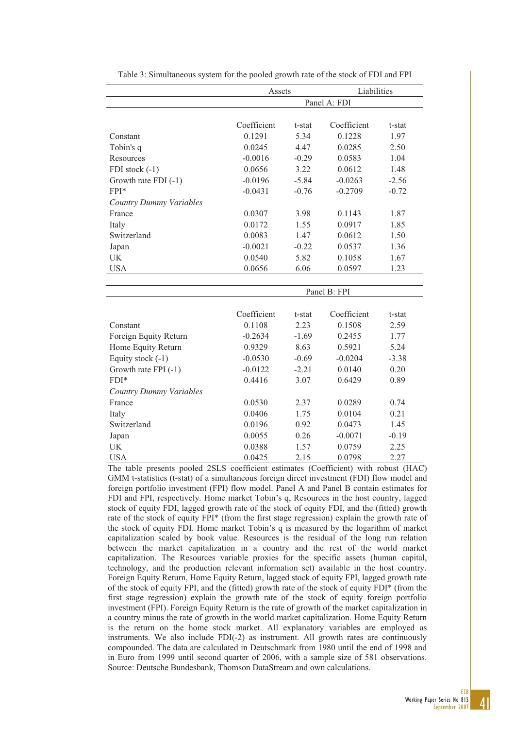Table 3: Simultaneous system for the pooled growth rate of the stock of FDI and FPI

| | Assets | | Liabilities | |
|---|---|---|---|---|
| | Panel A: FDI | | | |
| | Coefficient | t-stat | Coefficient | t-stat |
| Constant | 0.1291 | 5.34 | 0.1228 | 1.97 |
| Tobin's q | 0.0245 | 4.47 | 0.0285 | 2.50 |
| Resources | -0.0016 | -0.29 | 0.0583 | 1.04 |
| FDI stock (-1) | 0.0656 | 3.22 | 0.0612 | 1.48 |
| Growth rate FDI (-1) | -0.0196 | -5.84 | -0.0263 | -2.56 |
| FPI* | -0.0431 | -0.76 | -0.2709 | -0.72 |
| *Country Dummy Variables* | | | | |
| France | 0.0307 | 3.98 | 0.1143 | 1.87 |
| Italy | 0.0172 | 1.55 | 0.0917 | 1.85 |
| Switzerland | 0.0083 | 1.47 | 0.0612 | 1.50 |
| Japan | -0.0021 | -0.22 | 0.0537 | 1.36 |
| UK | 0.0540 | 5.82 | 0.1058 | 1.67 |
| USA | 0.0656 | 6.06 | 0.0597 | 1.23 |
| | Panel B: FPI | | | |
| | Coefficient | t-stat | Coefficient | t-stat |
| Constant | 0.1108 | 2.23 | 0.1508 | 2.59 |
| Foreign Equity Return | -0.2634 | -1.69 | 0.2455 | 1.77 |
| Home Equity Return | 0.9329 | 8.63 | 0.5921 | 5.24 |
| Equity stock (-1) | -0.0530 | -0.69 | -0.0204 | -3.38 |
| Growth rate FPI (-1) | -0.0122 | -2.21 | 0.0140 | 0.20 |
| FDI* | 0.4416 | 3.07 | 0.6429 | 0.89 |
| *Country Dummy Variables* | | | | |
| France | 0.0530 | 2.37 | 0.0289 | 0.74 |
| Italy | 0.0406 | 1.75 | 0.0104 | 0.21 |
| Switzerland | 0.0196 | 0.92 | 0.0473 | 1.45 |
| Japan | 0.0055 | 0.26 | -0.0071 | -0.19 |
| UK | 0.0388 | 1.57 | 0.0759 | 2.25 |
| USA | 0.0425 | 2.15 | 0.0798 | 2.27 |

The table presents pooled 2SLS coefficient estimates (Coefficient) with robust (HAC) GMM t-statistics (t-stat) of a simultaneous foreign direct investment (FDI) flow model and foreign portfolio investment (FPI) flow model. Panel A and Panel B contain estimates for FDI and FPI, respectively. Home market Tobin's q, Resources in the host country, lagged stock of equity FDI, lagged growth rate of the stock of equity FDI, and the (fitted) growth rate of the stock of equity FPI* (from the first stage regression) explain the growth rate of the stock of equity FDI. Home market Tobin's q is measured by the logarithm of market capitalization scaled by book value. Resources is the residual of the long run relation between the market capitalization in a country and the rest of the world market capitalization. The Resources variable proxies for the specific assets (human capital, technology, and the production relevant information set) available in the host country. Foreign Equity Return, Home Equity Return, lagged stock of equity FPI, lagged growth rate of the stock of equity FPI, and the (fitted) growth rate of the stock of equity FDI* (from the first stage regression) explain the growth rate of the stock of equity foreign portfolio investment (FPI). Foreign Equity Return is the rate of growth of the market capitalization in a country minus the rate of growth in the world market capitalization. Home Equity Return is the return on the home stock market. All explanatory variables are employed as instruments. We also include FDI(-2) as instrument. All growth rates are continuously compounded. The data are calculated in Deutschmark from 1980 until the end of 1998 and in Euro from 1999 until second quarter of 2006, with a sample size of 581 observations. Source: Deutsche Bundesbank, Thomson DataStream and own calculations.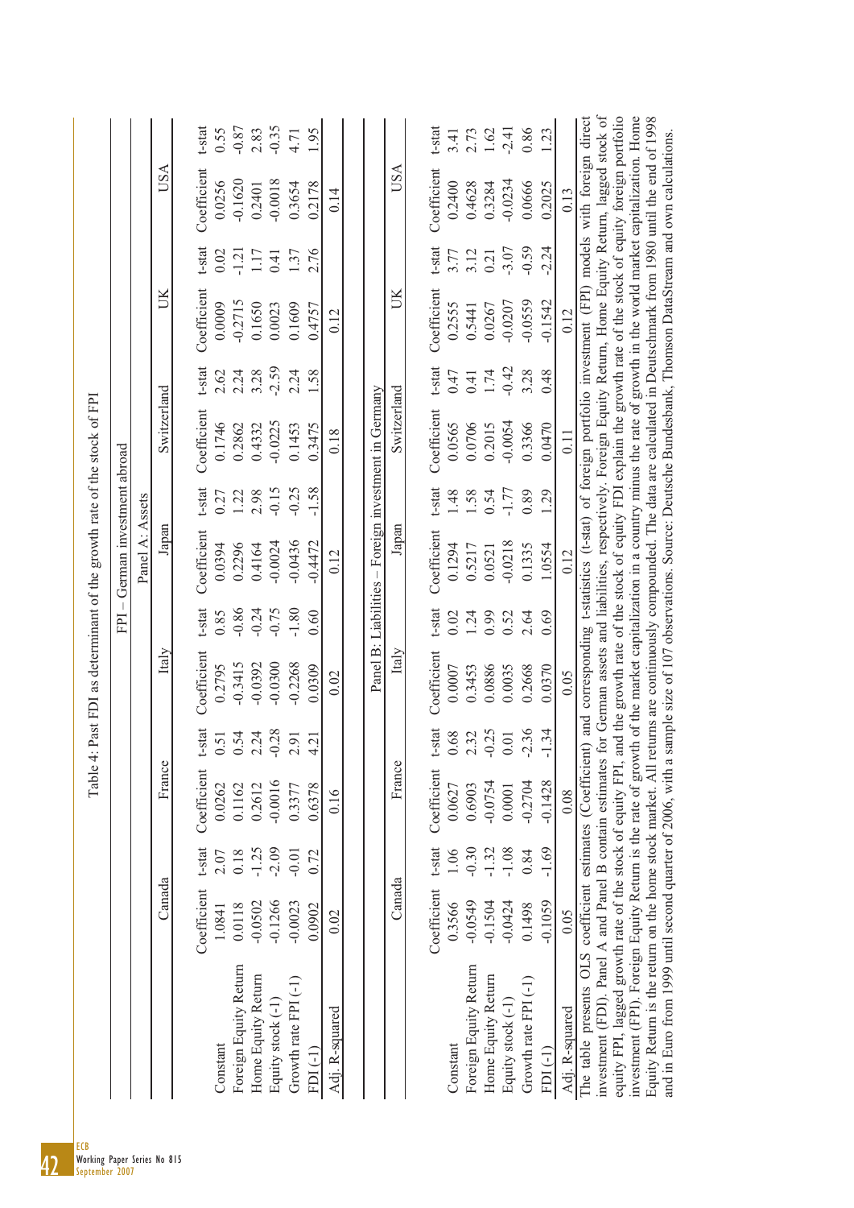Table 4: Past FDI as determinant of the growth rate of the stock of FPI

FPI – German investment abroad

Panel A: Assets

| | Canada | | France | | Italy | | Japan | | Switzerland | | UK | | USA | |
|---|---|---|---|---|---|---|---|---|---|---|---|---|---|---|
| | Coefficient | t-stat | Coefficient | t-stat | Coefficient | t-stat | Coefficient | t-stat | Coefficient | t-stat | Coefficient | t-stat | Coefficient | t-stat |
| Constant | 1.0841 | 2.07 | 0.0262 | 0.51 | 0.2795 | 0.85 | 0.0394 | 0.27 | 0.1746 | 2.62 | 0.0009 | 0.02 | 0.0256 | 0.55 |
| Foreign Equity Return | 0.0118 | 0.18 | 0.1162 | 0.54 | -0.3415 | -0.86 | 0.2296 | 1.22 | 0.2862 | 2.24 | -0.2715 | -1.21 | -0.1620 | -0.87 |
| Home Equity Return | -0.0502 | -1.25 | 0.2612 | 2.24 | -0.0392 | -0.24 | 0.4164 | 2.98 | 0.4332 | 3.28 | 0.1650 | 1.17 | 0.2401 | 2.83 |
| Equity stock (-1) | -0.1266 | -2.09 | -0.0016 | -0.28 | -0.0300 | -0.75 | -0.0024 | -0.15 | -0.0225 | -2.59 | 0.0023 | 0.41 | -0.0018 | -0.35 |
| Growth rate FPI (-1) | -0.0023 | -0.01 | 0.3377 | 2.91 | -0.2268 | -1.80 | -0.0436 | -0.25 | 0.1453 | 2.24 | 0.1609 | 1.37 | 0.3654 | 4.71 |
| FDI (-1) | 0.0902 | 0.72 | 0.6378 | 4.21 | 0.0309 | 0.60 | -0.4472 | -1.58 | 0.3475 | 1.58 | 0.4757 | 2.76 | 0.2178 | 1.95 |
| Adj. R-squared | 0.02 | | 0.16 | | 0.02 | | 0.12 | | 0.18 | | 0.12 | | 0.14 | |

Panel B: Liabilities – Foreign investment in Germany

| | Canada | | France | | Italy | | Japan | | Switzerland | | UK | | USA | |
|---|---|---|---|---|---|---|---|---|---|---|---|---|---|---|
| | Coefficient | t-stat | Coefficient | t-stat | Coefficient | t-stat | Coefficient | t-stat | Coefficient | t-stat | Coefficient | t-stat | Coefficient | t-stat |
| Constant | 0.3566 | 1.06 | 0.0627 | 0.68 | 0.0007 | 0.02 | 0.1294 | 1.48 | 0.0565 | 0.47 | 0.2555 | 3.77 | 0.2400 | 3.41 |
| Foreign Equity Return | -0.0549 | -0.30 | 0.6903 | 2.32 | 0.3453 | 1.24 | 0.5217 | 1.58 | 0.0706 | 0.41 | 0.5441 | 3.12 | 0.4628 | 2.73 |
| Home Equity Return | -0.1504 | -1.32 | -0.0754 | -0.25 | 0.0886 | 0.99 | 0.0521 | 0.54 | 0.2015 | 1.74 | 0.0267 | 0.21 | 0.3284 | 1.62 |
| Equity stock (-1) | -0.0424 | -1.08 | 0.0001 | 0.01 | 0.0035 | 0.52 | -0.0218 | -1.77 | -0.0054 | -0.42 | -0.0207 | -3.07 | -0.0234 | -2.41 |
| Growth rate FPI (-1) | 0.1498 | 0.84 | -0.2704 | -2.36 | 0.2668 | 2.64 | 0.1335 | 0.89 | 0.3366 | 3.28 | -0.0559 | -0.59 | 0.0666 | 0.86 |
| FDI (-1) | -0.1059 | -1.69 | -0.1428 | -1.34 | 0.0370 | 0.69 | 1.0554 | 1.29 | 0.0470 | 0.48 | -0.1542 | -2.24 | 0.2025 | 1.23 |
| Adj. R-squared | 0.05 | | 0.08 | | 0.05 | | 0.12 | | 0.11 | | 0.12 | | 0.13 | |

The table presents OLS coefficient estimates (Coefficient) and corresponding t-statistics (t-stat) of foreign portfolio investment (FPI) models with foreign direct investment (FDI). Panel A and Panel B contain estimates for German assets and liabilities, respectively. Foreign Equity Return, Home Equity Return, lagged stock of equity FPI, lagged growth rate of the stock of equity FPI, and the growth rate of the stock of equity FDI explain the growth rate of the stock of equity foreign portfolio investment (FPI). Foreign Equity Return is the rate of growth of the market capitalization in a country minus the rate of growth in the world market capitalization. Home Equity Return is the return on the home stock market. All returns are continuously compounded. The data are calculated in Deutschmark from 1980 until the end of 1998 and in Euro from 1999 until second quarter of 2006, with a sample size of 107 observations. Source: Deutsche Bundesbank, Thomson DataStream and own calculations.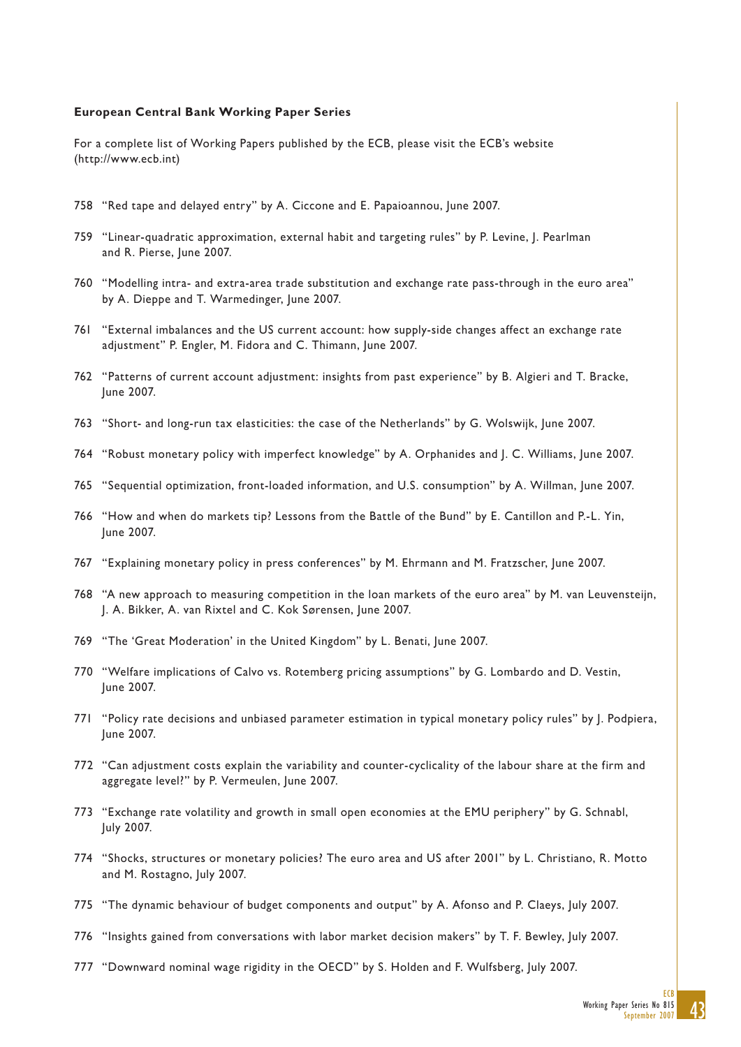**European Central Bank Working Paper Series**

For a complete list of Working Papers published by the ECB, please visit the ECB's website (http://www.ecb.int)

758 "Red tape and delayed entry" by A. Ciccone and E. Papaioannou, June 2007.

759 "Linear-quadratic approximation, external habit and targeting rules" by P. Levine, J. Pearlman and R. Pierse, June 2007.

760 "Modelling intra- and extra-area trade substitution and exchange rate pass-through in the euro area" by A. Dieppe and T. Warmedinger, June 2007.

761 "External imbalances and the US current account: how supply-side changes affect an exchange rate adjustment" P. Engler, M. Fidora and C. Thimann, June 2007.

762 "Patterns of current account adjustment: insights from past experience" by B. Algieri and T. Bracke, June 2007.

763 "Short- and long-run tax elasticities: the case of the Netherlands" by G. Wolswijk, June 2007.

764 "Robust monetary policy with imperfect knowledge" by A. Orphanides and J. C. Williams, June 2007.

765 "Sequential optimization, front-loaded information, and U.S. consumption" by A. Willman, June 2007.

766 "How and when do markets tip? Lessons from the Battle of the Bund" by E. Cantillon and P.-L. Yin, June 2007.

767 "Explaining monetary policy in press conferences" by M. Ehrmann and M. Fratzscher, June 2007.

768 "A new approach to measuring competition in the loan markets of the euro area" by M. van Leuvensteijn, J. A. Bikker, A. van Rixtel and C. Kok Sørensen, June 2007.

769 "The 'Great Moderation' in the United Kingdom" by L. Benati, June 2007.

770 "Welfare implications of Calvo vs. Rotemberg pricing assumptions" by G. Lombardo and D. Vestin, June 2007.

771 "Policy rate decisions and unbiased parameter estimation in typical monetary policy rules" by J. Podpiera, June 2007.

772 "Can adjustment costs explain the variability and counter-cyclicality of the labour share at the firm and aggregate level?" by P. Vermeulen, June 2007.

773 "Exchange rate volatility and growth in small open economies at the EMU periphery" by G. Schnabl, July 2007.

774 "Shocks, structures or monetary policies? The euro area and US after 2001" by L. Christiano, R. Motto and M. Rostagno, July 2007.

775 "The dynamic behaviour of budget components and output" by A. Afonso and P. Claeys, July 2007.

776 "Insights gained from conversations with labor market decision makers" by T. F. Bewley, July 2007.

777 "Downward nominal wage rigidity in the OECD" by S. Holden and F. Wulfsberg, July 2007.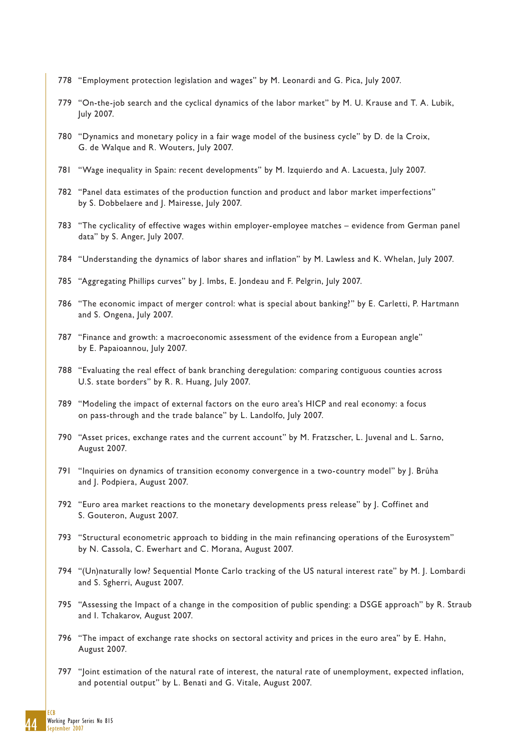778 "Employment protection legislation and wages" by M. Leonardi and G. Pica, July 2007.

779 "On-the-job search and the cyclical dynamics of the labor market" by M. U. Krause and T. A. Lubik, July 2007.

780 "Dynamics and monetary policy in a fair wage model of the business cycle" by D. de la Croix, G. de Walque and R. Wouters, July 2007.

781 "Wage inequality in Spain: recent developments" by M. Izquierdo and A. Lacuesta, July 2007.

782 "Panel data estimates of the production function and product and labor market imperfections" by S. Dobbelaere and J. Mairesse, July 2007.

783 "The cyclicality of effective wages within employer-employee matches – evidence from German panel data" by S. Anger, July 2007.

784 "Understanding the dynamics of labor shares and inflation" by M. Lawless and K. Whelan, July 2007.

785 "Aggregating Phillips curves" by J. Imbs, E. Jondeau and F. Pelgrin, July 2007.

786 "The economic impact of merger control: what is special about banking?" by E. Carletti, P. Hartmann and S. Ongena, July 2007.

787 "Finance and growth: a macroeconomic assessment of the evidence from a European angle" by E. Papaioannou, July 2007.

788 "Evaluating the real effect of bank branching deregulation: comparing contiguous counties across U.S. state borders" by R. R. Huang, July 2007.

789 "Modeling the impact of external factors on the euro area's HICP and real economy: a focus on pass-through and the trade balance" by L. Landolfo, July 2007.

790 "Asset prices, exchange rates and the current account" by M. Fratzscher, L. Juvenal and L. Sarno, August 2007.

791 "Inquiries on dynamics of transition economy convergence in a two-country model" by J. Brůha and J. Podpiera, August 2007.

792 "Euro area market reactions to the monetary developments press release" by J. Coffinet and S. Gouteron, August 2007.

793 "Structural econometric approach to bidding in the main refinancing operations of the Eurosystem" by N. Cassola, C. Ewerhart and C. Morana, August 2007.

794 "(Un)naturally low? Sequential Monte Carlo tracking of the US natural interest rate" by M. J. Lombardi and S. Sgherri, August 2007.

795 "Assessing the Impact of a change in the composition of public spending: a DSGE approach" by R. Straub and I. Tchakarov, August 2007.

796 "The impact of exchange rate shocks on sectoral activity and prices in the euro area" by E. Hahn, August 2007.

797 "Joint estimation of the natural rate of interest, the natural rate of unemployment, expected inflation, and potential output" by L. Benati and G. Vitale, August 2007.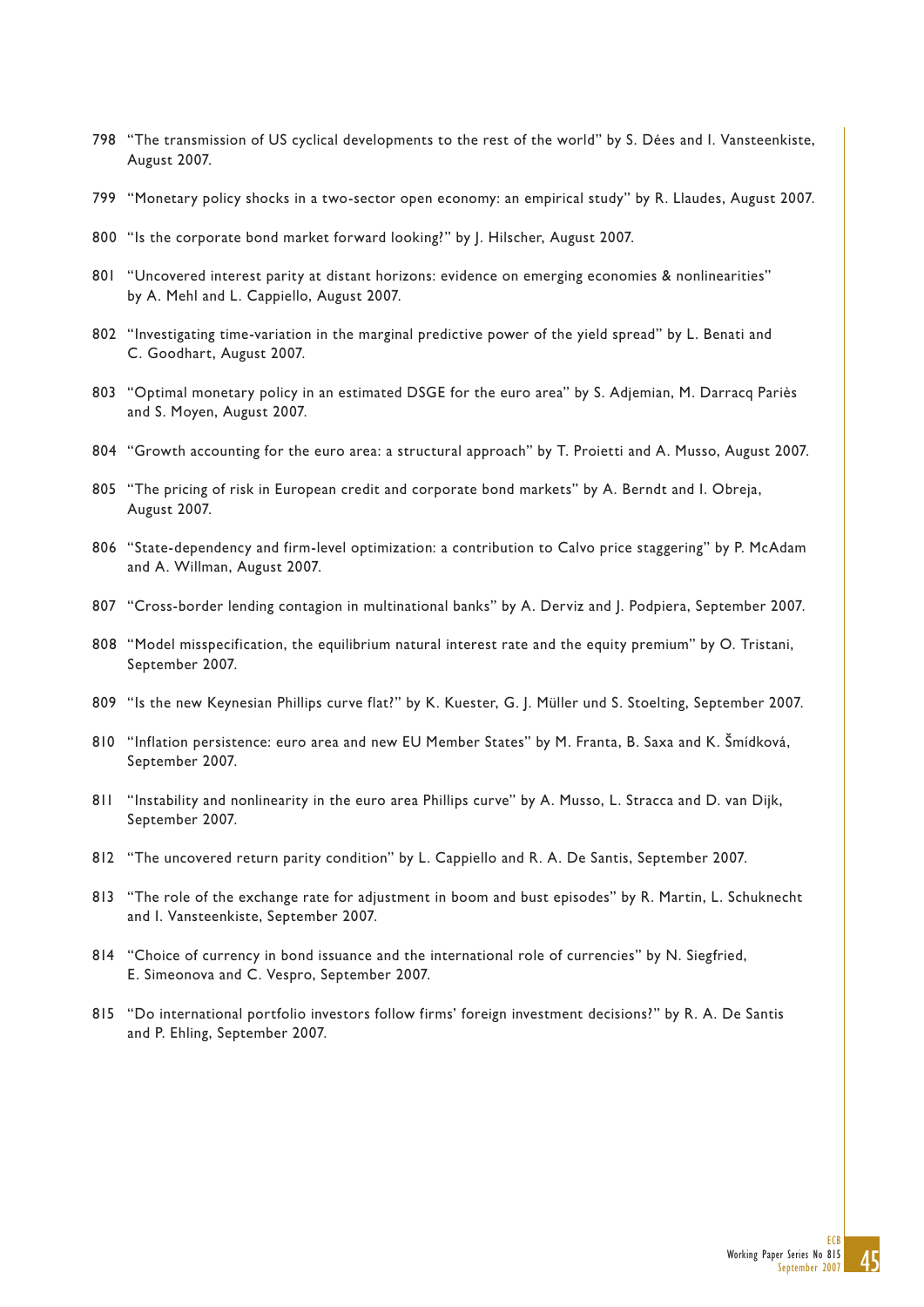798 "The transmission of US cyclical developments to the rest of the world" by S. Dées and I. Vansteenkiste, August 2007.

799 "Monetary policy shocks in a two-sector open economy: an empirical study" by R. Llaudes, August 2007.

800 "Is the corporate bond market forward looking?" by J. Hilscher, August 2007.

801 "Uncovered interest parity at distant horizons: evidence on emerging economies & nonlinearities" by A. Mehl and L. Cappiello, August 2007.

802 "Investigating time-variation in the marginal predictive power of the yield spread" by L. Benati and C. Goodhart, August 2007.

803 "Optimal monetary policy in an estimated DSGE for the euro area" by S. Adjemian, M. Darracq Pariès and S. Moyen, August 2007.

804 "Growth accounting for the euro area: a structural approach" by T. Proietti and A. Musso, August 2007.

805 "The pricing of risk in European credit and corporate bond markets" by A. Berndt and I. Obreja, August 2007.

806 "State-dependency and firm-level optimization: a contribution to Calvo price staggering" by P. McAdam and A. Willman, August 2007.

807 "Cross-border lending contagion in multinational banks" by A. Derviz and J. Podpiera, September 2007.

808 "Model misspecification, the equilibrium natural interest rate and the equity premium" by O. Tristani, September 2007.

809 "Is the new Keynesian Phillips curve flat?" by K. Kuester, G. J. Müller und S. Stoelting, September 2007.

810 "Inflation persistence: euro area and new EU Member States" by M. Franta, B. Saxa and K. Šmídková, September 2007.

811 "Instability and nonlinearity in the euro area Phillips curve" by A. Musso, L. Stracca and D. van Dijk, September 2007.

812 "The uncovered return parity condition" by L. Cappiello and R. A. De Santis, September 2007.

813 "The role of the exchange rate for adjustment in boom and bust episodes" by R. Martin, L. Schuknecht and I. Vansteenkiste, September 2007.

814 "Choice of currency in bond issuance and the international role of currencies" by N. Siegfried, E. Simeonova and C. Vespro, September 2007.

815 "Do international portfolio investors follow firms' foreign investment decisions?" by R. A. De Santis and P. Ehling, September 2007.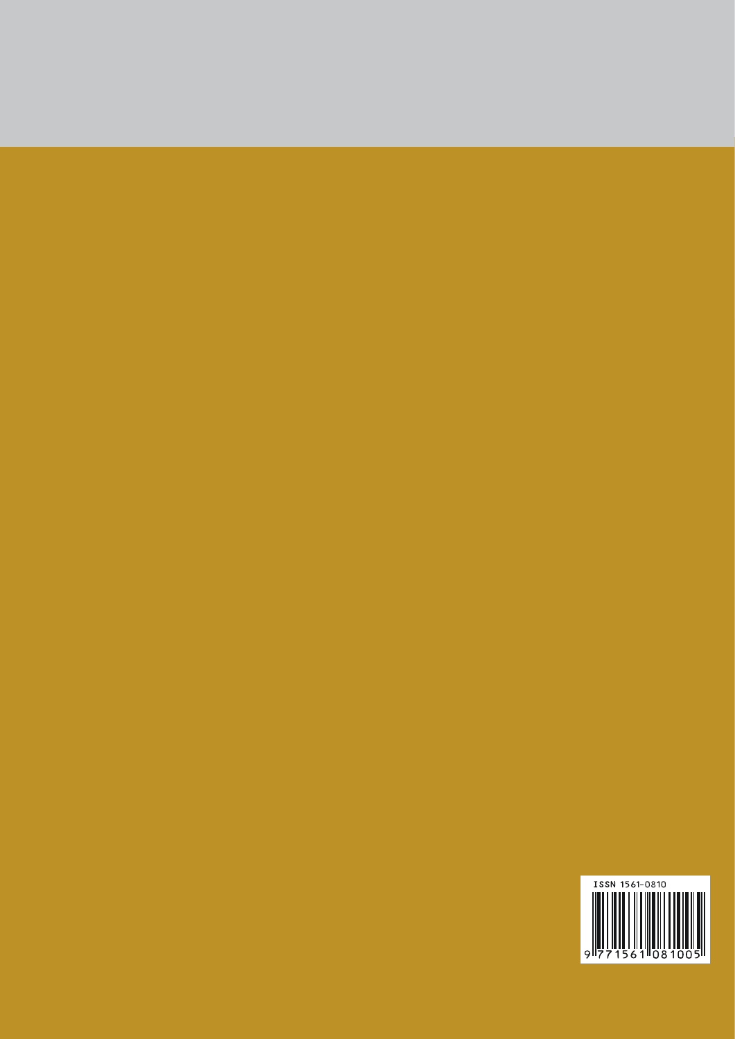ISSN 1561-0810

9 771561 081005